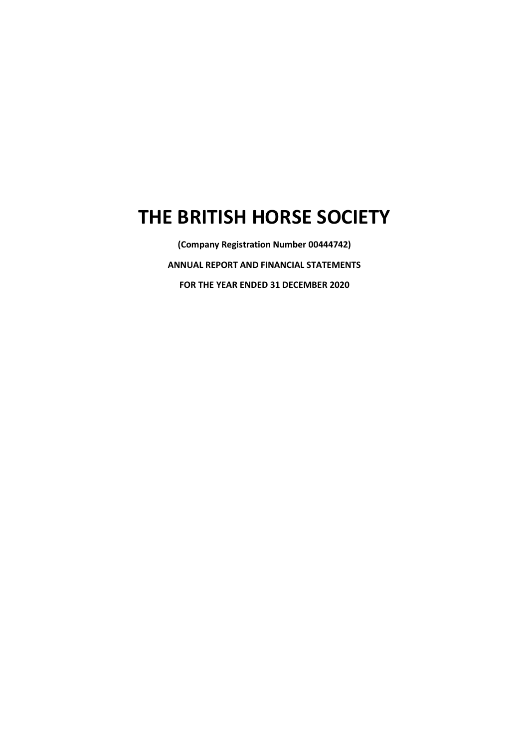# THE BRITISH HORSE SOCIETY

**(Company Registration Number 00444742)**

**ANNUAL REPORT AND FINANCIAL STATEMENTS**

**FOR THE YEAR ENDED 31 DECEMBER 2020**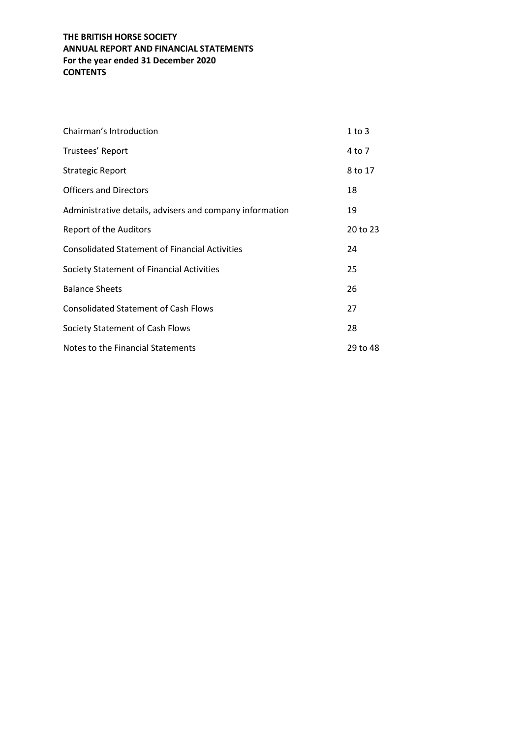**THE BRITISH HORSE SOCIETY**
**ANNUAL REPORT AND FINANCIAL STATEMENTS**
**For the year ended 31 December 2020**
**CONTENTS**

| | |
|---|---|
| Chairman's Introduction | 1 to 3 |
| Trustees' Report | 4 to 7 |
| Strategic Report | 8 to 17 |
| Officers and Directors | 18 |
| Administrative details, advisers and company information | 19 |
| Report of the Auditors | 20 to 23 |
| Consolidated Statement of Financial Activities | 24 |
| Society Statement of Financial Activities | 25 |
| Balance Sheets | 26 |
| Consolidated Statement of Cash Flows | 27 |
| Society Statement of Cash Flows | 28 |
| Notes to the Financial Statements | 29 to 48 |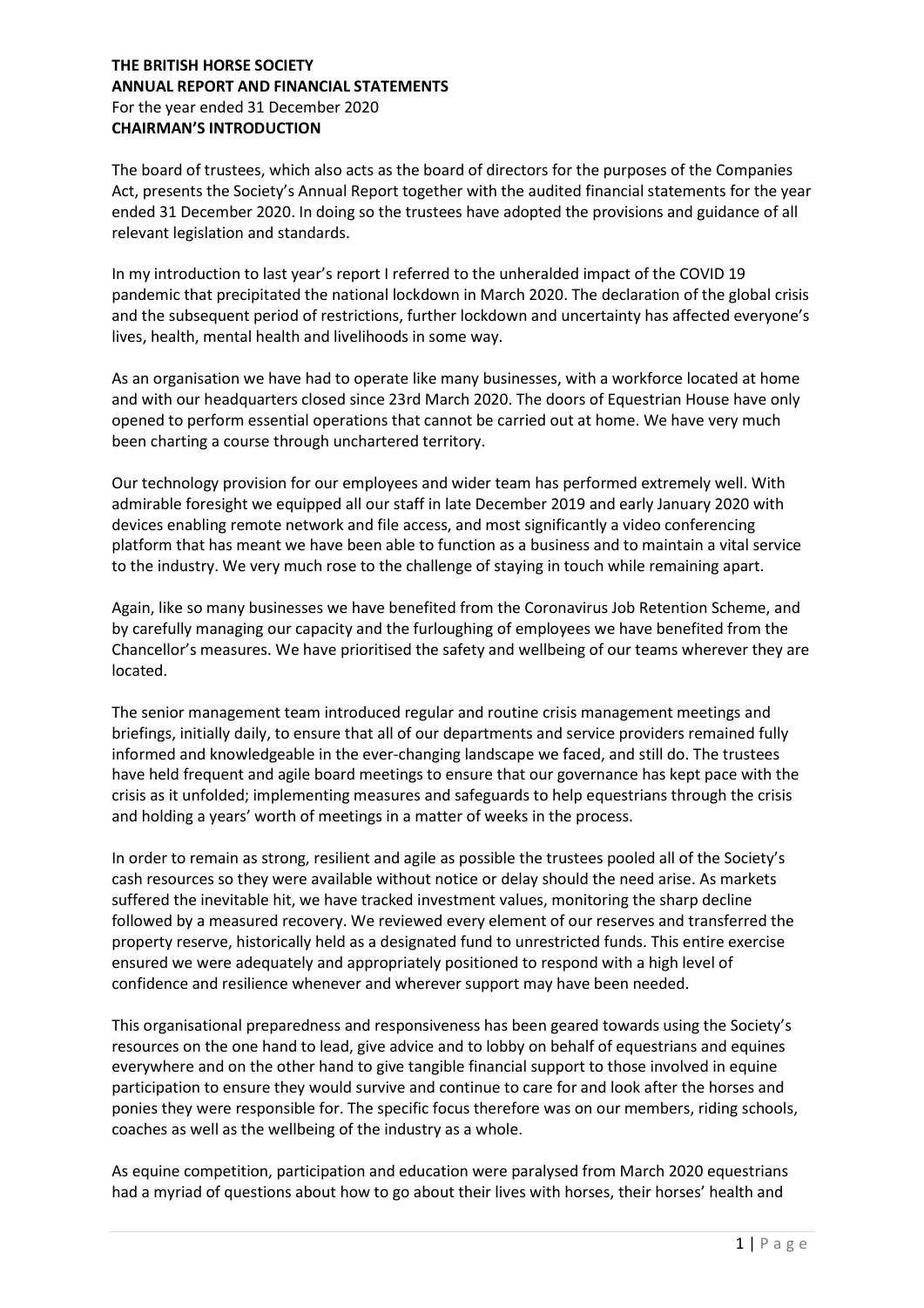**THE BRITISH HORSE SOCIETY**
**ANNUAL REPORT AND FINANCIAL STATEMENTS**
For the year ended 31 December 2020
**CHAIRMAN'S INTRODUCTION**

The board of trustees, which also acts as the board of directors for the purposes of the Companies Act, presents the Society's Annual Report together with the audited financial statements for the year ended 31 December 2020. In doing so the trustees have adopted the provisions and guidance of all relevant legislation and standards.

In my introduction to last year's report I referred to the unheralded impact of the COVID 19 pandemic that precipitated the national lockdown in March 2020. The declaration of the global crisis and the subsequent period of restrictions, further lockdown and uncertainty has affected everyone's lives, health, mental health and livelihoods in some way.

As an organisation we have had to operate like many businesses, with a workforce located at home and with our headquarters closed since 23rd March 2020. The doors of Equestrian House have only opened to perform essential operations that cannot be carried out at home. We have very much been charting a course through unchartered territory.

Our technology provision for our employees and wider team has performed extremely well. With admirable foresight we equipped all our staff in late December 2019 and early January 2020 with devices enabling remote network and file access, and most significantly a video conferencing platform that has meant we have been able to function as a business and to maintain a vital service to the industry. We very much rose to the challenge of staying in touch while remaining apart.

Again, like so many businesses we have benefited from the Coronavirus Job Retention Scheme, and by carefully managing our capacity and the furloughing of employees we have benefited from the Chancellor's measures. We have prioritised the safety and wellbeing of our teams wherever they are located.

The senior management team introduced regular and routine crisis management meetings and briefings, initially daily, to ensure that all of our departments and service providers remained fully informed and knowledgeable in the ever-changing landscape we faced, and still do. The trustees have held frequent and agile board meetings to ensure that our governance has kept pace with the crisis as it unfolded; implementing measures and safeguards to help equestrians through the crisis and holding a years' worth of meetings in a matter of weeks in the process.

In order to remain as strong, resilient and agile as possible the trustees pooled all of the Society's cash resources so they were available without notice or delay should the need arise. As markets suffered the inevitable hit, we have tracked investment values, monitoring the sharp decline followed by a measured recovery. We reviewed every element of our reserves and transferred the property reserve, historically held as a designated fund to unrestricted funds. This entire exercise ensured we were adequately and appropriately positioned to respond with a high level of confidence and resilience whenever and wherever support may have been needed.

This organisational preparedness and responsiveness has been geared towards using the Society's resources on the one hand to lead, give advice and to lobby on behalf of equestrians and equines everywhere and on the other hand to give tangible financial support to those involved in equine participation to ensure they would survive and continue to care for and look after the horses and ponies they were responsible for. The specific focus therefore was on our members, riding schools, coaches as well as the wellbeing of the industry as a whole.

As equine competition, participation and education were paralysed from March 2020 equestrians had a myriad of questions about how to go about their lives with horses, their horses' health and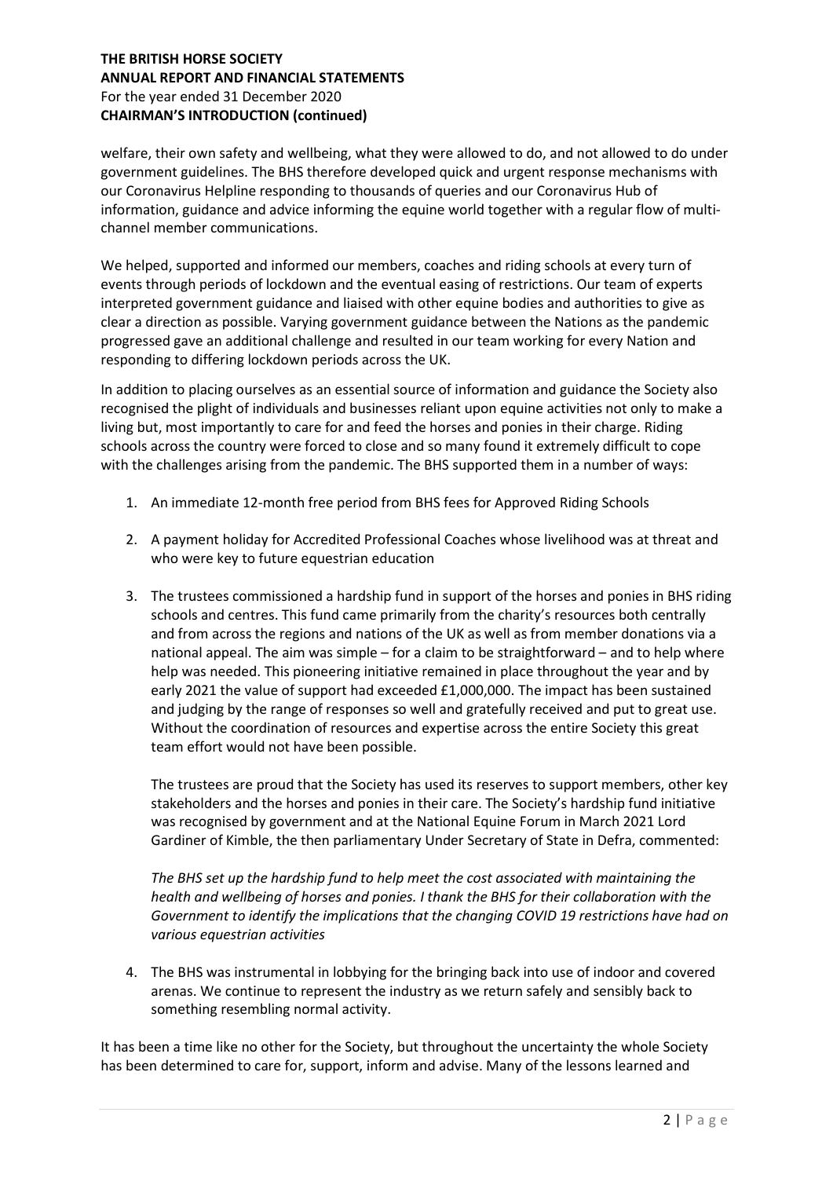welfare, their own safety and wellbeing, what they were allowed to do, and not allowed to do under government guidelines. The BHS therefore developed quick and urgent response mechanisms with our Coronavirus Helpline responding to thousands of queries and our Coronavirus Hub of information, guidance and advice informing the equine world together with a regular flow of multi-channel member communications.

We helped, supported and informed our members, coaches and riding schools at every turn of events through periods of lockdown and the eventual easing of restrictions. Our team of experts interpreted government guidance and liaised with other equine bodies and authorities to give as clear a direction as possible. Varying government guidance between the Nations as the pandemic progressed gave an additional challenge and resulted in our team working for every Nation and responding to differing lockdown periods across the UK.

In addition to placing ourselves as an essential source of information and guidance the Society also recognised the plight of individuals and businesses reliant upon equine activities not only to make a living but, most importantly to care for and feed the horses and ponies in their charge. Riding schools across the country were forced to close and so many found it extremely difficult to cope with the challenges arising from the pandemic. The BHS supported them in a number of ways:

1. An immediate 12-month free period from BHS fees for Approved Riding Schools

2. A payment holiday for Accredited Professional Coaches whose livelihood was at threat and who were key to future equestrian education

3. The trustees commissioned a hardship fund in support of the horses and ponies in BHS riding schools and centres. This fund came primarily from the charity's resources both centrally and from across the regions and nations of the UK as well as from member donations via a national appeal. The aim was simple – for a claim to be straightforward – and to help where help was needed. This pioneering initiative remained in place throughout the year and by early 2021 the value of support had exceeded £1,000,000. The impact has been sustained and judging by the range of responses so well and gratefully received and put to great use. Without the coordination of resources and expertise across the entire Society this great team effort would not have been possible.

   The trustees are proud that the Society has used its reserves to support members, other key stakeholders and the horses and ponies in their care. The Society's hardship fund initiative was recognised by government and at the National Equine Forum in March 2021 Lord Gardiner of Kimble, the then parliamentary Under Secretary of State in Defra, commented:

   *The BHS set up the hardship fund to help meet the cost associated with maintaining the health and wellbeing of horses and ponies. I thank the BHS for their collaboration with the Government to identify the implications that the changing COVID 19 restrictions have had on various equestrian activities*

4. The BHS was instrumental in lobbying for the bringing back into use of indoor and covered arenas. We continue to represent the industry as we return safely and sensibly back to something resembling normal activity.

It has been a time like no other for the Society, but throughout the uncertainty the whole Society has been determined to care for, support, inform and advise. Many of the lessons learned and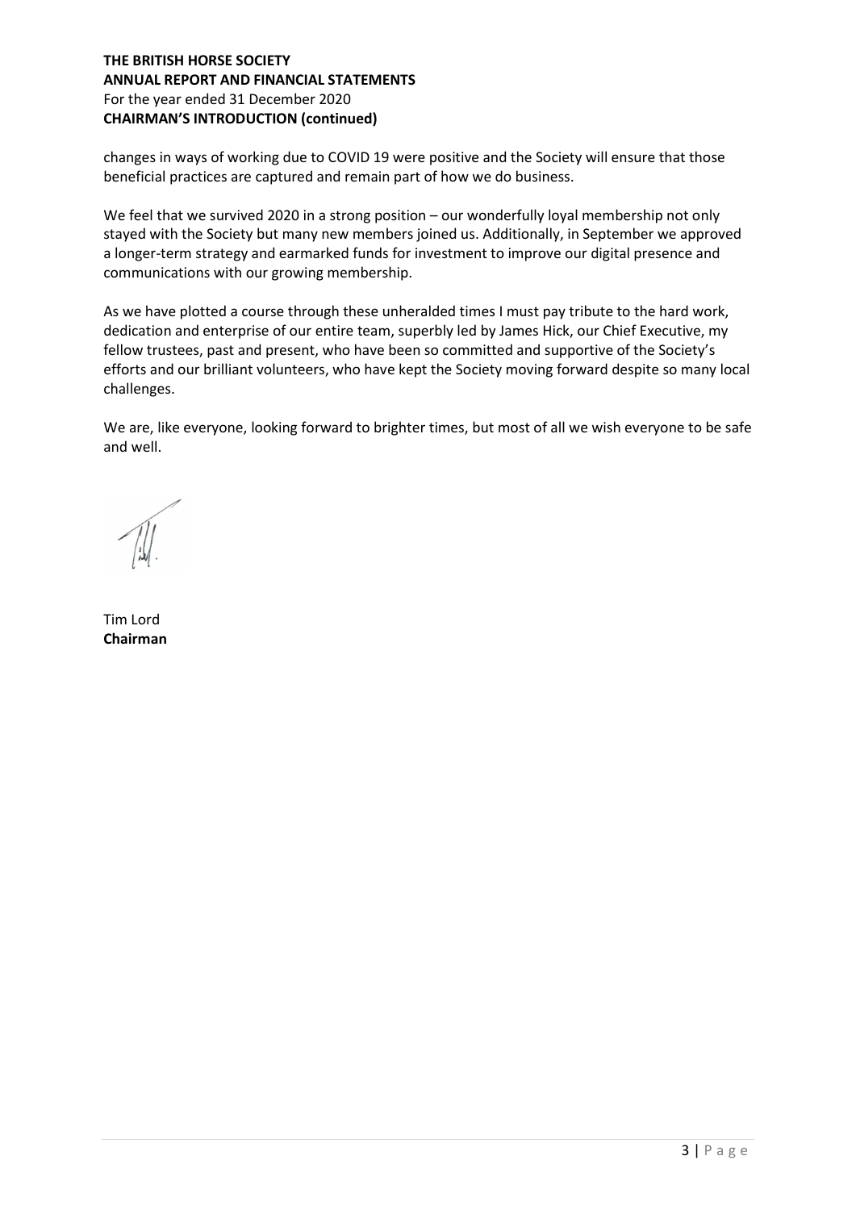changes in ways of working due to COVID 19 were positive and the Society will ensure that those beneficial practices are captured and remain part of how we do business.

We feel that we survived 2020 in a strong position – our wonderfully loyal membership not only stayed with the Society but many new members joined us. Additionally, in September we approved a longer-term strategy and earmarked funds for investment to improve our digital presence and communications with our growing membership.

As we have plotted a course through these unheralded times I must pay tribute to the hard work, dedication and enterprise of our entire team, superbly led by James Hick, our Chief Executive, my fellow trustees, past and present, who have been so committed and supportive of the Society's efforts and our brilliant volunteers, who have kept the Society moving forward despite so many local challenges.

We are, like everyone, looking forward to brighter times, but most of all we wish everyone to be safe and well.

Tim Lord
**Chairman**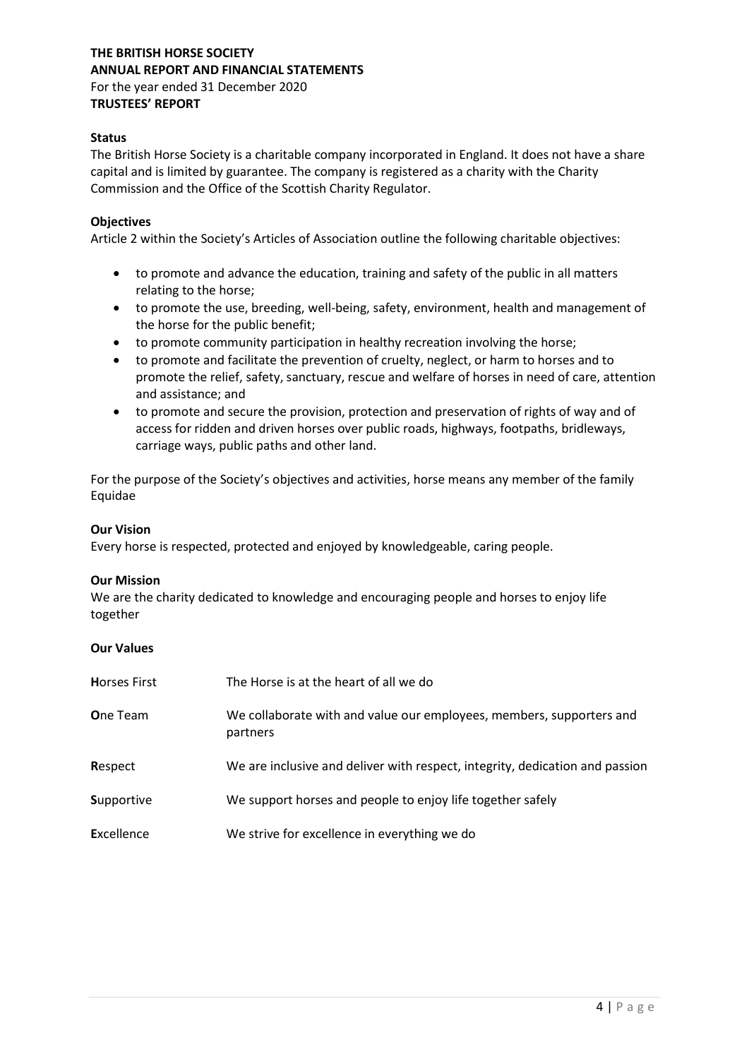**THE BRITISH HORSE SOCIETY**
**ANNUAL REPORT AND FINANCIAL STATEMENTS**
For the year ended 31 December 2020
**TRUSTEES' REPORT**

### Status

The British Horse Society is a charitable company incorporated in England. It does not have a share capital and is limited by guarantee. The company is registered as a charity with the Charity Commission and the Office of the Scottish Charity Regulator.

### Objectives

Article 2 within the Society's Articles of Association outline the following charitable objectives:

- to promote and advance the education, training and safety of the public in all matters relating to the horse;
- to promote the use, breeding, well-being, safety, environment, health and management of the horse for the public benefit;
- to promote community participation in healthy recreation involving the horse;
- to promote and facilitate the prevention of cruelty, neglect, or harm to horses and to promote the relief, safety, sanctuary, rescue and welfare of horses in need of care, attention and assistance; and
- to promote and secure the provision, protection and preservation of rights of way and of access for ridden and driven horses over public roads, highways, footpaths, bridleways, carriage ways, public paths and other land.

For the purpose of the Society's objectives and activities, horse means any member of the family Equidae

### Our Vision

Every horse is respected, protected and enjoyed by knowledgeable, caring people.

### Our Mission

We are the charity dedicated to knowledge and encouraging people and horses to enjoy life together

### Our Values

| | |
|---|---|
| **H**orses First | The Horse is at the heart of all we do |
| **O**ne Team | We collaborate with and value our employees, members, supporters and partners |
| **R**espect | We are inclusive and deliver with respect, integrity, dedication and passion |
| **S**upportive | We support horses and people to enjoy life together safely |
| **E**xcellence | We strive for excellence in everything we do |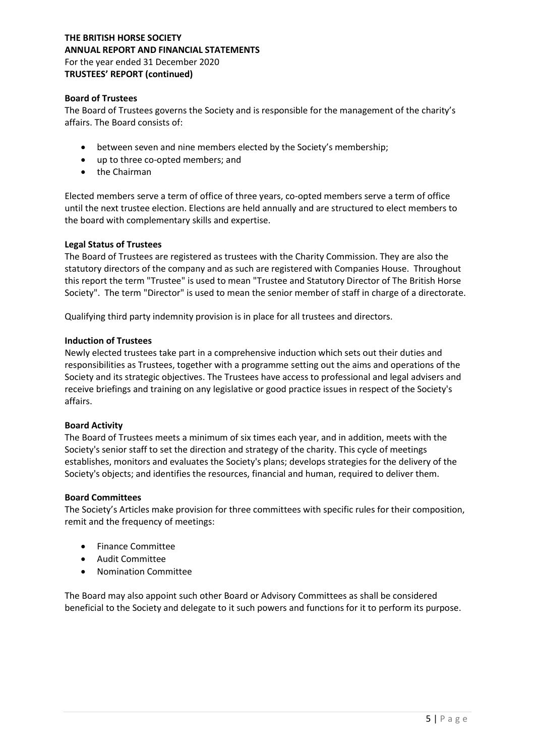**Board of Trustees**

The Board of Trustees governs the Society and is responsible for the management of the charity's affairs. The Board consists of:

- between seven and nine members elected by the Society's membership;
- up to three co-opted members; and
- the Chairman

Elected members serve a term of office of three years, co-opted members serve a term of office until the next trustee election. Elections are held annually and are structured to elect members to the board with complementary skills and expertise.

**Legal Status of Trustees**

The Board of Trustees are registered as trustees with the Charity Commission. They are also the statutory directors of the company and as such are registered with Companies House. Throughout this report the term "Trustee" is used to mean "Trustee and Statutory Director of The British Horse Society". The term "Director" is used to mean the senior member of staff in charge of a directorate.

Qualifying third party indemnity provision is in place for all trustees and directors.

**Induction of Trustees**

Newly elected trustees take part in a comprehensive induction which sets out their duties and responsibilities as Trustees, together with a programme setting out the aims and operations of the Society and its strategic objectives. The Trustees have access to professional and legal advisers and receive briefings and training on any legislative or good practice issues in respect of the Society's affairs.

**Board Activity**

The Board of Trustees meets a minimum of six times each year, and in addition, meets with the Society's senior staff to set the direction and strategy of the charity. This cycle of meetings establishes, monitors and evaluates the Society's plans; develops strategies for the delivery of the Society's objects; and identifies the resources, financial and human, required to deliver them.

**Board Committees**

The Society's Articles make provision for three committees with specific rules for their composition, remit and the frequency of meetings:

- Finance Committee
- Audit Committee
- Nomination Committee

The Board may also appoint such other Board or Advisory Committees as shall be considered beneficial to the Society and delegate to it such powers and functions for it to perform its purpose.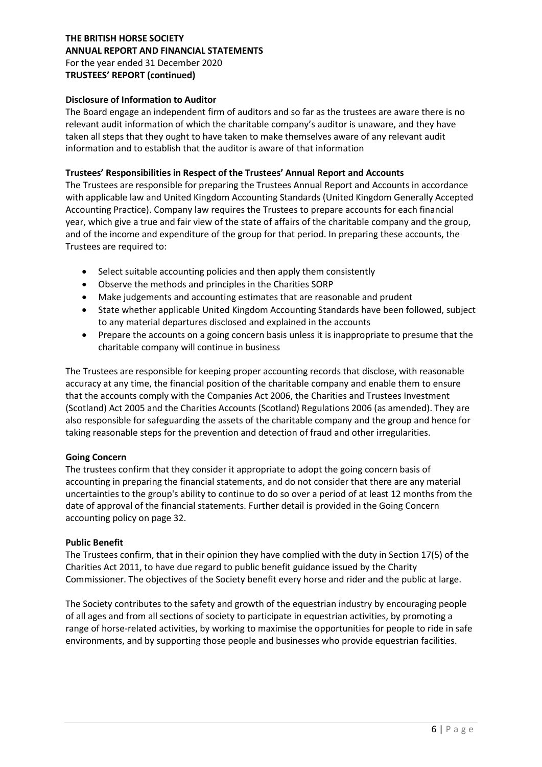**Disclosure of Information to Auditor**

The Board engage an independent firm of auditors and so far as the trustees are aware there is no relevant audit information of which the charitable company's auditor is unaware, and they have taken all steps that they ought to have taken to make themselves aware of any relevant audit information and to establish that the auditor is aware of that information

**Trustees' Responsibilities in Respect of the Trustees' Annual Report and Accounts**

The Trustees are responsible for preparing the Trustees Annual Report and Accounts in accordance with applicable law and United Kingdom Accounting Standards (United Kingdom Generally Accepted Accounting Practice). Company law requires the Trustees to prepare accounts for each financial year, which give a true and fair view of the state of affairs of the charitable company and the group, and of the income and expenditure of the group for that period. In preparing these accounts, the Trustees are required to:

- Select suitable accounting policies and then apply them consistently
- Observe the methods and principles in the Charities SORP
- Make judgements and accounting estimates that are reasonable and prudent
- State whether applicable United Kingdom Accounting Standards have been followed, subject to any material departures disclosed and explained in the accounts
- Prepare the accounts on a going concern basis unless it is inappropriate to presume that the charitable company will continue in business

The Trustees are responsible for keeping proper accounting records that disclose, with reasonable accuracy at any time, the financial position of the charitable company and enable them to ensure that the accounts comply with the Companies Act 2006, the Charities and Trustees Investment (Scotland) Act 2005 and the Charities Accounts (Scotland) Regulations 2006 (as amended). They are also responsible for safeguarding the assets of the charitable company and the group and hence for taking reasonable steps for the prevention and detection of fraud and other irregularities.

**Going Concern**

The trustees confirm that they consider it appropriate to adopt the going concern basis of accounting in preparing the financial statements, and do not consider that there are any material uncertainties to the group's ability to continue to do so over a period of at least 12 months from the date of approval of the financial statements. Further detail is provided in the Going Concern accounting policy on page 32.

**Public Benefit**

The Trustees confirm, that in their opinion they have complied with the duty in Section 17(5) of the Charities Act 2011, to have due regard to public benefit guidance issued by the Charity Commissioner. The objectives of the Society benefit every horse and rider and the public at large.

The Society contributes to the safety and growth of the equestrian industry by encouraging people of all ages and from all sections of society to participate in equestrian activities, by promoting a range of horse-related activities, by working to maximise the opportunities for people to ride in safe environments, and by supporting those people and businesses who provide equestrian facilities.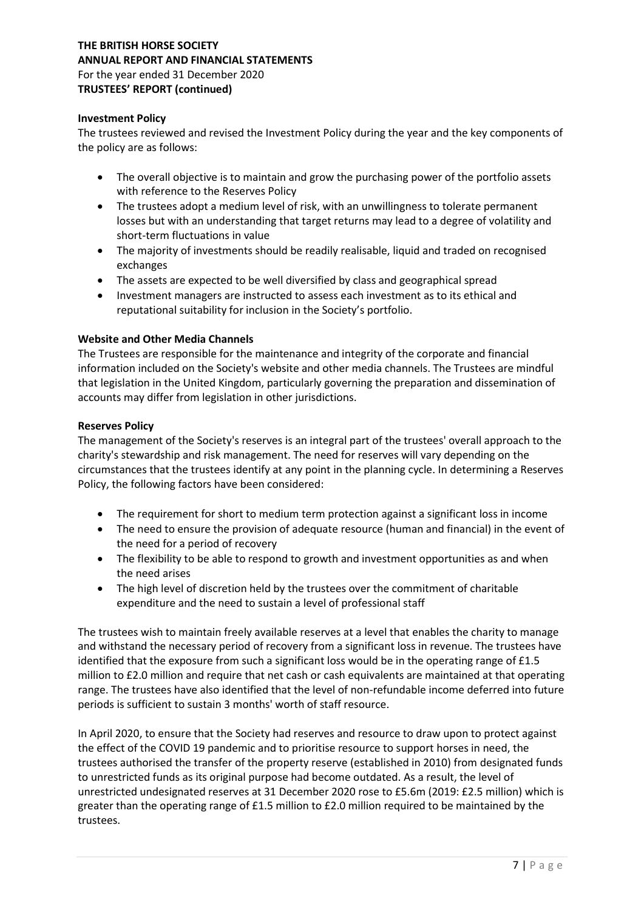### Investment Policy

The trustees reviewed and revised the Investment Policy during the year and the key components of the policy are as follows:

- The overall objective is to maintain and grow the purchasing power of the portfolio assets with reference to the Reserves Policy
- The trustees adopt a medium level of risk, with an unwillingness to tolerate permanent losses but with an understanding that target returns may lead to a degree of volatility and short-term fluctuations in value
- The majority of investments should be readily realisable, liquid and traded on recognised exchanges
- The assets are expected to be well diversified by class and geographical spread
- Investment managers are instructed to assess each investment as to its ethical and reputational suitability for inclusion in the Society's portfolio.

### Website and Other Media Channels

The Trustees are responsible for the maintenance and integrity of the corporate and financial information included on the Society's website and other media channels. The Trustees are mindful that legislation in the United Kingdom, particularly governing the preparation and dissemination of accounts may differ from legislation in other jurisdictions.

### Reserves Policy

The management of the Society's reserves is an integral part of the trustees' overall approach to the charity's stewardship and risk management. The need for reserves will vary depending on the circumstances that the trustees identify at any point in the planning cycle. In determining a Reserves Policy, the following factors have been considered:

- The requirement for short to medium term protection against a significant loss in income
- The need to ensure the provision of adequate resource (human and financial) in the event of the need for a period of recovery
- The flexibility to be able to respond to growth and investment opportunities as and when the need arises
- The high level of discretion held by the trustees over the commitment of charitable expenditure and the need to sustain a level of professional staff

The trustees wish to maintain freely available reserves at a level that enables the charity to manage and withstand the necessary period of recovery from a significant loss in revenue. The trustees have identified that the exposure from such a significant loss would be in the operating range of £1.5 million to £2.0 million and require that net cash or cash equivalents are maintained at that operating range. The trustees have also identified that the level of non-refundable income deferred into future periods is sufficient to sustain 3 months' worth of staff resource.

In April 2020, to ensure that the Society had reserves and resource to draw upon to protect against the effect of the COVID 19 pandemic and to prioritise resource to support horses in need, the trustees authorised the transfer of the property reserve (established in 2010) from designated funds to unrestricted funds as its original purpose had become outdated. As a result, the level of unrestricted undesignated reserves at 31 December 2020 rose to £5.6m (2019: £2.5 million) which is greater than the operating range of £1.5 million to £2.0 million required to be maintained by the trustees.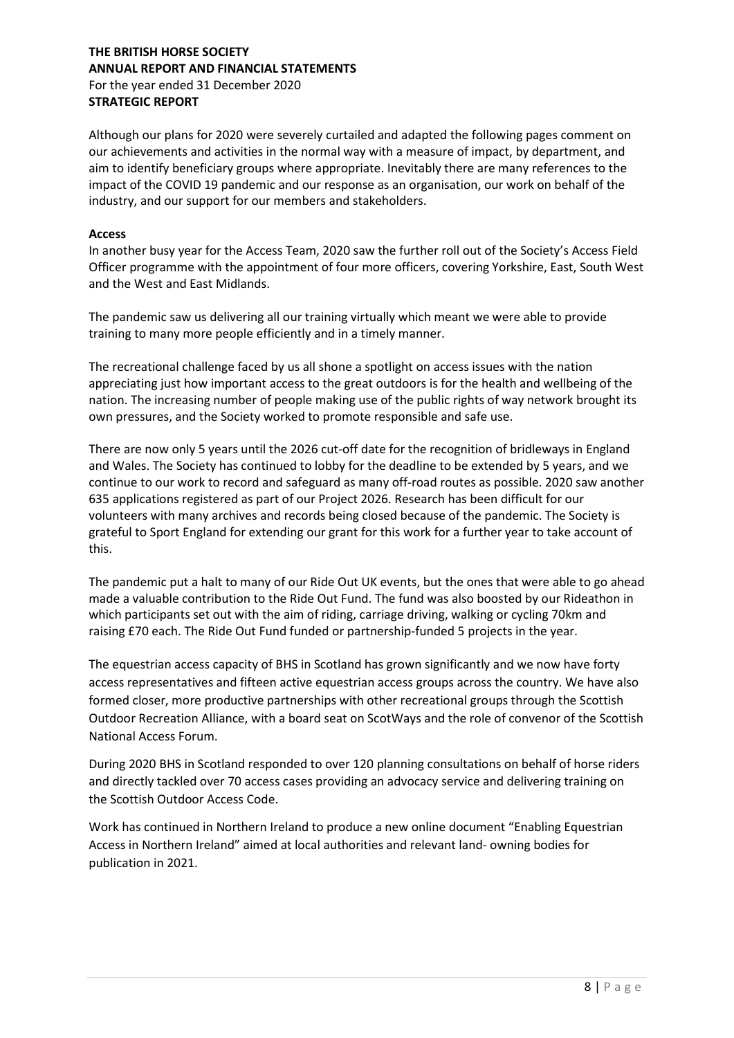**Although our plans for 2020 were severely curtailed and adapted the following pages comment on our achievements and activities in the normal way with a measure of impact, by department, and aim to identify beneficiary groups where appropriate. Inevitably there are many references to the impact of the COVID 19 pandemic and our response as an organisation, our work on behalf of the industry, and our support for our members and stakeholders.**

Although our plans for 2020 were severely curtailed and adapted the following pages comment on our achievements and activities in the normal way with a measure of impact, by department, and aim to identify beneficiary groups where appropriate. Inevitably there are many references to the impact of the COVID 19 pandemic and our response as an organisation, our work on behalf of the industry, and our support for our members and stakeholders.

### Access

In another busy year for the Access Team, 2020 saw the further roll out of the Society's Access Field Officer programme with the appointment of four more officers, covering Yorkshire, East, South West and the West and East Midlands.

The pandemic saw us delivering all our training virtually which meant we were able to provide training to many more people efficiently and in a timely manner.

The recreational challenge faced by us all shone a spotlight on access issues with the nation appreciating just how important access to the great outdoors is for the health and wellbeing of the nation. The increasing number of people making use of the public rights of way network brought its own pressures, and the Society worked to promote responsible and safe use.

There are now only 5 years until the 2026 cut-off date for the recognition of bridleways in England and Wales. The Society has continued to lobby for the deadline to be extended by 5 years, and we continue to our work to record and safeguard as many off-road routes as possible. 2020 saw another 635 applications registered as part of our Project 2026. Research has been difficult for our volunteers with many archives and records being closed because of the pandemic. The Society is grateful to Sport England for extending our grant for this work for a further year to take account of this.

The pandemic put a halt to many of our Ride Out UK events, but the ones that were able to go ahead made a valuable contribution to the Ride Out Fund. The fund was also boosted by our Rideathon in which participants set out with the aim of riding, carriage driving, walking or cycling 70km and raising £70 each. The Ride Out Fund funded or partnership-funded 5 projects in the year.

The equestrian access capacity of BHS in Scotland has grown significantly and we now have forty access representatives and fifteen active equestrian access groups across the country. We have also formed closer, more productive partnerships with other recreational groups through the Scottish Outdoor Recreation Alliance, with a board seat on ScotWays and the role of convenor of the Scottish National Access Forum.

During 2020 BHS in Scotland responded to over 120 planning consultations on behalf of horse riders and directly tackled over 70 access cases providing an advocacy service and delivering training on the Scottish Outdoor Access Code.

Work has continued in Northern Ireland to produce a new online document "Enabling Equestrian Access in Northern Ireland" aimed at local authorities and relevant land- owning bodies for publication in 2021.

Although our plans for 2020 were severely curtailed and adapted the following pages comment on our achievements and activities in the normal way with a measure of impact, by department, and aim to identify beneficiary groups where appropriate. Inevitably there are many references to the impact of the COVID 19 pandemic and our response as an organisation, our work on behalf of the industry, and our support for our members and stakeholders.

### Access

In another busy year for the Access Team, 2020 saw the further roll out of the Society's Access Field Officer programme with the appointment of four more officers, covering Yorkshire, East, South West and the West and East Midlands.

The pandemic saw us delivering all our training virtually which meant we were able to provide training to many more people efficiently and in a timely manner.

The recreational challenge faced by us all shone a spotlight on access issues with the nation appreciating just how important access to the great outdoors is for the health and wellbeing of the nation. The increasing number of people making use of the public rights of way network brought its own pressures, and the Society worked to promote responsible and safe use.

There are now only 5 years until the 2026 cut-off date for the recognition of bridleways in England and Wales. The Society has continued to lobby for the deadline to be extended by 5 years, and we continue to our work to record and safeguard as many off-road routes as possible. 2020 saw another 635 applications registered as part of our Project 2026. Research has been difficult for our volunteers with many archives and records being closed because of the pandemic. The Society is grateful to Sport England for extending our grant for this work for a further year to take account of this.

The pandemic put a halt to many of our Ride Out UK events, but the ones that were able to go ahead made a valuable contribution to the Ride Out Fund. The fund was also boosted by our Rideathon in which participants set out with the aim of riding, carriage driving, walking or cycling 70km and raising £70 each. The Ride Out Fund funded or partnership-funded 5 projects in the year.

The equestrian access capacity of BHS in Scotland has grown significantly and we now have forty access representatives and fifteen active equestrian access groups across the country. We have also formed closer, more productive partnerships with other recreational groups through the Scottish Outdoor Recreation Alliance, with a board seat on ScotWays and the role of convenor of the Scottish National Access Forum.

During 2020 BHS in Scotland responded to over 120 planning consultations on behalf of horse riders and directly tackled over 70 access cases providing an advocacy service and delivering training on the Scottish Outdoor Access Code.

Work has continued in Northern Ireland to produce a new online document "Enabling Equestrian Access in Northern Ireland" aimed at local authorities and relevant land- owning bodies for publication in 2021.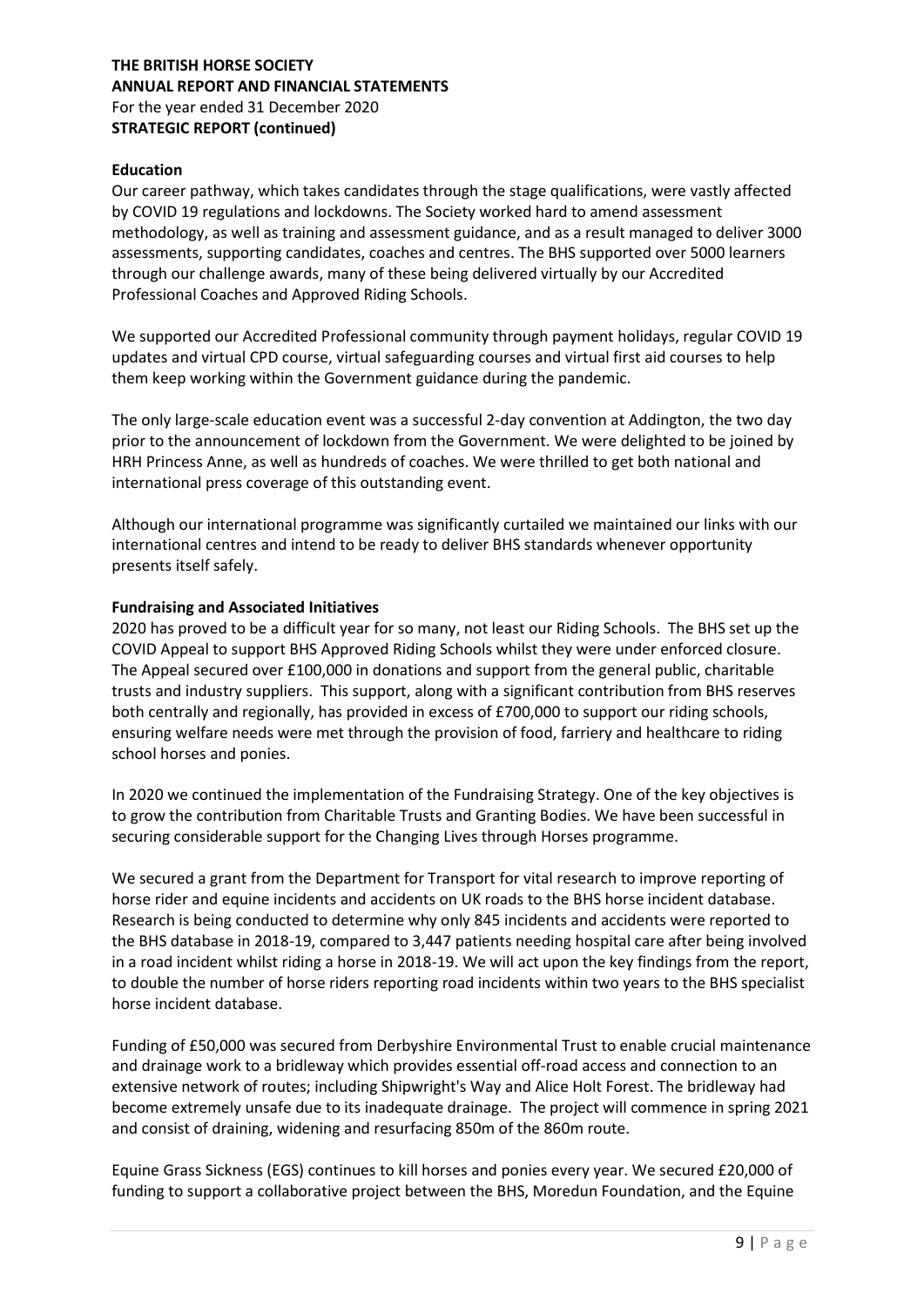**Education**

Our career pathway, which takes candidates through the stage qualifications, were vastly affected by COVID 19 regulations and lockdowns. The Society worked hard to amend assessment methodology, as well as training and assessment guidance, and as a result managed to deliver 3000 assessments, supporting candidates, coaches and centres. The BHS supported over 5000 learners through our challenge awards, many of these being delivered virtually by our Accredited Professional Coaches and Approved Riding Schools.

We supported our Accredited Professional community through payment holidays, regular COVID 19 updates and virtual CPD course, virtual safeguarding courses and virtual first aid courses to help them keep working within the Government guidance during the pandemic.

The only large-scale education event was a successful 2-day convention at Addington, the two day prior to the announcement of lockdown from the Government. We were delighted to be joined by HRH Princess Anne, as well as hundreds of coaches. We were thrilled to get both national and international press coverage of this outstanding event.

Although our international programme was significantly curtailed we maintained our links with our international centres and intend to be ready to deliver BHS standards whenever opportunity presents itself safely.

**Fundraising and Associated Initiatives**

2020 has proved to be a difficult year for so many, not least our Riding Schools. The BHS set up the COVID Appeal to support BHS Approved Riding Schools whilst they were under enforced closure. The Appeal secured over £100,000 in donations and support from the general public, charitable trusts and industry suppliers. This support, along with a significant contribution from BHS reserves both centrally and regionally, has provided in excess of £700,000 to support our riding schools, ensuring welfare needs were met through the provision of food, farriery and healthcare to riding school horses and ponies.

In 2020 we continued the implementation of the Fundraising Strategy. One of the key objectives is to grow the contribution from Charitable Trusts and Granting Bodies. We have been successful in securing considerable support for the Changing Lives through Horses programme.

We secured a grant from the Department for Transport for vital research to improve reporting of horse rider and equine incidents and accidents on UK roads to the BHS horse incident database. Research is being conducted to determine why only 845 incidents and accidents were reported to the BHS database in 2018-19, compared to 3,447 patients needing hospital care after being involved in a road incident whilst riding a horse in 2018-19. We will act upon the key findings from the report, to double the number of horse riders reporting road incidents within two years to the BHS specialist horse incident database.

Funding of £50,000 was secured from Derbyshire Environmental Trust to enable crucial maintenance and drainage work to a bridleway which provides essential off-road access and connection to an extensive network of routes; including Shipwright's Way and Alice Holt Forest. The bridleway had become extremely unsafe due to its inadequate drainage. The project will commence in spring 2021 and consist of draining, widening and resurfacing 850m of the 860m route.

Equine Grass Sickness (EGS) continues to kill horses and ponies every year. We secured £20,000 of funding to support a collaborative project between the BHS, Moredun Foundation, and the Equine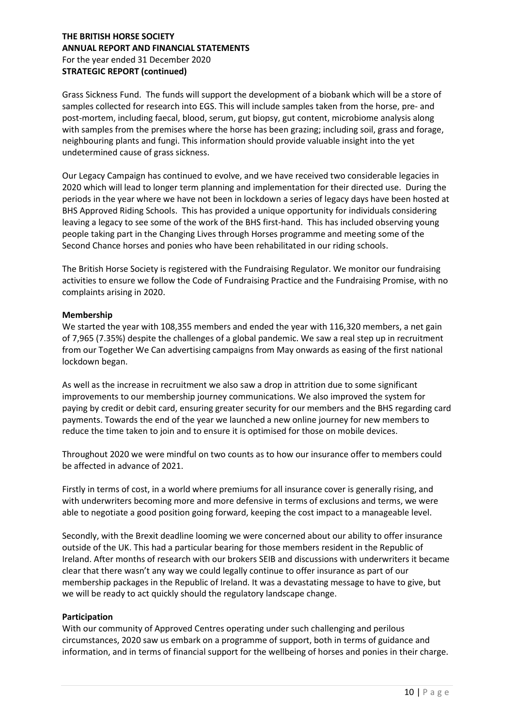Grass Sickness Fund. The funds will support the development of a biobank which will be a store of samples collected for research into EGS. This will include samples taken from the horse, pre- and post-mortem, including faecal, blood, serum, gut biopsy, gut content, microbiome analysis along with samples from the premises where the horse has been grazing; including soil, grass and forage, neighbouring plants and fungi. This information should provide valuable insight into the yet undetermined cause of grass sickness.

Our Legacy Campaign has continued to evolve, and we have received two considerable legacies in 2020 which will lead to longer term planning and implementation for their directed use. During the periods in the year where we have not been in lockdown a series of legacy days have been hosted at BHS Approved Riding Schools. This has provided a unique opportunity for individuals considering leaving a legacy to see some of the work of the BHS first-hand. This has included observing young people taking part in the Changing Lives through Horses programme and meeting some of the Second Chance horses and ponies who have been rehabilitated in our riding schools.

The British Horse Society is registered with the Fundraising Regulator. We monitor our fundraising activities to ensure we follow the Code of Fundraising Practice and the Fundraising Promise, with no complaints arising in 2020.

**Membership**

We started the year with 108,355 members and ended the year with 116,320 members, a net gain of 7,965 (7.35%) despite the challenges of a global pandemic. We saw a real step up in recruitment from our Together We Can advertising campaigns from May onwards as easing of the first national lockdown began.

As well as the increase in recruitment we also saw a drop in attrition due to some significant improvements to our membership journey communications. We also improved the system for paying by credit or debit card, ensuring greater security for our members and the BHS regarding card payments. Towards the end of the year we launched a new online journey for new members to reduce the time taken to join and to ensure it is optimised for those on mobile devices.

Throughout 2020 we were mindful on two counts as to how our insurance offer to members could be affected in advance of 2021.

Firstly in terms of cost, in a world where premiums for all insurance cover is generally rising, and with underwriters becoming more and more defensive in terms of exclusions and terms, we were able to negotiate a good position going forward, keeping the cost impact to a manageable level.

Secondly, with the Brexit deadline looming we were concerned about our ability to offer insurance outside of the UK. This had a particular bearing for those members resident in the Republic of Ireland. After months of research with our brokers SEIB and discussions with underwriters it became clear that there wasn't any way we could legally continue to offer insurance as part of our membership packages in the Republic of Ireland. It was a devastating message to have to give, but we will be ready to act quickly should the regulatory landscape change.

**Participation**

With our community of Approved Centres operating under such challenging and perilous circumstances, 2020 saw us embark on a programme of support, both in terms of guidance and information, and in terms of financial support for the wellbeing of horses and ponies in their charge.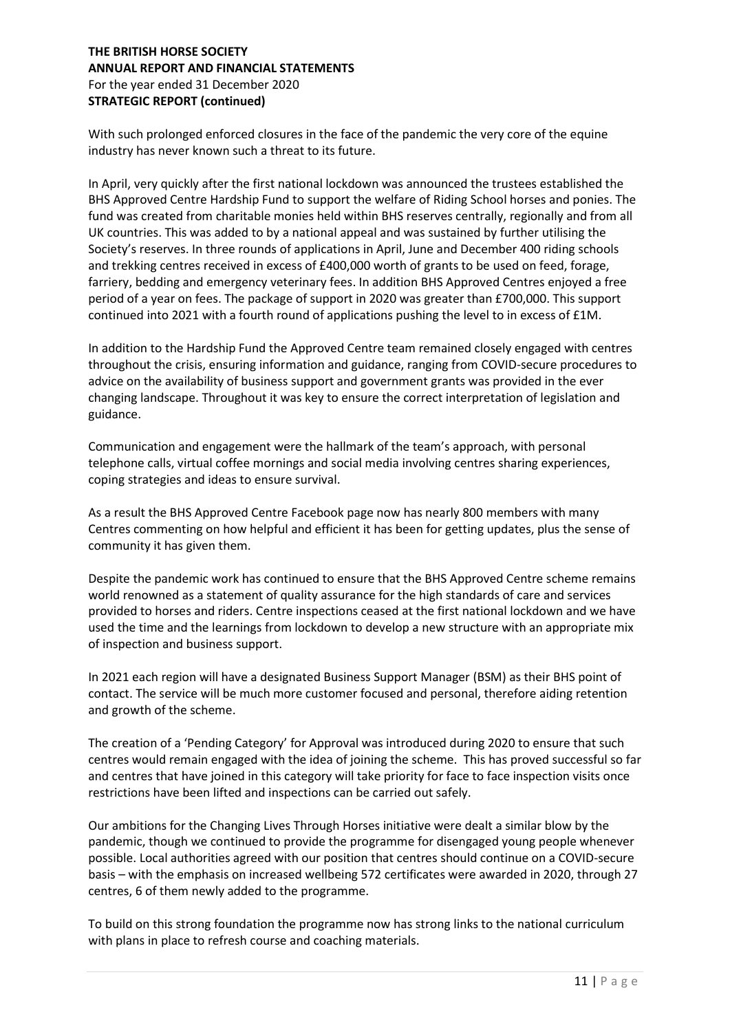With such prolonged enforced closures in the face of the pandemic the very core of the equine industry has never known such a threat to its future.

In April, very quickly after the first national lockdown was announced the trustees established the BHS Approved Centre Hardship Fund to support the welfare of Riding School horses and ponies. The fund was created from charitable monies held within BHS reserves centrally, regionally and from all UK countries. This was added to by a national appeal and was sustained by further utilising the Society's reserves. In three rounds of applications in April, June and December 400 riding schools and trekking centres received in excess of £400,000 worth of grants to be used on feed, forage, farriery, bedding and emergency veterinary fees. In addition BHS Approved Centres enjoyed a free period of a year on fees. The package of support in 2020 was greater than £700,000. This support continued into 2021 with a fourth round of applications pushing the level to in excess of £1M.

In addition to the Hardship Fund the Approved Centre team remained closely engaged with centres throughout the crisis, ensuring information and guidance, ranging from COVID-secure procedures to advice on the availability of business support and government grants was provided in the ever changing landscape. Throughout it was key to ensure the correct interpretation of legislation and guidance.

Communication and engagement were the hallmark of the team's approach, with personal telephone calls, virtual coffee mornings and social media involving centres sharing experiences, coping strategies and ideas to ensure survival.

As a result the BHS Approved Centre Facebook page now has nearly 800 members with many Centres commenting on how helpful and efficient it has been for getting updates, plus the sense of community it has given them.

Despite the pandemic work has continued to ensure that the BHS Approved Centre scheme remains world renowned as a statement of quality assurance for the high standards of care and services provided to horses and riders. Centre inspections ceased at the first national lockdown and we have used the time and the learnings from lockdown to develop a new structure with an appropriate mix of inspection and business support.

In 2021 each region will have a designated Business Support Manager (BSM) as their BHS point of contact. The service will be much more customer focused and personal, therefore aiding retention and growth of the scheme.

The creation of a 'Pending Category' for Approval was introduced during 2020 to ensure that such centres would remain engaged with the idea of joining the scheme. This has proved successful so far and centres that have joined in this category will take priority for face to face inspection visits once restrictions have been lifted and inspections can be carried out safely.

Our ambitions for the Changing Lives Through Horses initiative were dealt a similar blow by the pandemic, though we continued to provide the programme for disengaged young people whenever possible. Local authorities agreed with our position that centres should continue on a COVID-secure basis – with the emphasis on increased wellbeing 572 certificates were awarded in 2020, through 27 centres, 6 of them newly added to the programme.

To build on this strong foundation the programme now has strong links to the national curriculum with plans in place to refresh course and coaching materials.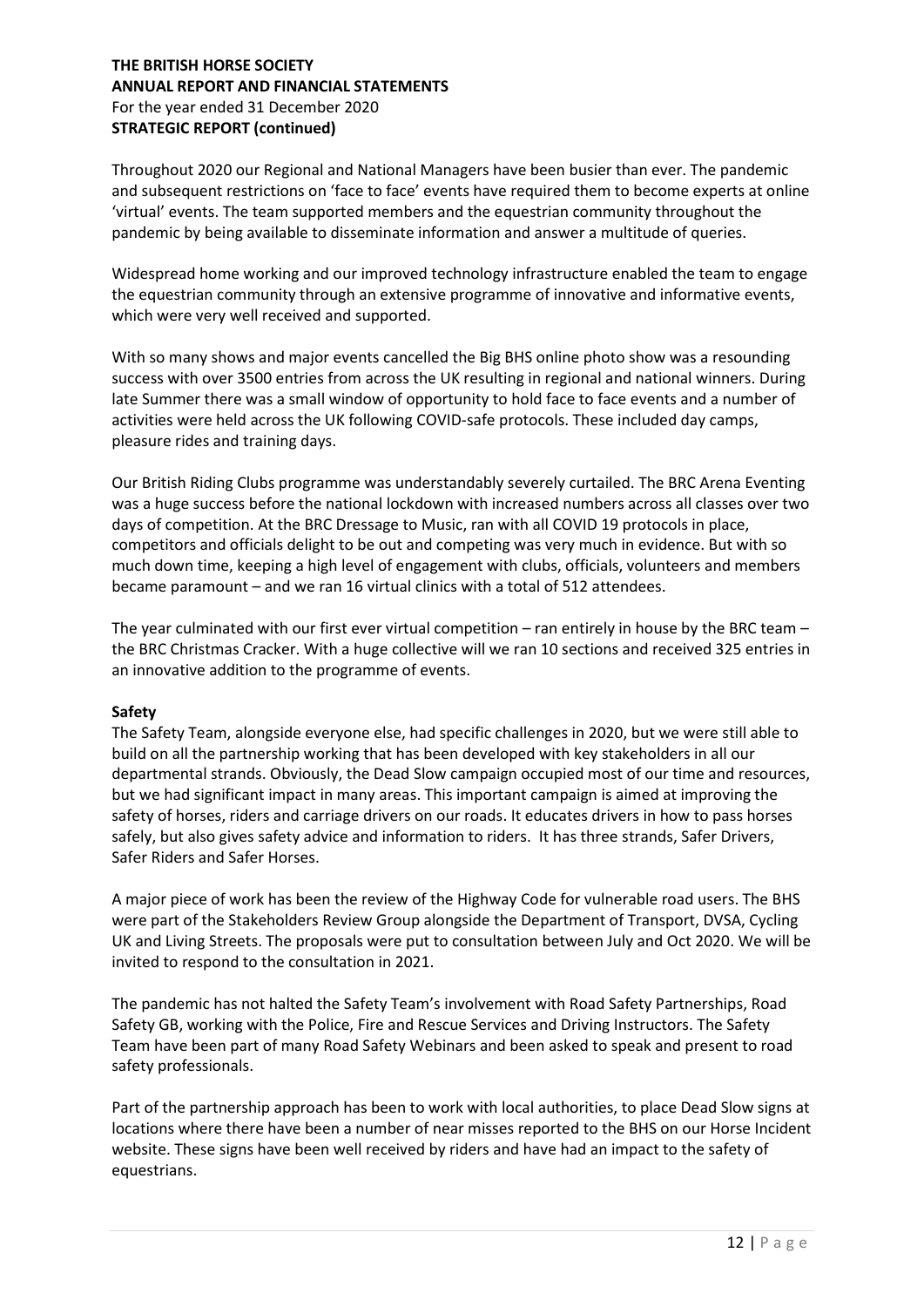Throughout 2020 our Regional and National Managers have been busier than ever. The pandemic and subsequent restrictions on 'face to face' events have required them to become experts at online 'virtual' events. The team supported members and the equestrian community throughout the pandemic by being available to disseminate information and answer a multitude of queries.

Widespread home working and our improved technology infrastructure enabled the team to engage the equestrian community through an extensive programme of innovative and informative events, which were very well received and supported.

With so many shows and major events cancelled the Big BHS online photo show was a resounding success with over 3500 entries from across the UK resulting in regional and national winners. During late Summer there was a small window of opportunity to hold face to face events and a number of activities were held across the UK following COVID-safe protocols. These included day camps, pleasure rides and training days.

Our British Riding Clubs programme was understandably severely curtailed. The BRC Arena Eventing was a huge success before the national lockdown with increased numbers across all classes over two days of competition. At the BRC Dressage to Music, ran with all COVID 19 protocols in place, competitors and officials delight to be out and competing was very much in evidence. But with so much down time, keeping a high level of engagement with clubs, officials, volunteers and members became paramount – and we ran 16 virtual clinics with a total of 512 attendees.

The year culminated with our first ever virtual competition – ran entirely in house by the BRC team – the BRC Christmas Cracker. With a huge collective will we ran 10 sections and received 325 entries in an innovative addition to the programme of events.

**Safety**

The Safety Team, alongside everyone else, had specific challenges in 2020, but we were still able to build on all the partnership working that has been developed with key stakeholders in all our departmental strands. Obviously, the Dead Slow campaign occupied most of our time and resources, but we had significant impact in many areas. This important campaign is aimed at improving the safety of horses, riders and carriage drivers on our roads. It educates drivers in how to pass horses safely, but also gives safety advice and information to riders. It has three strands, Safer Drivers, Safer Riders and Safer Horses.

A major piece of work has been the review of the Highway Code for vulnerable road users. The BHS were part of the Stakeholders Review Group alongside the Department of Transport, DVSA, Cycling UK and Living Streets. The proposals were put to consultation between July and Oct 2020. We will be invited to respond to the consultation in 2021.

The pandemic has not halted the Safety Team's involvement with Road Safety Partnerships, Road Safety GB, working with the Police, Fire and Rescue Services and Driving Instructors. The Safety Team have been part of many Road Safety Webinars and been asked to speak and present to road safety professionals.

Part of the partnership approach has been to work with local authorities, to place Dead Slow signs at locations where there have been a number of near misses reported to the BHS on our Horse Incident website. These signs have been well received by riders and have had an impact to the safety of equestrians.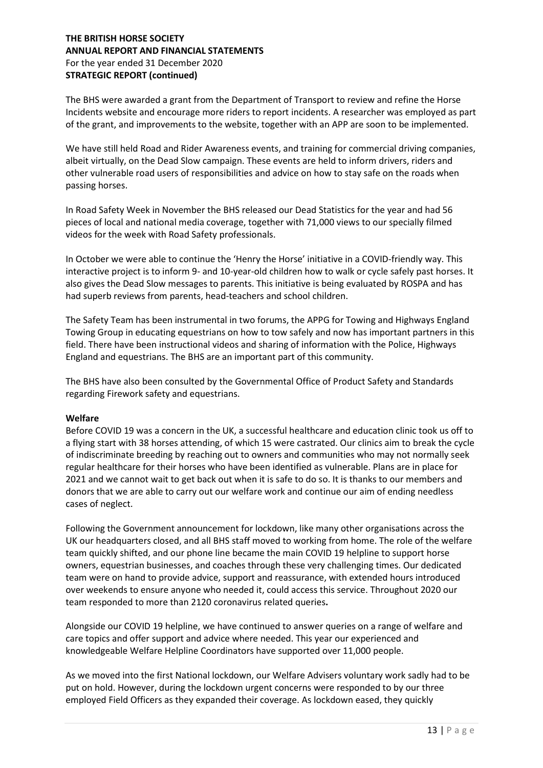The BHS were awarded a grant from the Department of Transport to review and refine the Horse Incidents website and encourage more riders to report incidents. A researcher was employed as part of the grant, and improvements to the website, together with an APP are soon to be implemented.

We have still held Road and Rider Awareness events, and training for commercial driving companies, albeit virtually, on the Dead Slow campaign. These events are held to inform drivers, riders and other vulnerable road users of responsibilities and advice on how to stay safe on the roads when passing horses.

In Road Safety Week in November the BHS released our Dead Statistics for the year and had 56 pieces of local and national media coverage, together with 71,000 views to our specially filmed videos for the week with Road Safety professionals.

In October we were able to continue the 'Henry the Horse' initiative in a COVID-friendly way. This interactive project is to inform 9- and 10-year-old children how to walk or cycle safely past horses. It also gives the Dead Slow messages to parents. This initiative is being evaluated by ROSPA and has had superb reviews from parents, head-teachers and school children.

The Safety Team has been instrumental in two forums, the APPG for Towing and Highways England Towing Group in educating equestrians on how to tow safely and now has important partners in this field. There have been instructional videos and sharing of information with the Police, Highways England and equestrians. The BHS are an important part of this community.

The BHS have also been consulted by the Governmental Office of Product Safety and Standards regarding Firework safety and equestrians.

**Welfare**

Before COVID 19 was a concern in the UK, a successful healthcare and education clinic took us off to a flying start with 38 horses attending, of which 15 were castrated. Our clinics aim to break the cycle of indiscriminate breeding by reaching out to owners and communities who may not normally seek regular healthcare for their horses who have been identified as vulnerable. Plans are in place for 2021 and we cannot wait to get back out when it is safe to do so. It is thanks to our members and donors that we are able to carry out our welfare work and continue our aim of ending needless cases of neglect.

Following the Government announcement for lockdown, like many other organisations across the UK our headquarters closed, and all BHS staff moved to working from home. The role of the welfare team quickly shifted, and our phone line became the main COVID 19 helpline to support horse owners, equestrian businesses, and coaches through these very challenging times. Our dedicated team were on hand to provide advice, support and reassurance, with extended hours introduced over weekends to ensure anyone who needed it, could access this service. Throughout 2020 our team responded to more than 2120 coronavirus related queries**.**

Alongside our COVID 19 helpline, we have continued to answer queries on a range of welfare and care topics and offer support and advice where needed. This year our experienced and knowledgeable Welfare Helpline Coordinators have supported over 11,000 people.

As we moved into the first National lockdown, our Welfare Advisers voluntary work sadly had to be put on hold. However, during the lockdown urgent concerns were responded to by our three employed Field Officers as they expanded their coverage. As lockdown eased, they quickly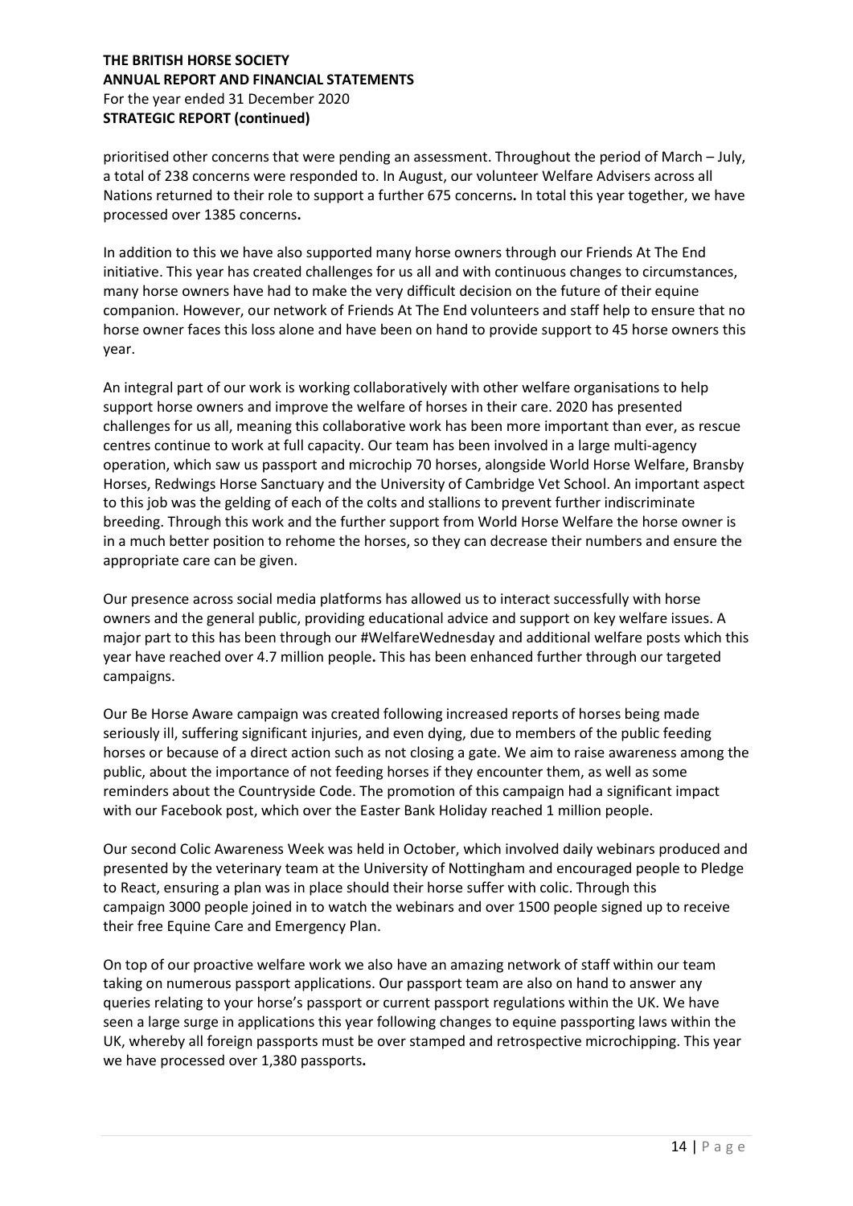prioritised other concerns that were pending an assessment. Throughout the period of March – July, a total of 238 concerns were responded to. In August, our volunteer Welfare Advisers across all Nations returned to their role to support a further 675 concerns**.** In total this year together, we have processed over 1385 concerns**.**

In addition to this we have also supported many horse owners through our Friends At The End initiative. This year has created challenges for us all and with continuous changes to circumstances, many horse owners have had to make the very difficult decision on the future of their equine companion. However, our network of Friends At The End volunteers and staff help to ensure that no horse owner faces this loss alone and have been on hand to provide support to 45 horse owners this year.

An integral part of our work is working collaboratively with other welfare organisations to help support horse owners and improve the welfare of horses in their care. 2020 has presented challenges for us all, meaning this collaborative work has been more important than ever, as rescue centres continue to work at full capacity. Our team has been involved in a large multi-agency operation, which saw us passport and microchip 70 horses, alongside World Horse Welfare, Bransby Horses, Redwings Horse Sanctuary and the University of Cambridge Vet School. An important aspect to this job was the gelding of each of the colts and stallions to prevent further indiscriminate breeding. Through this work and the further support from World Horse Welfare the horse owner is in a much better position to rehome the horses, so they can decrease their numbers and ensure the appropriate care can be given.

Our presence across social media platforms has allowed us to interact successfully with horse owners and the general public, providing educational advice and support on key welfare issues. A major part to this has been through our #WelfareWednesday and additional welfare posts which this year have reached over 4.7 million people**.** This has been enhanced further through our targeted campaigns.

Our Be Horse Aware campaign was created following increased reports of horses being made seriously ill, suffering significant injuries, and even dying, due to members of the public feeding horses or because of a direct action such as not closing a gate. We aim to raise awareness among the public, about the importance of not feeding horses if they encounter them, as well as some reminders about the Countryside Code. The promotion of this campaign had a significant impact with our Facebook post, which over the Easter Bank Holiday reached 1 million people.

Our second Colic Awareness Week was held in October, which involved daily webinars produced and presented by the veterinary team at the University of Nottingham and encouraged people to Pledge to React, ensuring a plan was in place should their horse suffer with colic. Through this campaign 3000 people joined in to watch the webinars and over 1500 people signed up to receive their free Equine Care and Emergency Plan.

On top of our proactive welfare work we also have an amazing network of staff within our team taking on numerous passport applications. Our passport team are also on hand to answer any queries relating to your horse's passport or current passport regulations within the UK. We have seen a large surge in applications this year following changes to equine passporting laws within the UK, whereby all foreign passports must be over stamped and retrospective microchipping. This year we have processed over 1,380 passports**.**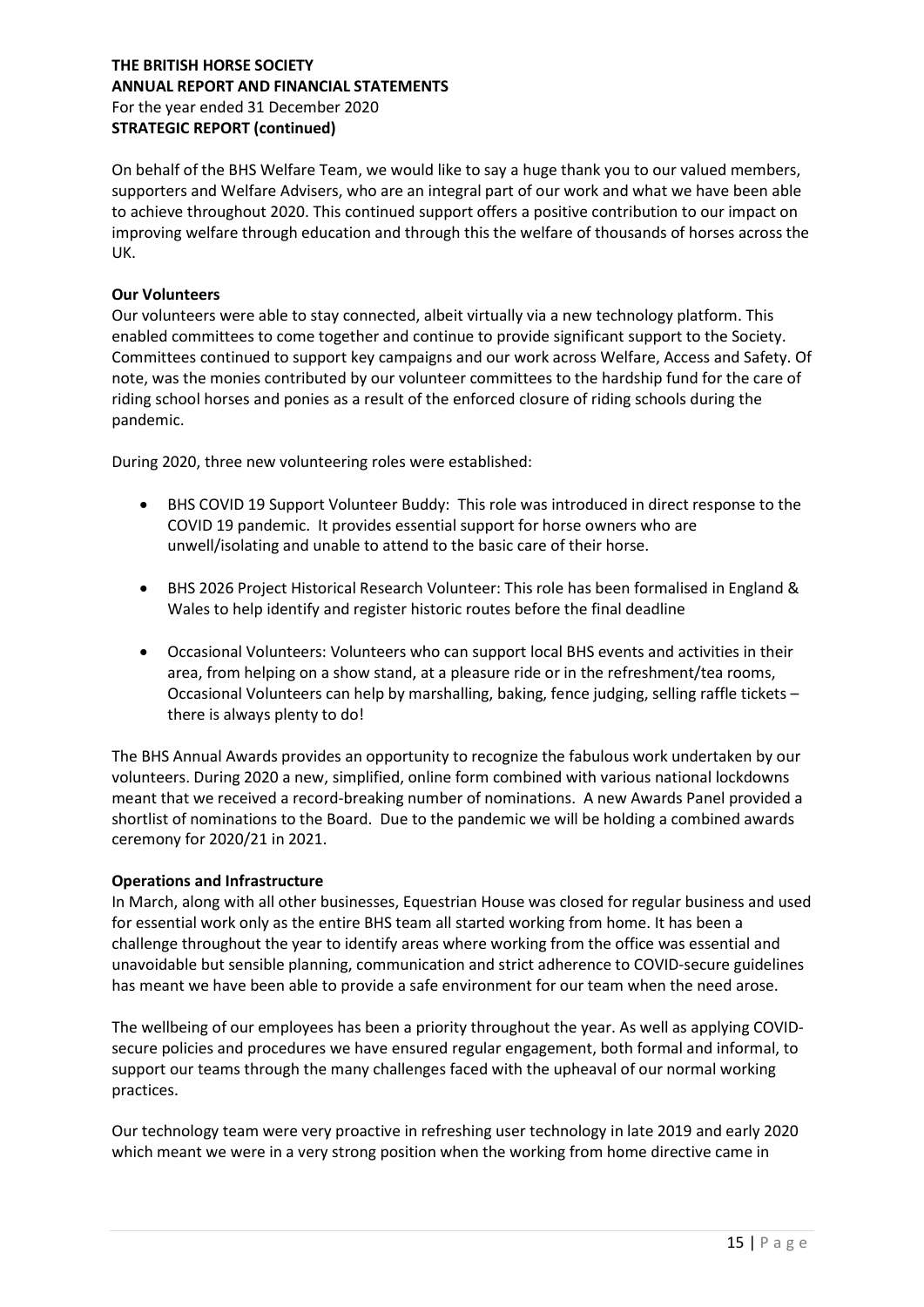On behalf of the BHS Welfare Team, we would like to say a huge thank you to our valued members, supporters and Welfare Advisers, who are an integral part of our work and what we have been able to achieve throughout 2020. This continued support offers a positive contribution to our impact on improving welfare through education and through this the welfare of thousands of horses across the UK.

**Our Volunteers**

Our volunteers were able to stay connected, albeit virtually via a new technology platform. This enabled committees to come together and continue to provide significant support to the Society. Committees continued to support key campaigns and our work across Welfare, Access and Safety. Of note, was the monies contributed by our volunteer committees to the hardship fund for the care of riding school horses and ponies as a result of the enforced closure of riding schools during the pandemic.

During 2020, three new volunteering roles were established:

- BHS COVID 19 Support Volunteer Buddy: This role was introduced in direct response to the COVID 19 pandemic. It provides essential support for horse owners who are unwell/isolating and unable to attend to the basic care of their horse.
- BHS 2026 Project Historical Research Volunteer: This role has been formalised in England & Wales to help identify and register historic routes before the final deadline
- Occasional Volunteers: Volunteers who can support local BHS events and activities in their area, from helping on a show stand, at a pleasure ride or in the refreshment/tea rooms, Occasional Volunteers can help by marshalling, baking, fence judging, selling raffle tickets – there is always plenty to do!

The BHS Annual Awards provides an opportunity to recognize the fabulous work undertaken by our volunteers. During 2020 a new, simplified, online form combined with various national lockdowns meant that we received a record-breaking number of nominations. A new Awards Panel provided a shortlist of nominations to the Board. Due to the pandemic we will be holding a combined awards ceremony for 2020/21 in 2021.

**Operations and Infrastructure**

In March, along with all other businesses, Equestrian House was closed for regular business and used for essential work only as the entire BHS team all started working from home. It has been a challenge throughout the year to identify areas where working from the office was essential and unavoidable but sensible planning, communication and strict adherence to COVID-secure guidelines has meant we have been able to provide a safe environment for our team when the need arose.

The wellbeing of our employees has been a priority throughout the year. As well as applying COVID-secure policies and procedures we have ensured regular engagement, both formal and informal, to support our teams through the many challenges faced with the upheaval of our normal working practices.

Our technology team were very proactive in refreshing user technology in late 2019 and early 2020 which meant we were in a very strong position when the working from home directive came in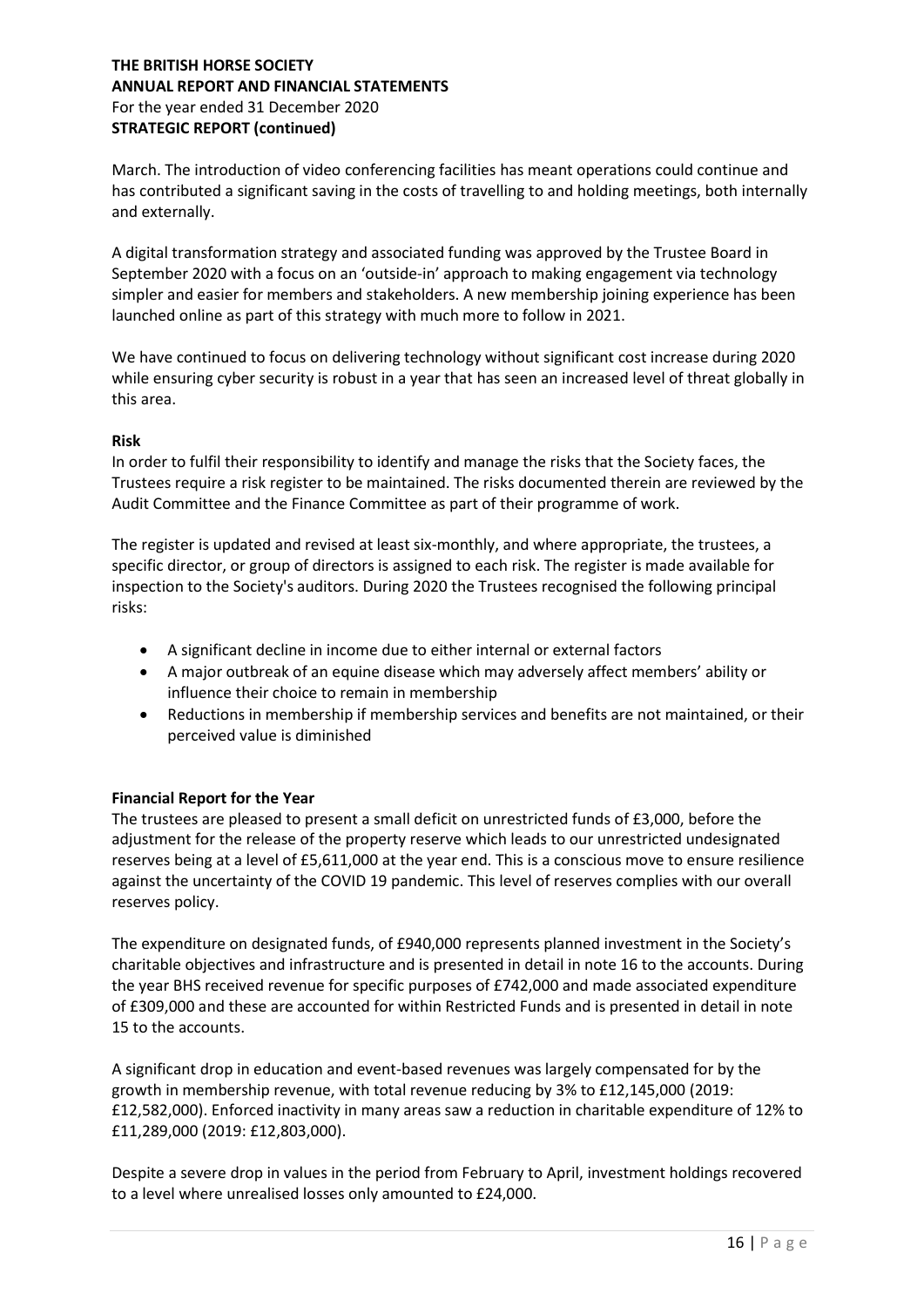March. The introduction of video conferencing facilities has meant operations could continue and has contributed a significant saving in the costs of travelling to and holding meetings, both internally and externally.

A digital transformation strategy and associated funding was approved by the Trustee Board in September 2020 with a focus on an 'outside-in' approach to making engagement via technology simpler and easier for members and stakeholders. A new membership joining experience has been launched online as part of this strategy with much more to follow in 2021.

We have continued to focus on delivering technology without significant cost increase during 2020 while ensuring cyber security is robust in a year that has seen an increased level of threat globally in this area.

**Risk**

In order to fulfil their responsibility to identify and manage the risks that the Society faces, the Trustees require a risk register to be maintained. The risks documented therein are reviewed by the Audit Committee and the Finance Committee as part of their programme of work.

The register is updated and revised at least six-monthly, and where appropriate, the trustees, a specific director, or group of directors is assigned to each risk. The register is made available for inspection to the Society's auditors. During 2020 the Trustees recognised the following principal risks:

- A significant decline in income due to either internal or external factors
- A major outbreak of an equine disease which may adversely affect members' ability or influence their choice to remain in membership
- Reductions in membership if membership services and benefits are not maintained, or their perceived value is diminished

**Financial Report for the Year**

The trustees are pleased to present a small deficit on unrestricted funds of £3,000, before the adjustment for the release of the property reserve which leads to our unrestricted undesignated reserves being at a level of £5,611,000 at the year end. This is a conscious move to ensure resilience against the uncertainty of the COVID 19 pandemic. This level of reserves complies with our overall reserves policy.

The expenditure on designated funds, of £940,000 represents planned investment in the Society's charitable objectives and infrastructure and is presented in detail in note 16 to the accounts. During the year BHS received revenue for specific purposes of £742,000 and made associated expenditure of £309,000 and these are accounted for within Restricted Funds and is presented in detail in note 15 to the accounts.

A significant drop in education and event-based revenues was largely compensated for by the growth in membership revenue, with total revenue reducing by 3% to £12,145,000 (2019: £12,582,000). Enforced inactivity in many areas saw a reduction in charitable expenditure of 12% to £11,289,000 (2019: £12,803,000).

Despite a severe drop in values in the period from February to April, investment holdings recovered to a level where unrealised losses only amounted to £24,000.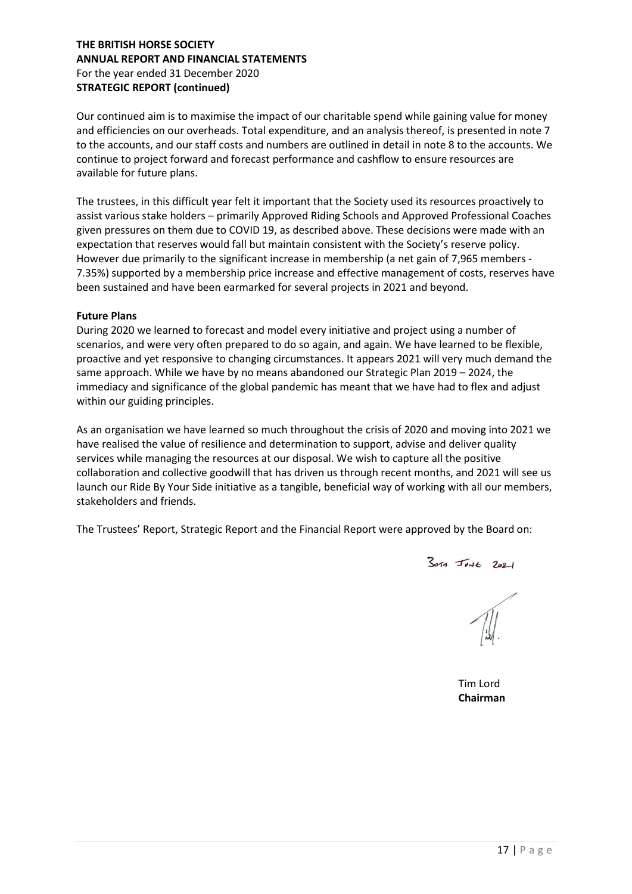Our continued aim is to maximise the impact of our charitable spend while gaining value for money and efficiencies on our overheads. Total expenditure, and an analysis thereof, is presented in note 7 to the accounts, and our staff costs and numbers are outlined in detail in note 8 to the accounts. We continue to project forward and forecast performance and cashflow to ensure resources are available for future plans.

The trustees, in this difficult year felt it important that the Society used its resources proactively to assist various stake holders – primarily Approved Riding Schools and Approved Professional Coaches given pressures on them due to COVID 19, as described above. These decisions were made with an expectation that reserves would fall but maintain consistent with the Society's reserve policy. However due primarily to the significant increase in membership (a net gain of 7,965 members - 7.35%) supported by a membership price increase and effective management of costs, reserves have been sustained and have been earmarked for several projects in 2021 and beyond.

**Future Plans**

During 2020 we learned to forecast and model every initiative and project using a number of scenarios, and were very often prepared to do so again, and again. We have learned to be flexible, proactive and yet responsive to changing circumstances. It appears 2021 will very much demand the same approach. While we have by no means abandoned our Strategic Plan 2019 – 2024, the immediacy and significance of the global pandemic has meant that we have had to flex and adjust within our guiding principles.

As an organisation we have learned so much throughout the crisis of 2020 and moving into 2021 we have realised the value of resilience and determination to support, advise and deliver quality services while managing the resources at our disposal. We wish to capture all the positive collaboration and collective goodwill that has driven us through recent months, and 2021 will see us launch our Ride By Your Side initiative as a tangible, beneficial way of working with all our members, stakeholders and friends.

The Trustees' Report, Strategic Report and the Financial Report were approved by the Board on:

30th June 2021

Tim Lord
**Chairman**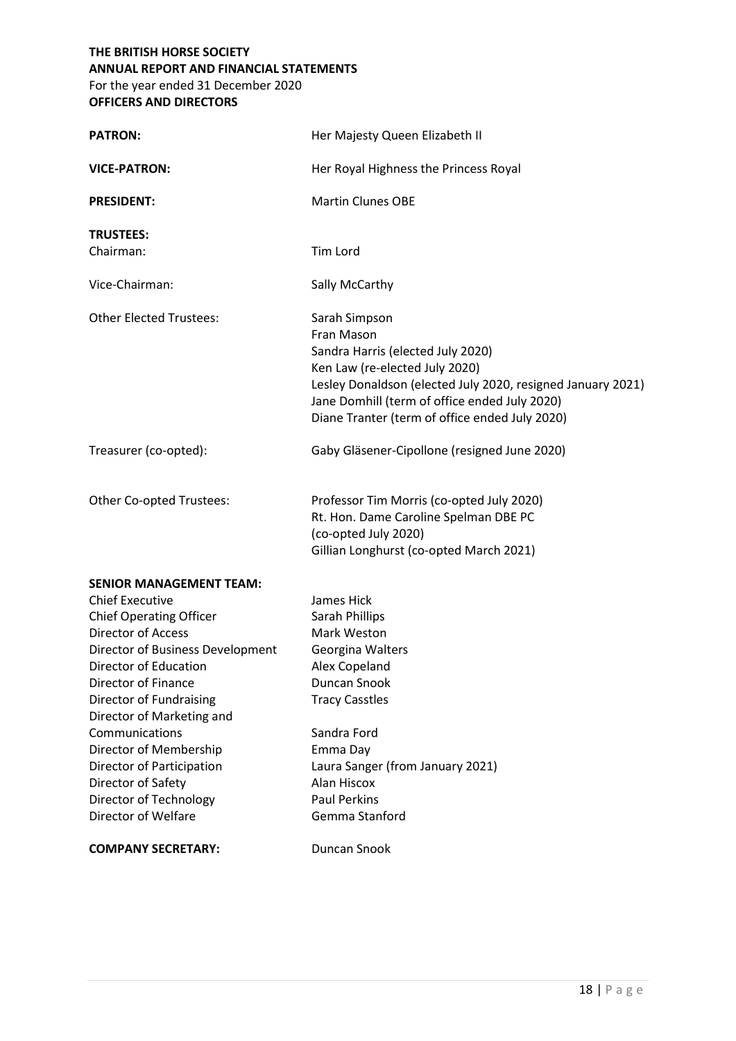**THE BRITISH HORSE SOCIETY**
**ANNUAL REPORT AND FINANCIAL STATEMENTS**
For the year ended 31 December 2020
**OFFICERS AND DIRECTORS**

| | |
|---|---|
| **PATRON:** | Her Majesty Queen Elizabeth II |
| **VICE-PATRON:** | Her Royal Highness the Princess Royal |
| **PRESIDENT:** | Martin Clunes OBE |

**TRUSTEES:**

| | |
|---|---|
| Chairman: | Tim Lord |
| Vice-Chairman: | Sally McCarthy |
| Other Elected Trustees: | Sarah Simpson<br>Fran Mason<br>Sandra Harris (elected July 2020)<br>Ken Law (re-elected July 2020)<br>Lesley Donaldson (elected July 2020, resigned January 2021)<br>Jane Domhill (term of office ended July 2020)<br>Diane Tranter (term of office ended July 2020) |
| Treasurer (co-opted): | Gaby Gläsener-Cipollone (resigned June 2020) |
| Other Co-opted Trustees: | Professor Tim Morris (co-opted July 2020)<br>Rt. Hon. Dame Caroline Spelman DBE PC (co-opted July 2020)<br>Gillian Longhurst (co-opted March 2021) |

**SENIOR MANAGEMENT TEAM:**

| | |
|---|---|
| Chief Executive | James Hick |
| Chief Operating Officer | Sarah Phillips |
| Director of Access | Mark Weston |
| Director of Business Development | Georgina Walters |
| Director of Education | Alex Copeland |
| Director of Finance | Duncan Snook |
| Director of Fundraising | Tracy Casstles |
| Director of Marketing and Communications | Sandra Ford |
| Director of Membership | Emma Day |
| Director of Participation | Laura Sanger (from January 2021) |
| Director of Safety | Alan Hiscox |
| Director of Technology | Paul Perkins |
| Director of Welfare | Gemma Stanford |

**COMPANY SECRETARY:** Duncan Snook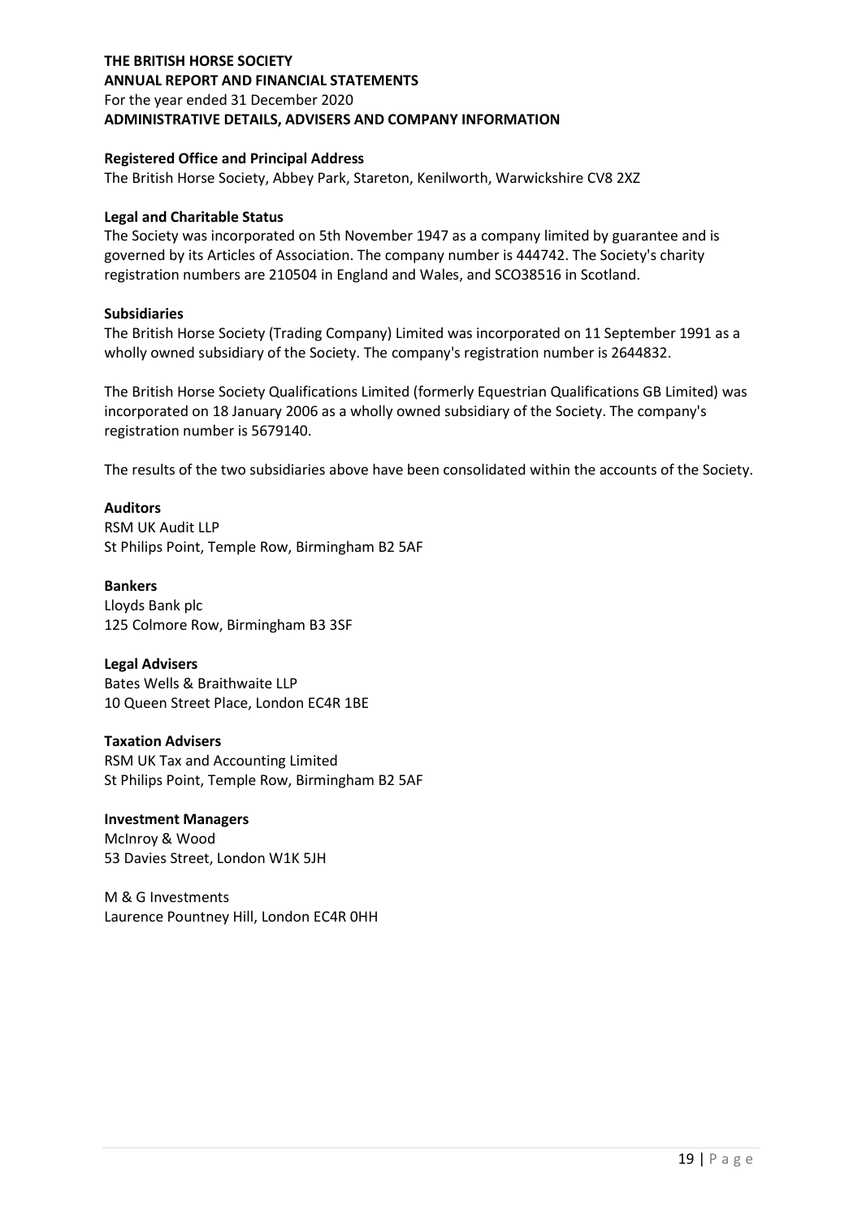**THE BRITISH HORSE SOCIETY**
**ANNUAL REPORT AND FINANCIAL STATEMENTS**
For the year ended 31 December 2020
**ADMINISTRATIVE DETAILS, ADVISERS AND COMPANY INFORMATION**

**Registered Office and Principal Address**
The British Horse Society, Abbey Park, Stareton, Kenilworth, Warwickshire CV8 2XZ

**Legal and Charitable Status**
The Society was incorporated on 5th November 1947 as a company limited by guarantee and is governed by its Articles of Association. The company number is 444742. The Society's charity registration numbers are 210504 in England and Wales, and SCO38516 in Scotland.

**Subsidiaries**
The British Horse Society (Trading Company) Limited was incorporated on 11 September 1991 as a wholly owned subsidiary of the Society. The company's registration number is 2644832.

The British Horse Society Qualifications Limited (formerly Equestrian Qualifications GB Limited) was incorporated on 18 January 2006 as a wholly owned subsidiary of the Society. The company's registration number is 5679140.

The results of the two subsidiaries above have been consolidated within the accounts of the Society.

**Auditors**
RSM UK Audit LLP
St Philips Point, Temple Row, Birmingham B2 5AF

**Bankers**
Lloyds Bank plc
125 Colmore Row, Birmingham B3 3SF

**Legal Advisers**
Bates Wells & Braithwaite LLP
10 Queen Street Place, London EC4R 1BE

**Taxation Advisers**
RSM UK Tax and Accounting Limited
St Philips Point, Temple Row, Birmingham B2 5AF

**Investment Managers**
McInroy & Wood
53 Davies Street, London W1K 5JH

M & G Investments
Laurence Pountney Hill, London EC4R 0HH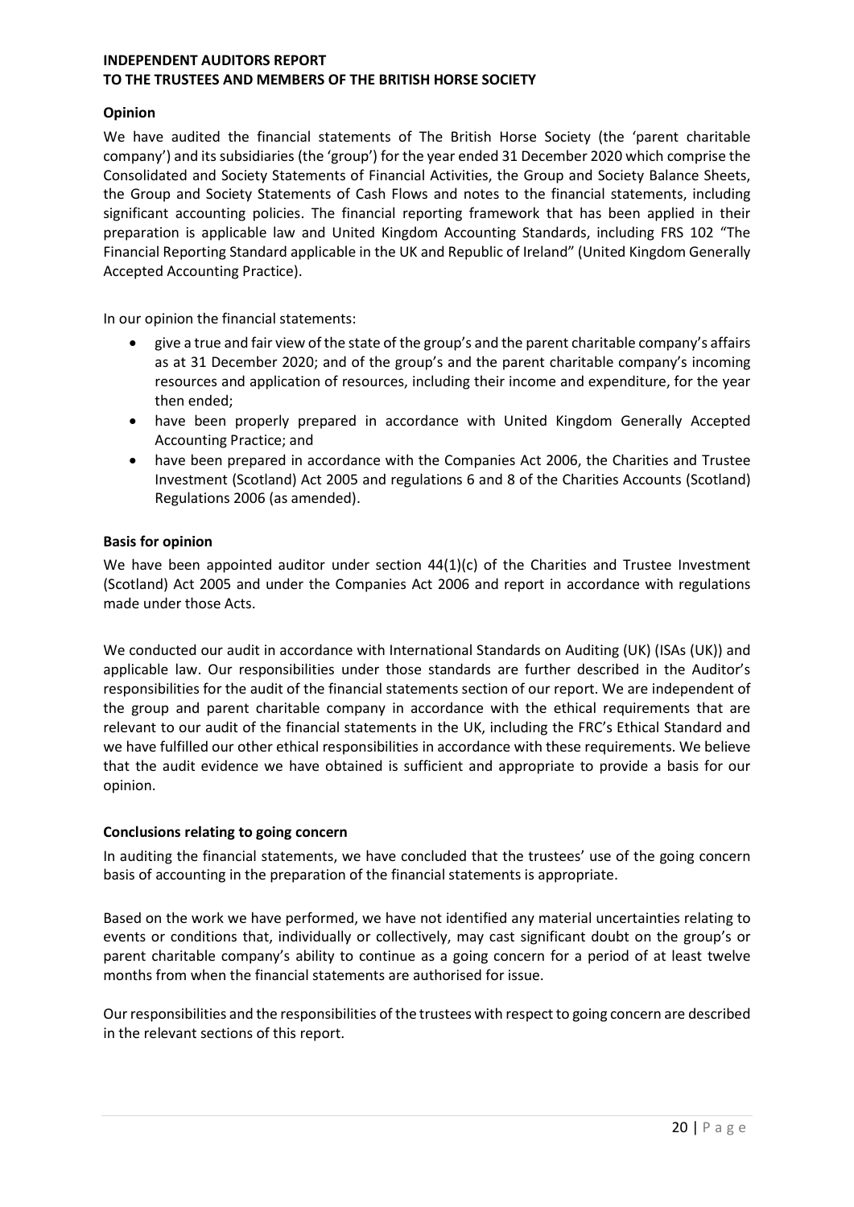# INDEPENDENT AUDITORS REPORT
# TO THE TRUSTEES AND MEMBERS OF THE BRITISH HORSE SOCIETY

## Opinion

We have audited the financial statements of The British Horse Society (the 'parent charitable company') and its subsidiaries (the 'group') for the year ended 31 December 2020 which comprise the Consolidated and Society Statements of Financial Activities, the Group and Society Balance Sheets, the Group and Society Statements of Cash Flows and notes to the financial statements, including significant accounting policies. The financial reporting framework that has been applied in their preparation is applicable law and United Kingdom Accounting Standards, including FRS 102 "The Financial Reporting Standard applicable in the UK and Republic of Ireland" (United Kingdom Generally Accepted Accounting Practice).

In our opinion the financial statements:

- give a true and fair view of the state of the group's and the parent charitable company's affairs as at 31 December 2020; and of the group's and the parent charitable company's incoming resources and application of resources, including their income and expenditure, for the year then ended;
- have been properly prepared in accordance with United Kingdom Generally Accepted Accounting Practice; and
- have been prepared in accordance with the Companies Act 2006, the Charities and Trustee Investment (Scotland) Act 2005 and regulations 6 and 8 of the Charities Accounts (Scotland) Regulations 2006 (as amended).

## Basis for opinion

We have been appointed auditor under section 44(1)(c) of the Charities and Trustee Investment (Scotland) Act 2005 and under the Companies Act 2006 and report in accordance with regulations made under those Acts.

We conducted our audit in accordance with International Standards on Auditing (UK) (ISAs (UK)) and applicable law. Our responsibilities under those standards are further described in the Auditor's responsibilities for the audit of the financial statements section of our report. We are independent of the group and parent charitable company in accordance with the ethical requirements that are relevant to our audit of the financial statements in the UK, including the FRC's Ethical Standard and we have fulfilled our other ethical responsibilities in accordance with these requirements. We believe that the audit evidence we have obtained is sufficient and appropriate to provide a basis for our opinion.

## Conclusions relating to going concern

In auditing the financial statements, we have concluded that the trustees' use of the going concern basis of accounting in the preparation of the financial statements is appropriate.

Based on the work we have performed, we have not identified any material uncertainties relating to events or conditions that, individually or collectively, may cast significant doubt on the group's or parent charitable company's ability to continue as a going concern for a period of at least twelve months from when the financial statements are authorised for issue.

Our responsibilities and the responsibilities of the trustees with respect to going concern are described in the relevant sections of this report.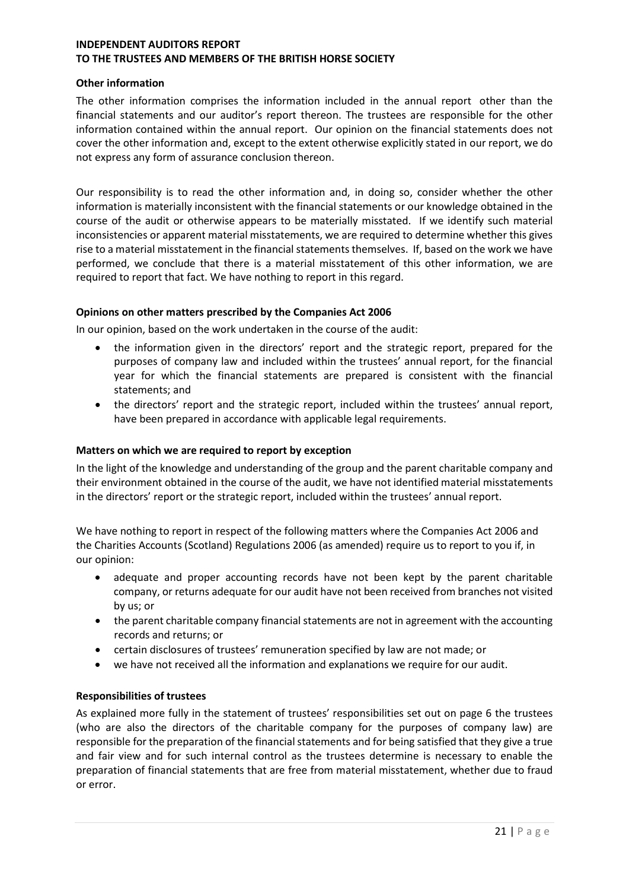**INDEPENDENT AUDITORS REPORT**
**TO THE TRUSTEES AND MEMBERS OF THE BRITISH HORSE SOCIETY**

**Other information**

The other information comprises the information included in the annual report other than the financial statements and our auditor's report thereon. The trustees are responsible for the other information contained within the annual report. Our opinion on the financial statements does not cover the other information and, except to the extent otherwise explicitly stated in our report, we do not express any form of assurance conclusion thereon.

Our responsibility is to read the other information and, in doing so, consider whether the other information is materially inconsistent with the financial statements or our knowledge obtained in the course of the audit or otherwise appears to be materially misstated. If we identify such material inconsistencies or apparent material misstatements, we are required to determine whether this gives rise to a material misstatement in the financial statements themselves. If, based on the work we have performed, we conclude that there is a material misstatement of this other information, we are required to report that fact. We have nothing to report in this regard.

**Opinions on other matters prescribed by the Companies Act 2006**

In our opinion, based on the work undertaken in the course of the audit:

- the information given in the directors' report and the strategic report, prepared for the purposes of company law and included within the trustees' annual report, for the financial year for which the financial statements are prepared is consistent with the financial statements; and
- the directors' report and the strategic report, included within the trustees' annual report, have been prepared in accordance with applicable legal requirements.

**Matters on which we are required to report by exception**

In the light of the knowledge and understanding of the group and the parent charitable company and their environment obtained in the course of the audit, we have not identified material misstatements in the directors' report or the strategic report, included within the trustees' annual report.

We have nothing to report in respect of the following matters where the Companies Act 2006 and the Charities Accounts (Scotland) Regulations 2006 (as amended) require us to report to you if, in our opinion:

- adequate and proper accounting records have not been kept by the parent charitable company, or returns adequate for our audit have not been received from branches not visited by us; or
- the parent charitable company financial statements are not in agreement with the accounting records and returns; or
- certain disclosures of trustees' remuneration specified by law are not made; or
- we have not received all the information and explanations we require for our audit.

**Responsibilities of trustees**

As explained more fully in the statement of trustees' responsibilities set out on page 6 the trustees (who are also the directors of the charitable company for the purposes of company law) are responsible for the preparation of the financial statements and for being satisfied that they give a true and fair view and for such internal control as the trustees determine is necessary to enable the preparation of financial statements that are free from material misstatement, whether due to fraud or error.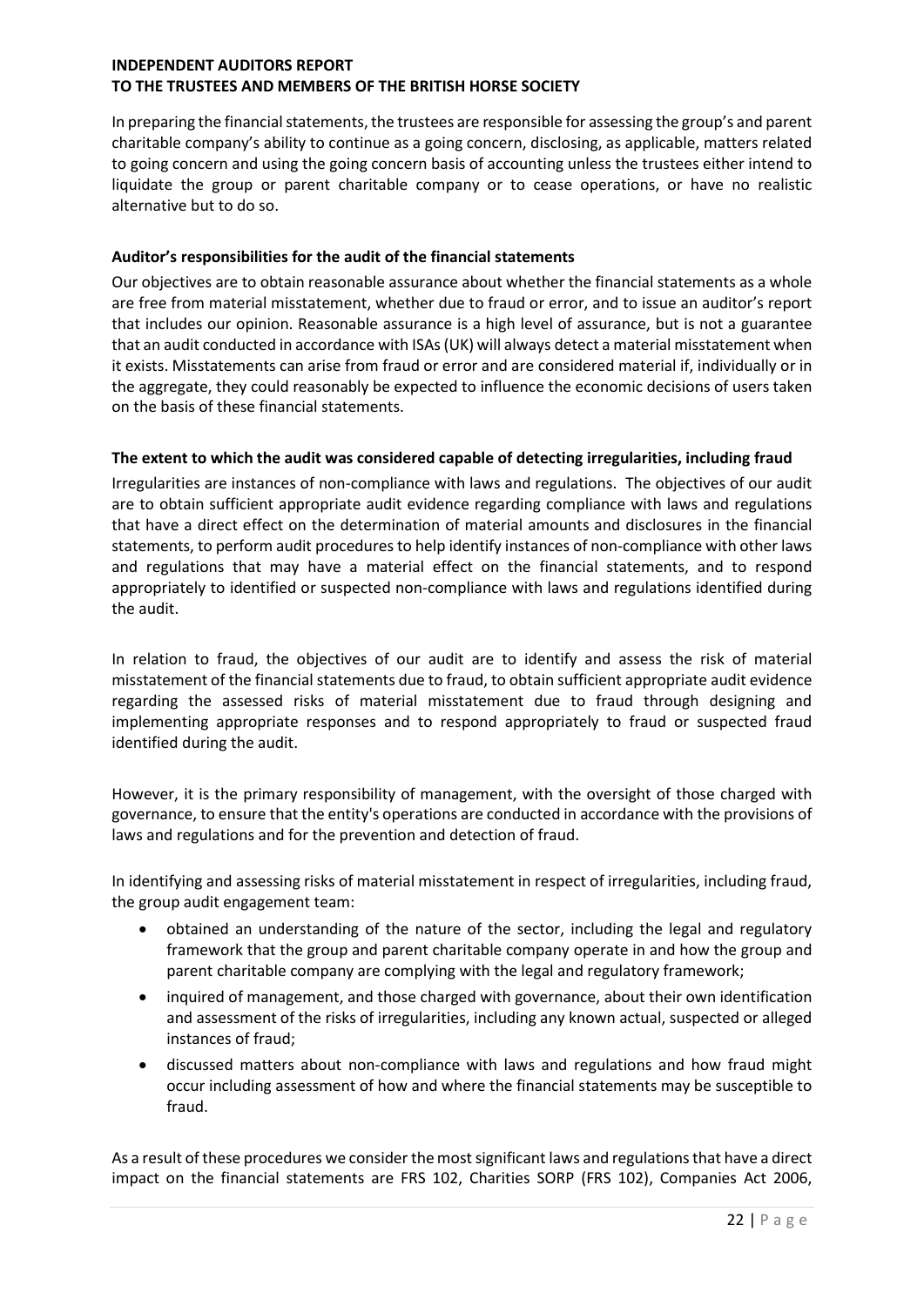**INDEPENDENT AUDITORS REPORT**
**TO THE TRUSTEES AND MEMBERS OF THE BRITISH HORSE SOCIETY**

In preparing the financial statements, the trustees are responsible for assessing the group's and parent charitable company's ability to continue as a going concern, disclosing, as applicable, matters related to going concern and using the going concern basis of accounting unless the trustees either intend to liquidate the group or parent charitable company or to cease operations, or have no realistic alternative but to do so.

**Auditor's responsibilities for the audit of the financial statements**

Our objectives are to obtain reasonable assurance about whether the financial statements as a whole are free from material misstatement, whether due to fraud or error, and to issue an auditor's report that includes our opinion. Reasonable assurance is a high level of assurance, but is not a guarantee that an audit conducted in accordance with ISAs (UK) will always detect a material misstatement when it exists. Misstatements can arise from fraud or error and are considered material if, individually or in the aggregate, they could reasonably be expected to influence the economic decisions of users taken on the basis of these financial statements.

**The extent to which the audit was considered capable of detecting irregularities, including fraud**

Irregularities are instances of non-compliance with laws and regulations. The objectives of our audit are to obtain sufficient appropriate audit evidence regarding compliance with laws and regulations that have a direct effect on the determination of material amounts and disclosures in the financial statements, to perform audit procedures to help identify instances of non-compliance with other laws and regulations that may have a material effect on the financial statements, and to respond appropriately to identified or suspected non-compliance with laws and regulations identified during the audit.

In relation to fraud, the objectives of our audit are to identify and assess the risk of material misstatement of the financial statements due to fraud, to obtain sufficient appropriate audit evidence regarding the assessed risks of material misstatement due to fraud through designing and implementing appropriate responses and to respond appropriately to fraud or suspected fraud identified during the audit.

However, it is the primary responsibility of management, with the oversight of those charged with governance, to ensure that the entity's operations are conducted in accordance with the provisions of laws and regulations and for the prevention and detection of fraud.

In identifying and assessing risks of material misstatement in respect of irregularities, including fraud, the group audit engagement team:

- obtained an understanding of the nature of the sector, including the legal and regulatory framework that the group and parent charitable company operate in and how the group and parent charitable company are complying with the legal and regulatory framework;
- inquired of management, and those charged with governance, about their own identification and assessment of the risks of irregularities, including any known actual, suspected or alleged instances of fraud;
- discussed matters about non-compliance with laws and regulations and how fraud might occur including assessment of how and where the financial statements may be susceptible to fraud.

As a result of these procedures we consider the most significant laws and regulations that have a direct impact on the financial statements are FRS 102, Charities SORP (FRS 102), Companies Act 2006,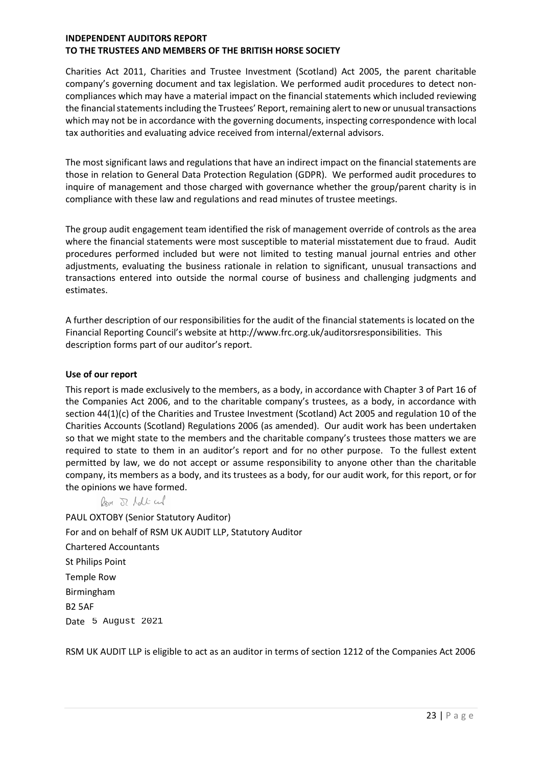**INDEPENDENT AUDITORS REPORT**
**TO THE TRUSTEES AND MEMBERS OF THE BRITISH HORSE SOCIETY**

Charities Act 2011, Charities and Trustee Investment (Scotland) Act 2005, the parent charitable company's governing document and tax legislation. We performed audit procedures to detect non-compliances which may have a material impact on the financial statements which included reviewing the financial statements including the Trustees' Report, remaining alert to new or unusual transactions which may not be in accordance with the governing documents, inspecting correspondence with local tax authorities and evaluating advice received from internal/external advisors.

The most significant laws and regulations that have an indirect impact on the financial statements are those in relation to General Data Protection Regulation (GDPR). We performed audit procedures to inquire of management and those charged with governance whether the group/parent charity is in compliance with these law and regulations and read minutes of trustee meetings.

The group audit engagement team identified the risk of management override of controls as the area where the financial statements were most susceptible to material misstatement due to fraud. Audit procedures performed included but were not limited to testing manual journal entries and other adjustments, evaluating the business rationale in relation to significant, unusual transactions and transactions entered into outside the normal course of business and challenging judgments and estimates.

A further description of our responsibilities for the audit of the financial statements is located on the Financial Reporting Council's website at http://www.frc.org.uk/auditorsresponsibilities. This description forms part of our auditor's report.

**Use of our report**

This report is made exclusively to the members, as a body, in accordance with Chapter 3 of Part 16 of the Companies Act 2006, and to the charitable company's trustees, as a body, in accordance with section 44(1)(c) of the Charities and Trustee Investment (Scotland) Act 2005 and regulation 10 of the Charities Accounts (Scotland) Regulations 2006 (as amended). Our audit work has been undertaken so that we might state to the members and the charitable company's trustees those matters we are required to state to them in an auditor's report and for no other purpose. To the fullest extent permitted by law, we do not accept or assume responsibility to anyone other than the charitable company, its members as a body, and its trustees as a body, for our audit work, for this report, or for the opinions we have formed.

PAUL OXTOBY (Senior Statutory Auditor)
For and on behalf of RSM UK AUDIT LLP, Statutory Auditor
Chartered Accountants
St Philips Point
Temple Row
Birmingham
B2 5AF
Date 5 August 2021

RSM UK AUDIT LLP is eligible to act as an auditor in terms of section 1212 of the Companies Act 2006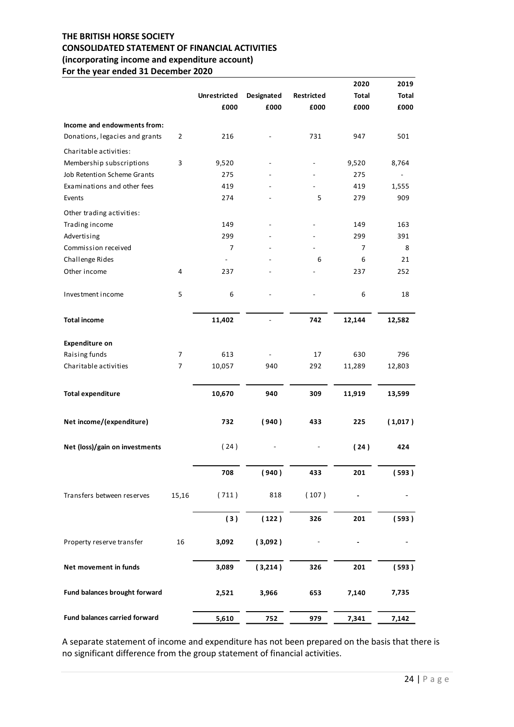**THE BRITISH HORSE SOCIETY**
**CONSOLIDATED STATEMENT OF FINANCIAL ACTIVITIES**
**(incorporating income and expenditure account)**
**For the year ended 31 December 2020**

| | | Unrestricted £000 | Designated £000 | Restricted £000 | 2020 Total £000 | 2019 Total £000 |
|---|---|---|---|---|---|---|
| **Income and endowments from:** | | | | | | |
| Donations, legacies and grants | 2 | 216 | - | 731 | 947 | 501 |
| Charitable activities: | | | | | | |
| Membership subscriptions | 3 | 9,520 | - | - | 9,520 | 8,764 |
| Job Retention Scheme Grants | | 275 | - | - | 275 | - |
| Examinations and other fees | | 419 | - | - | 419 | 1,555 |
| Events | | 274 | - | 5 | 279 | 909 |
| Other trading activities: | | | | | | |
| Trading income | | 149 | - | - | 149 | 163 |
| Advertising | | 299 | - | - | 299 | 391 |
| Commission received | | 7 | - | - | 7 | 8 |
| Challenge Rides | | - | - | 6 | 6 | 21 |
| Other income | 4 | 237 | - | - | 237 | 252 |
| Investment income | 5 | 6 | - | - | 6 | 18 |
| **Total income** | | **11,402** | - | **742** | **12,144** | **12,582** |
| **Expenditure on** | | | | | | |
| Raising funds | 7 | 613 | - | 17 | 630 | 796 |
| Charitable activities | 7 | 10,057 | 940 | 292 | 11,289 | 12,803 |
| **Total expenditure** | | **10,670** | **940** | **309** | **11,919** | **13,599** |
| **Net income/(expenditure)** | | **732** | **( 940 )** | **433** | **225** | **( 1,017 )** |
| **Net (loss)/gain on investments** | | ( 24 ) | - | - | **( 24 )** | **424** |
| | | **708** | **( 940 )** | **433** | **201** | **( 593 )** |
| Transfers between reserves | 15,16 | ( 711 ) | 818 | ( 107 ) | - | - |
| | | **( 3 )** | **( 122 )** | **326** | **201** | **( 593 )** |
| Property reserve transfer | 16 | **3,092** | **( 3,092 )** | - | - | - |
| **Net movement in funds** | | **3,089** | **( 3,214 )** | **326** | **201** | **( 593 )** |
| **Fund balances brought forward** | | **2,521** | **3,966** | **653** | **7,140** | **7,735** |
| **Fund balances carried forward** | | **5,610** | **752** | **979** | **7,341** | **7,142** |

A separate statement of income and expenditure has not been prepared on the basis that there is no significant difference from the group statement of financial activities.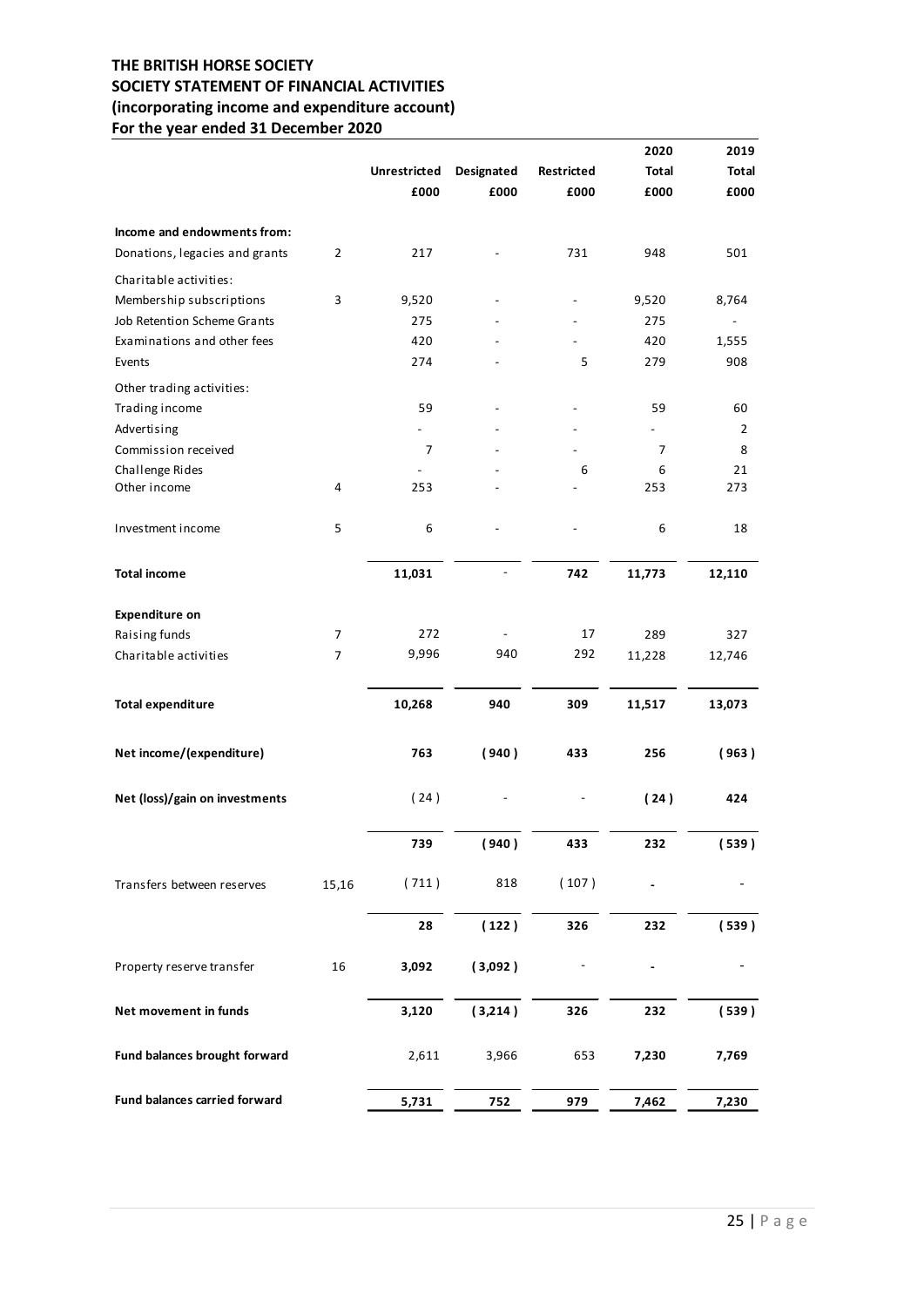# THE BRITISH HORSE SOCIETY
## SOCIETY STATEMENT OF FINANCIAL ACTIVITIES
## (incorporating income and expenditure account)
## For the year ended 31 December 2020

| | | Unrestricted | Designated | Restricted | 2020 Total | 2019 Total |
|---|---|---|---|---|---|---|
| | | £000 | £000 | £000 | £000 | £000 |
| **Income and endowments from:** | | | | | | |
| Donations, legacies and grants | 2 | 217 | - | 731 | 948 | 501 |
| Charitable activities: | | | | | | |
| Membership subscriptions | 3 | 9,520 | - | - | 9,520 | 8,764 |
| Job Retention Scheme Grants | | 275 | - | - | 275 | - |
| Examinations and other fees | | 420 | - | - | 420 | 1,555 |
| Events | | 274 | - | 5 | 279 | 908 |
| Other trading activities: | | | | | | |
| Trading income | | 59 | - | - | 59 | 60 |
| Advertising | | - | - | - | - | 2 |
| Commission received | | 7 | - | - | 7 | 8 |
| Challenge Rides | | - | - | 6 | 6 | 21 |
| Other income | 4 | 253 | - | - | 253 | 273 |
| Investment income | 5 | 6 | - | - | 6 | 18 |
| **Total income** | | **11,031** | - | **742** | **11,773** | **12,110** |
| **Expenditure on** | | | | | | |
| Raising funds | 7 | 272 | - | 17 | 289 | 327 |
| Charitable activities | 7 | 9,996 | 940 | 292 | 11,228 | 12,746 |
| **Total expenditure** | | **10,268** | **940** | **309** | **11,517** | **13,073** |
| **Net income/(expenditure)** | | **763** | **( 940 )** | **433** | **256** | **( 963 )** |
| **Net (loss)/gain on investments** | | ( 24 ) | - | - | **( 24 )** | **424** |
| | | **739** | **( 940 )** | **433** | **232** | **( 539 )** |
| Transfers between reserves | 15,16 | ( 711 ) | 818 | ( 107 ) | - | - |
| | | **28** | **( 122 )** | **326** | **232** | **( 539 )** |
| Property reserve transfer | 16 | **3,092** | **( 3,092 )** | - | - | - |
| **Net movement in funds** | | **3,120** | **( 3,214 )** | **326** | **232** | **( 539 )** |
| **Fund balances brought forward** | | 2,611 | 3,966 | 653 | **7,230** | **7,769** |
| **Fund balances carried forward** | | **5,731** | **752** | **979** | **7,462** | **7,230** |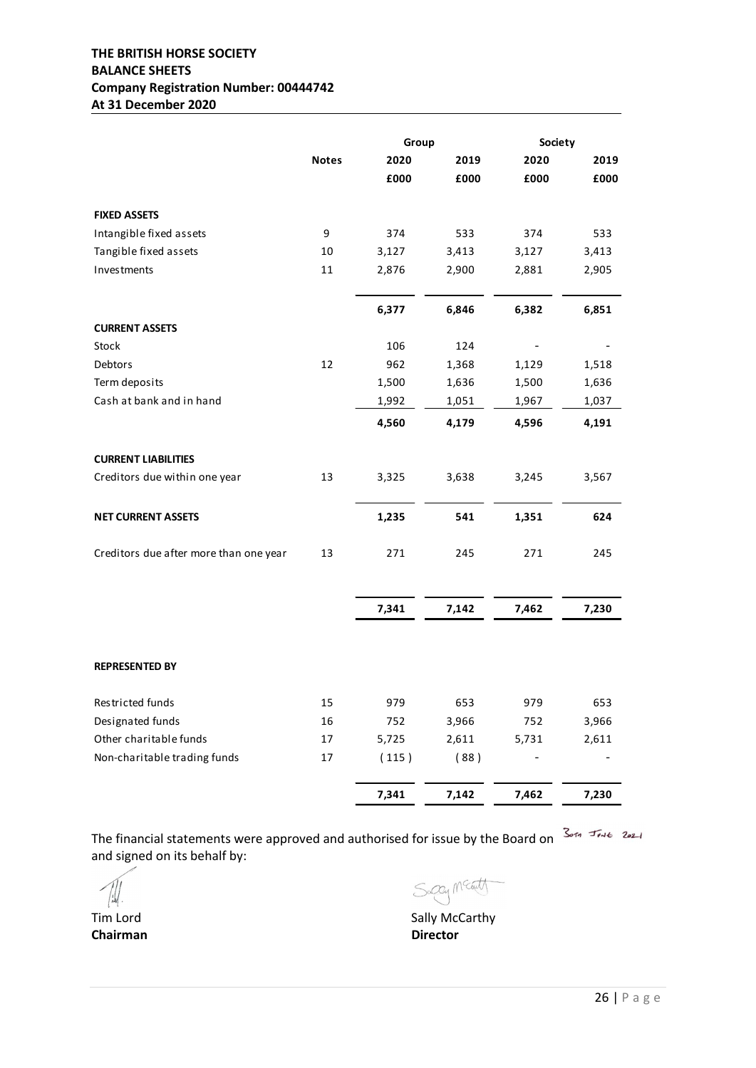**THE BRITISH HORSE SOCIETY**
**BALANCE SHEETS**
**Company Registration Number: 00444742**
**At 31 December 2020**

| | Notes | Group 2020 £000 | Group 2019 £000 | Society 2020 £000 | Society 2019 £000 |
|---|---|---|---|---|---|
| **FIXED ASSETS** | | | | | |
| Intangible fixed assets | 9 | 374 | 533 | 374 | 533 |
| Tangible fixed assets | 10 | 3,127 | 3,413 | 3,127 | 3,413 |
| Investments | 11 | 2,876 | 2,900 | 2,881 | 2,905 |
| | | **6,377** | **6,846** | **6,382** | **6,851** |
| **CURRENT ASSETS** | | | | | |
| Stock | | 106 | 124 | - | - |
| Debtors | 12 | 962 | 1,368 | 1,129 | 1,518 |
| Term deposits | | 1,500 | 1,636 | 1,500 | 1,636 |
| Cash at bank and in hand | | 1,992 | 1,051 | 1,967 | 1,037 |
| | | **4,560** | **4,179** | **4,596** | **4,191** |
| **CURRENT LIABILITIES** | | | | | |
| Creditors due within one year | 13 | 3,325 | 3,638 | 3,245 | 3,567 |
| **NET CURRENT ASSETS** | | **1,235** | **541** | **1,351** | **624** |
| Creditors due after more than one year | 13 | 271 | 245 | 271 | 245 |
| | | **7,341** | **7,142** | **7,462** | **7,230** |
| **REPRESENTED BY** | | | | | |
| Restricted funds | 15 | 979 | 653 | 979 | 653 |
| Designated funds | 16 | 752 | 3,966 | 752 | 3,966 |
| Other charitable funds | 17 | 5,725 | 2,611 | 5,731 | 2,611 |
| Non-charitable trading funds | 17 | (115) | (88) | - | - |
| | | **7,341** | **7,142** | **7,462** | **7,230** |

The financial statements were approved and authorised for issue by the Board on 30th June 2021 and signed on its behalf by:

Tim Lord
**Chairman**

Sally McCarthy
**Director**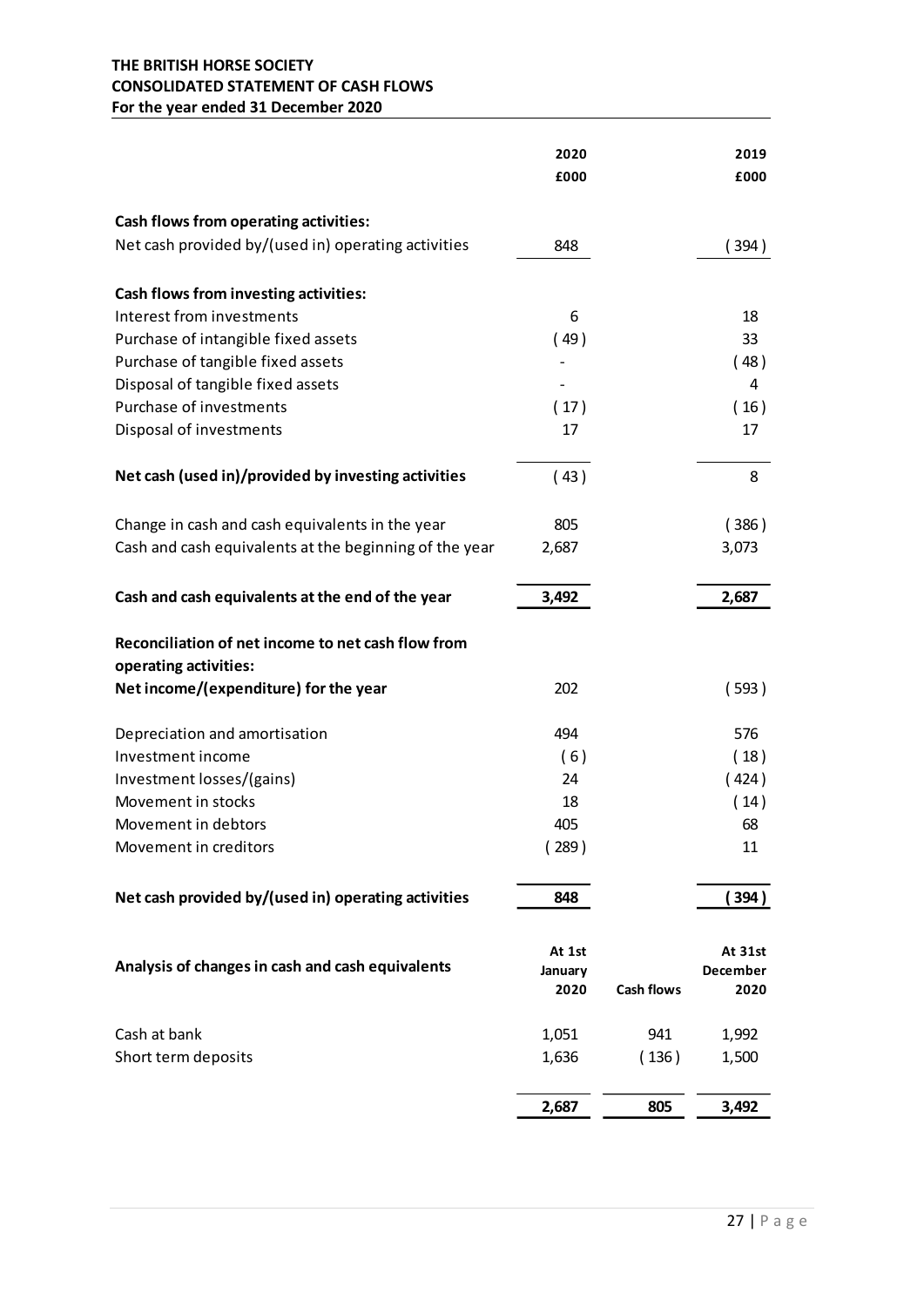**THE BRITISH HORSE SOCIETY**
**CONSOLIDATED STATEMENT OF CASH FLOWS**
**For the year ended 31 December 2020**

| | 2020 £000 | 2019 £000 |
|---|---|---|
| **Cash flows from operating activities:** | | |
| Net cash provided by/(used in) operating activities | 848 | ( 394 ) |
| **Cash flows from investing activities:** | | |
| Interest from investments | 6 | 18 |
| Purchase of intangible fixed assets | ( 49 ) | 33 |
| Purchase of tangible fixed assets | - | ( 48 ) |
| Disposal of tangible fixed assets | - | 4 |
| Purchase of investments | ( 17 ) | ( 16 ) |
| Disposal of investments | 17 | 17 |
| **Net cash (used in)/provided by investing activities** | ( 43 ) | 8 |
| Change in cash and cash equivalents in the year | 805 | ( 386 ) |
| Cash and cash equivalents at the beginning of the year | 2,687 | 3,073 |
| **Cash and cash equivalents at the end of the year** | **3,492** | **2,687** |

| | 2020 £000 | 2019 £000 |
|---|---|---|
| **Reconciliation of net income to net cash flow from operating activities:** | | |
| **Net income/(expenditure) for the year** | 202 | ( 593 ) |
| Depreciation and amortisation | 494 | 576 |
| Investment income | ( 6 ) | ( 18 ) |
| Investment losses/(gains) | 24 | ( 424 ) |
| Movement in stocks | 18 | ( 14 ) |
| Movement in debtors | 405 | 68 |
| Movement in creditors | ( 289 ) | 11 |
| **Net cash provided by/(used in) operating activities** | **848** | **( 394 )** |

| **Analysis of changes in cash and cash equivalents** | At 1st January 2020 | Cash flows | At 31st December 2020 |
|---|---|---|---|
| Cash at bank | 1,051 | 941 | 1,992 |
| Short term deposits | 1,636 | ( 136 ) | 1,500 |
| | **2,687** | **805** | **3,492** |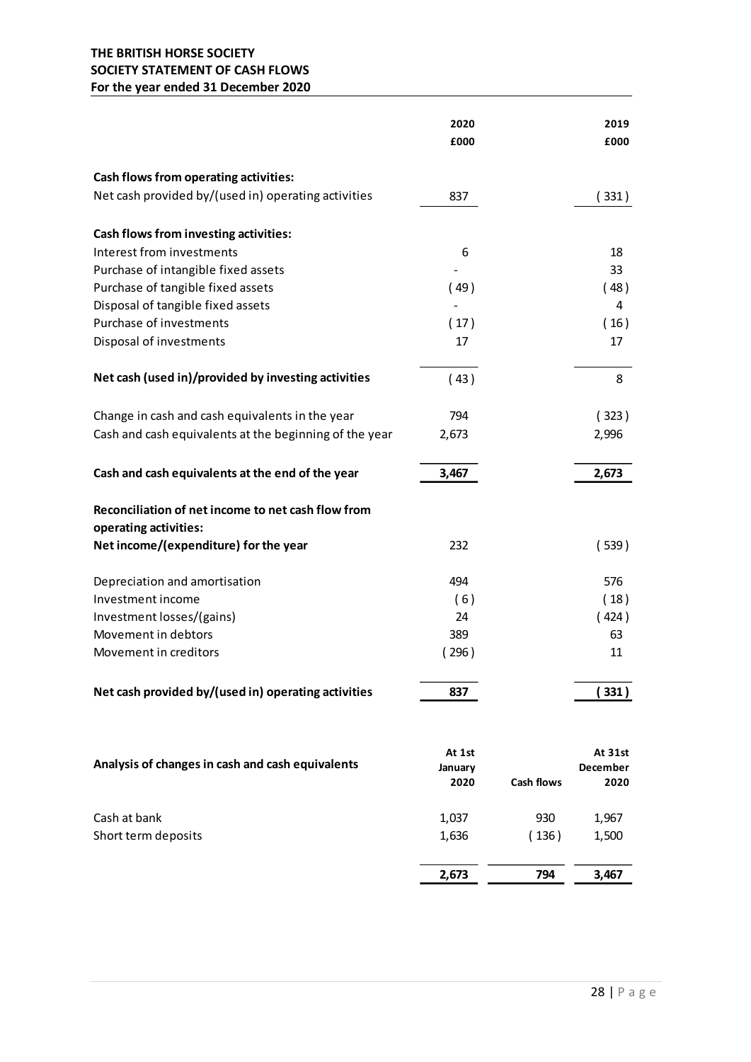# THE BRITISH HORSE SOCIETY
## SOCIETY STATEMENT OF CASH FLOWS
### For the year ended 31 December 2020

| | 2020 £000 | 2019 £000 |
|---|---|---|
| **Cash flows from operating activities:** | | |
| Net cash provided by/(used in) operating activities | 837 | ( 331 ) |
| | | |
| **Cash flows from investing activities:** | | |
| Interest from investments | 6 | 18 |
| Purchase of intangible fixed assets | - | 33 |
| Purchase of tangible fixed assets | ( 49 ) | ( 48 ) |
| Disposal of tangible fixed assets | - | 4 |
| Purchase of investments | ( 17 ) | ( 16 ) |
| Disposal of investments | 17 | 17 |
| **Net cash (used in)/provided by investing activities** | ( 43 ) | 8 |
| | | |
| Change in cash and cash equivalents in the year | 794 | ( 323 ) |
| Cash and cash equivalents at the beginning of the year | 2,673 | 2,996 |
| **Cash and cash equivalents at the end of the year** | **3,467** | **2,673** |
| | | |
| **Reconciliation of net income to net cash flow from operating activities:** | | |
| **Net income/(expenditure) for the year** | 232 | ( 539 ) |
| | | |
| Depreciation and amortisation | 494 | 576 |
| Investment income | ( 6 ) | ( 18 ) |
| Investment losses/(gains) | 24 | ( 424 ) |
| Movement in debtors | 389 | 63 |
| Movement in creditors | ( 296 ) | 11 |
| **Net cash provided by/(used in) operating activities** | **837** | **( 331 )** |

| **Analysis of changes in cash and cash equivalents** | At 1st January 2020 | Cash flows | At 31st December 2020 |
|---|---|---|---|
| Cash at bank | 1,037 | 930 | 1,967 |
| Short term deposits | 1,636 | ( 136 ) | 1,500 |
| | **2,673** | **794** | **3,467** |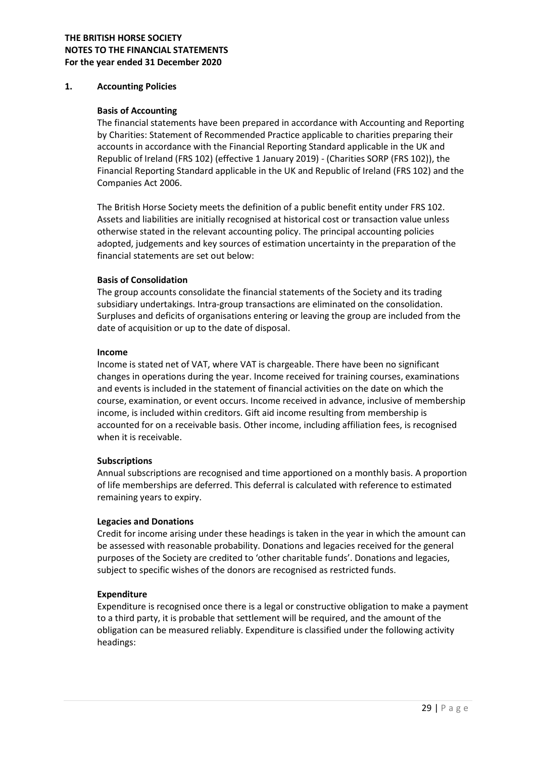**THE BRITISH HORSE SOCIETY**
**NOTES TO THE FINANCIAL STATEMENTS**
**For the year ended 31 December 2020**

## 1. Accounting Policies

**Basis of Accounting**

The financial statements have been prepared in accordance with Accounting and Reporting by Charities: Statement of Recommended Practice applicable to charities preparing their accounts in accordance with the Financial Reporting Standard applicable in the UK and Republic of Ireland (FRS 102) (effective 1 January 2019) - (Charities SORP (FRS 102)), the Financial Reporting Standard applicable in the UK and Republic of Ireland (FRS 102) and the Companies Act 2006.

The British Horse Society meets the definition of a public benefit entity under FRS 102. Assets and liabilities are initially recognised at historical cost or transaction value unless otherwise stated in the relevant accounting policy. The principal accounting policies adopted, judgements and key sources of estimation uncertainty in the preparation of the financial statements are set out below:

**Basis of Consolidation**

The group accounts consolidate the financial statements of the Society and its trading subsidiary undertakings. Intra-group transactions are eliminated on the consolidation. Surpluses and deficits of organisations entering or leaving the group are included from the date of acquisition or up to the date of disposal.

**Income**

Income is stated net of VAT, where VAT is chargeable. There have been no significant changes in operations during the year. Income received for training courses, examinations and events is included in the statement of financial activities on the date on which the course, examination, or event occurs. Income received in advance, inclusive of membership income, is included within creditors. Gift aid income resulting from membership is accounted for on a receivable basis. Other income, including affiliation fees, is recognised when it is receivable.

**Subscriptions**

Annual subscriptions are recognised and time apportioned on a monthly basis. A proportion of life memberships are deferred. This deferral is calculated with reference to estimated remaining years to expiry.

**Legacies and Donations**

Credit for income arising under these headings is taken in the year in which the amount can be assessed with reasonable probability. Donations and legacies received for the general purposes of the Society are credited to 'other charitable funds'. Donations and legacies, subject to specific wishes of the donors are recognised as restricted funds.

**Expenditure**

Expenditure is recognised once there is a legal or constructive obligation to make a payment to a third party, it is probable that settlement will be required, and the amount of the obligation can be measured reliably. Expenditure is classified under the following activity headings: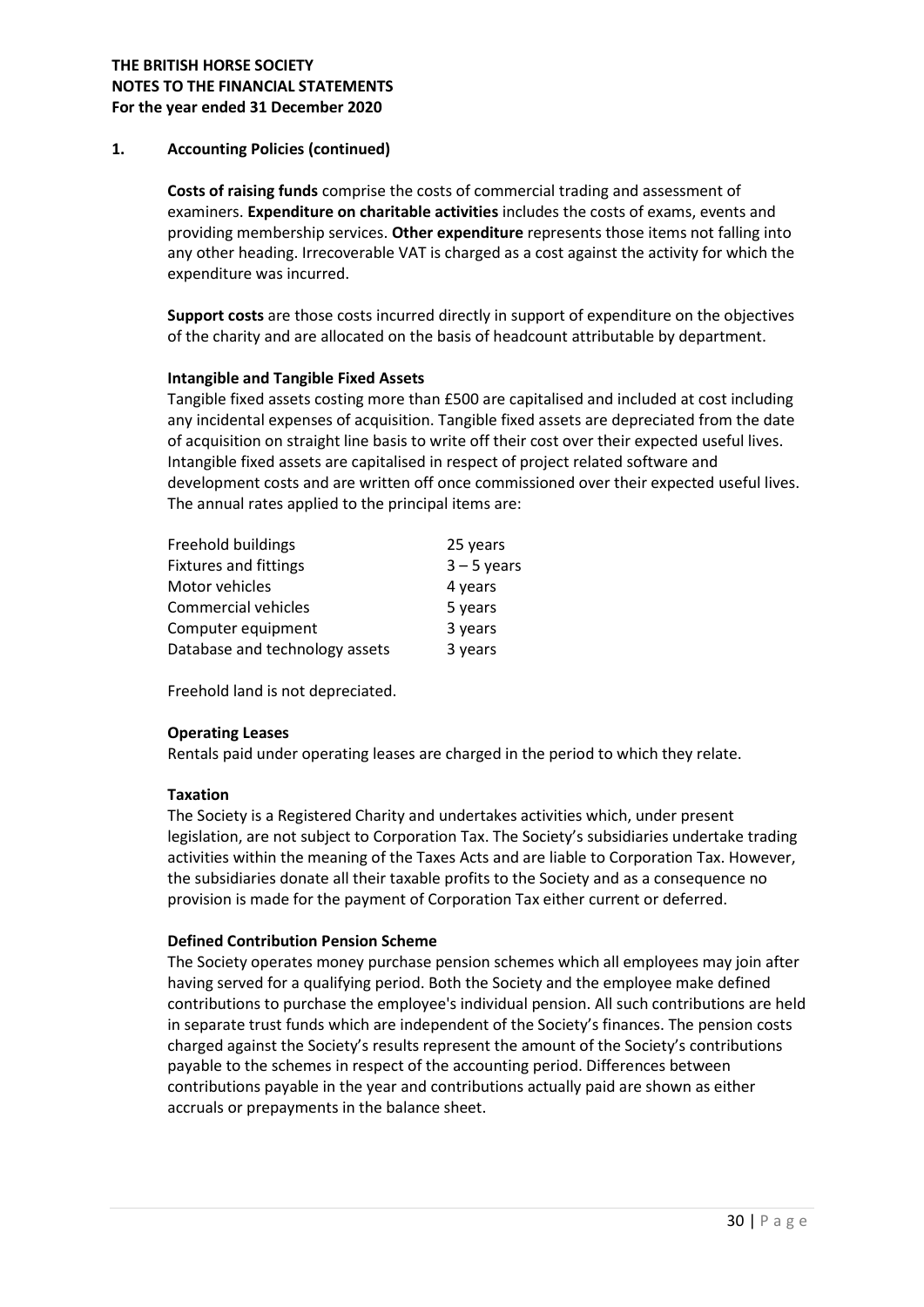**THE BRITISH HORSE SOCIETY**
**NOTES TO THE FINANCIAL STATEMENTS**
**For the year ended 31 December 2020**

## 1. Accounting Policies (continued)

**Costs of raising funds** comprise the costs of commercial trading and assessment of examiners. **Expenditure on charitable activities** includes the costs of exams, events and providing membership services. **Other expenditure** represents those items not falling into any other heading. Irrecoverable VAT is charged as a cost against the activity for which the expenditure was incurred.

**Support costs** are those costs incurred directly in support of expenditure on the objectives of the charity and are allocated on the basis of headcount attributable by department.

**Intangible and Tangible Fixed Assets**

Tangible fixed assets costing more than £500 are capitalised and included at cost including any incidental expenses of acquisition. Tangible fixed assets are depreciated from the date of acquisition on straight line basis to write off their cost over their expected useful lives. Intangible fixed assets are capitalised in respect of project related software and development costs and are written off once commissioned over their expected useful lives. The annual rates applied to the principal items are:

| | |
|---|---|
| Freehold buildings | 25 years |
| Fixtures and fittings | 3 – 5 years |
| Motor vehicles | 4 years |
| Commercial vehicles | 5 years |
| Computer equipment | 3 years |
| Database and technology assets | 3 years |

Freehold land is not depreciated.

**Operating Leases**

Rentals paid under operating leases are charged in the period to which they relate.

**Taxation**

The Society is a Registered Charity and undertakes activities which, under present legislation, are not subject to Corporation Tax. The Society's subsidiaries undertake trading activities within the meaning of the Taxes Acts and are liable to Corporation Tax. However, the subsidiaries donate all their taxable profits to the Society and as a consequence no provision is made for the payment of Corporation Tax either current or deferred.

**Defined Contribution Pension Scheme**

The Society operates money purchase pension schemes which all employees may join after having served for a qualifying period. Both the Society and the employee make defined contributions to purchase the employee's individual pension. All such contributions are held in separate trust funds which are independent of the Society's finances. The pension costs charged against the Society's results represent the amount of the Society's contributions payable to the schemes in respect of the accounting period. Differences between contributions payable in the year and contributions actually paid are shown as either accruals or prepayments in the balance sheet.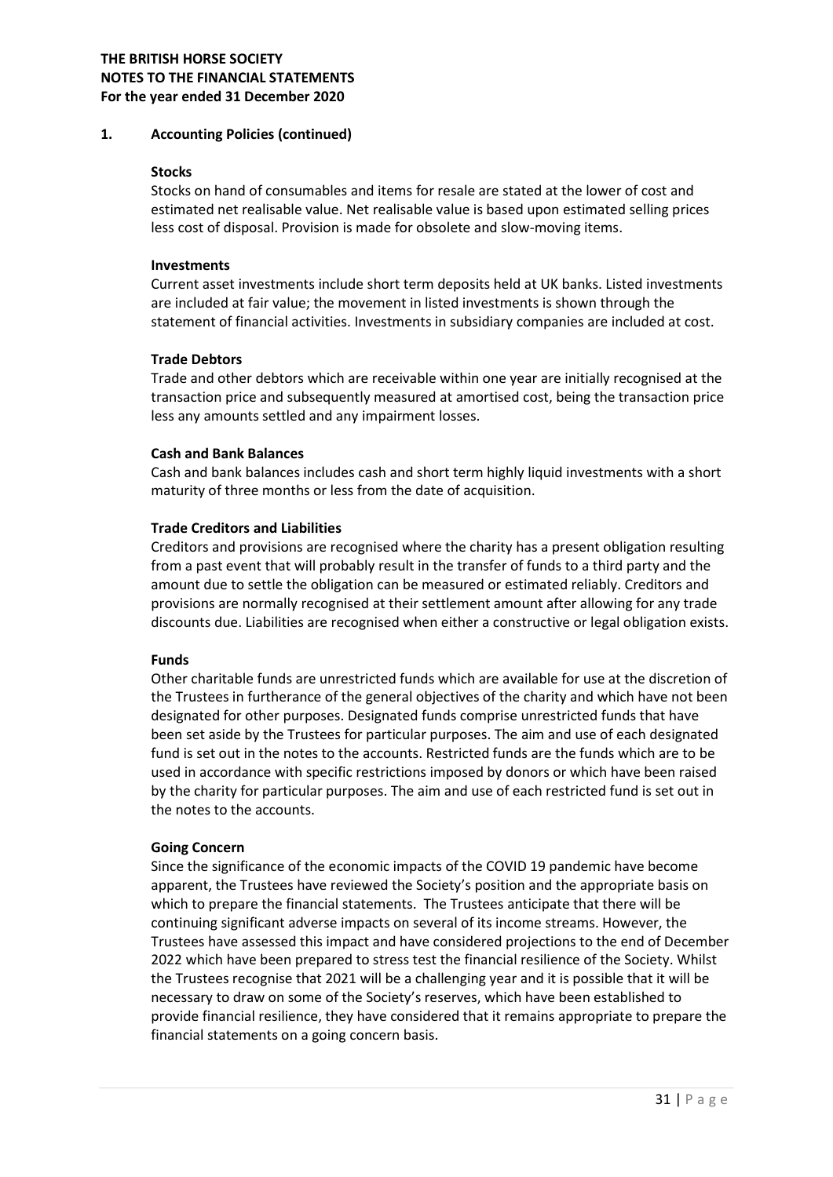**THE BRITISH HORSE SOCIETY**
**NOTES TO THE FINANCIAL STATEMENTS**
**For the year ended 31 December 2020**

## 1. Accounting Policies (continued)

**Stocks**
Stocks on hand of consumables and items for resale are stated at the lower of cost and estimated net realisable value. Net realisable value is based upon estimated selling prices less cost of disposal. Provision is made for obsolete and slow-moving items.

**Investments**
Current asset investments include short term deposits held at UK banks. Listed investments are included at fair value; the movement in listed investments is shown through the statement of financial activities. Investments in subsidiary companies are included at cost.

**Trade Debtors**
Trade and other debtors which are receivable within one year are initially recognised at the transaction price and subsequently measured at amortised cost, being the transaction price less any amounts settled and any impairment losses.

**Cash and Bank Balances**
Cash and bank balances includes cash and short term highly liquid investments with a short maturity of three months or less from the date of acquisition.

**Trade Creditors and Liabilities**
Creditors and provisions are recognised where the charity has a present obligation resulting from a past event that will probably result in the transfer of funds to a third party and the amount due to settle the obligation can be measured or estimated reliably. Creditors and provisions are normally recognised at their settlement amount after allowing for any trade discounts due. Liabilities are recognised when either a constructive or legal obligation exists.

**Funds**
Other charitable funds are unrestricted funds which are available for use at the discretion of the Trustees in furtherance of the general objectives of the charity and which have not been designated for other purposes. Designated funds comprise unrestricted funds that have been set aside by the Trustees for particular purposes. The aim and use of each designated fund is set out in the notes to the accounts. Restricted funds are the funds which are to be used in accordance with specific restrictions imposed by donors or which have been raised by the charity for particular purposes. The aim and use of each restricted fund is set out in the notes to the accounts.

**Going Concern**
Since the significance of the economic impacts of the COVID 19 pandemic have become apparent, the Trustees have reviewed the Society's position and the appropriate basis on which to prepare the financial statements. The Trustees anticipate that there will be continuing significant adverse impacts on several of its income streams. However, the Trustees have assessed this impact and have considered projections to the end of December 2022 which have been prepared to stress test the financial resilience of the Society. Whilst the Trustees recognise that 2021 will be a challenging year and it is possible that it will be necessary to draw on some of the Society's reserves, which have been established to provide financial resilience, they have considered that it remains appropriate to prepare the financial statements on a going concern basis.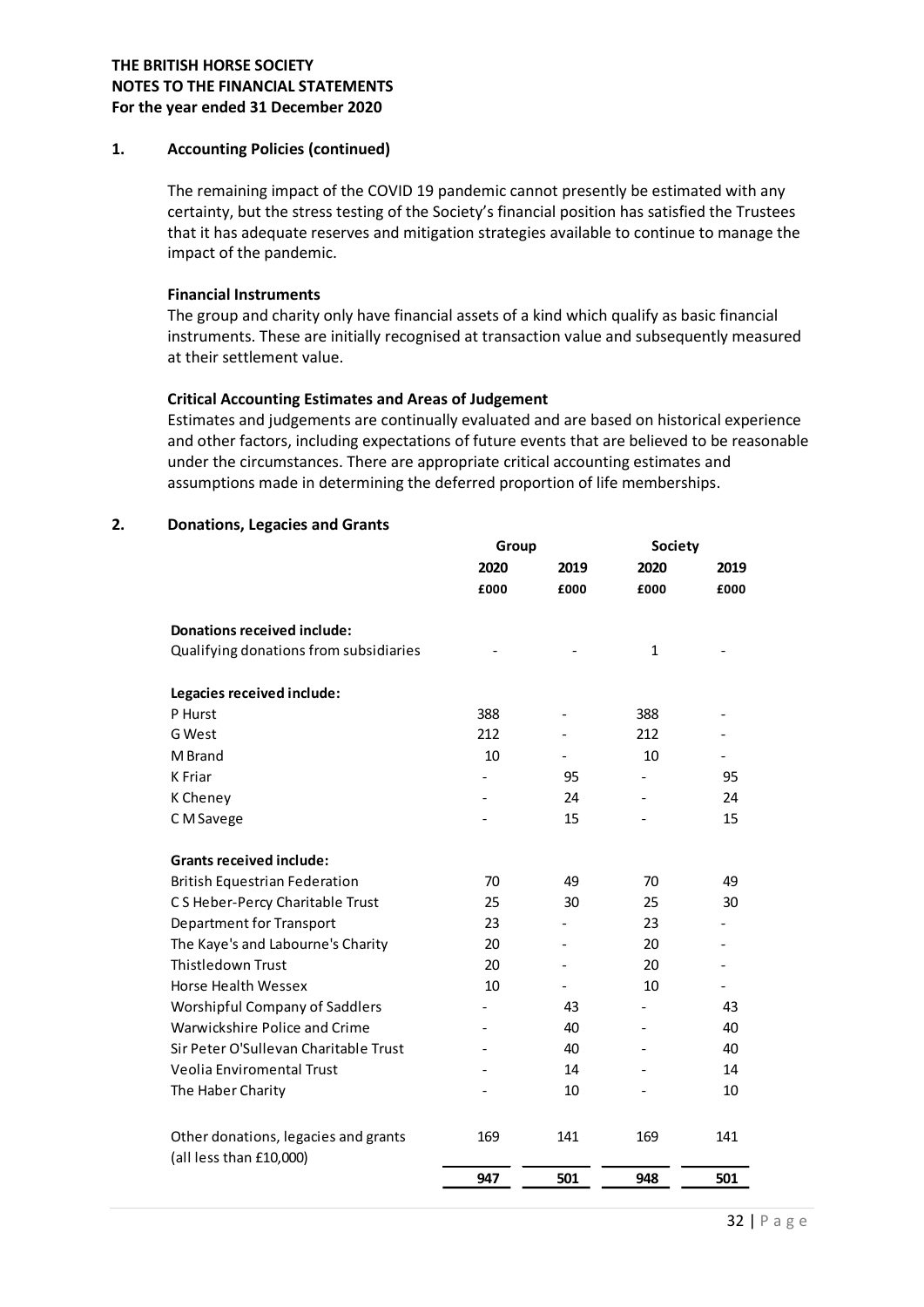## 1. Accounting Policies (continued)

The remaining impact of the COVID 19 pandemic cannot presently be estimated with any certainty, but the stress testing of the Society's financial position has satisfied the Trustees that it has adequate reserves and mitigation strategies available to continue to manage the impact of the pandemic.

**Financial Instruments**

The group and charity only have financial assets of a kind which qualify as basic financial instruments. These are initially recognised at transaction value and subsequently measured at their settlement value.

**Critical Accounting Estimates and Areas of Judgement**

Estimates and judgements are continually evaluated and are based on historical experience and other factors, including expectations of future events that are believed to be reasonable under the circumstances. There are appropriate critical accounting estimates and assumptions made in determining the deferred proportion of life memberships.

## 2. Donations, Legacies and Grants

| | Group | | Society | |
|---|---|---|---|---|
| | 2020 | 2019 | 2020 | 2019 |
| | £000 | £000 | £000 | £000 |
| **Donations received include:** | | | | |
| Qualifying donations from subsidiaries | - | - | 1 | - |
| **Legacies received include:** | | | | |
| P Hurst | 388 | - | 388 | - |
| G West | 212 | - | 212 | - |
| M Brand | 10 | - | 10 | - |
| K Friar | - | 95 | - | 95 |
| K Cheney | - | 24 | - | 24 |
| C M Savege | - | 15 | - | 15 |
| **Grants received include:** | | | | |
| British Equestrian Federation | 70 | 49 | 70 | 49 |
| C S Heber-Percy Charitable Trust | 25 | 30 | 25 | 30 |
| Department for Transport | 23 | - | 23 | - |
| The Kaye's and Labourne's Charity | 20 | - | 20 | - |
| Thistledown Trust | 20 | - | 20 | - |
| Horse Health Wessex | 10 | - | 10 | - |
| Worshipful Company of Saddlers | - | 43 | - | 43 |
| Warwickshire Police and Crime | - | 40 | - | 40 |
| Sir Peter O'Sullevan Charitable Trust | - | 40 | - | 40 |
| Veolia Enviromental Trust | - | 14 | - | 14 |
| The Haber Charity | - | 10 | - | 10 |
| Other donations, legacies and grants (all less than £10,000) | 169 | 141 | 169 | 141 |
| | **947** | **501** | **948** | **501** |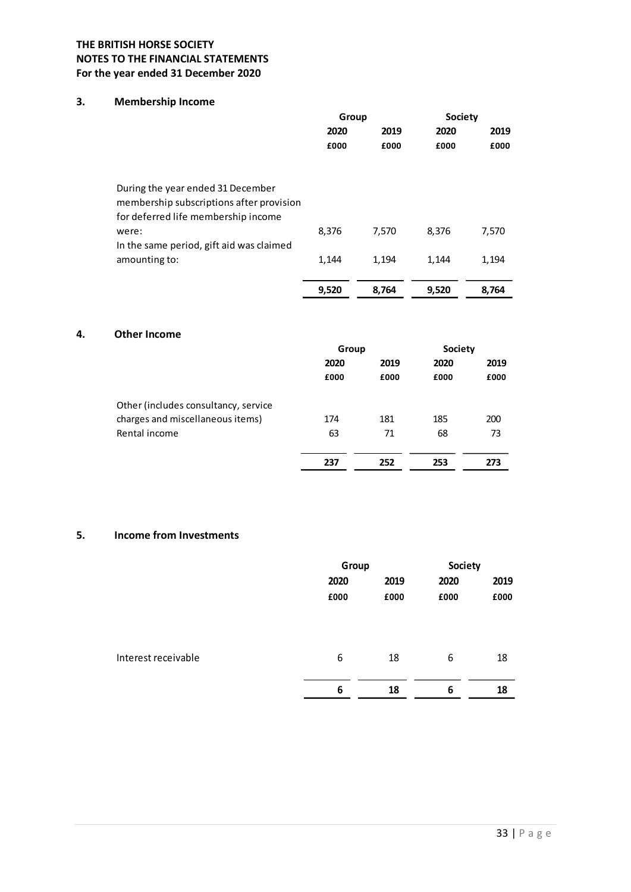**THE BRITISH HORSE SOCIETY**
**NOTES TO THE FINANCIAL STATEMENTS**
**For the year ended 31 December 2020**

## 3. Membership Income

| | Group | | Society | |
|---|---|---|---|---|
| | **2020** | **2019** | **2020** | **2019** |
| | **£000** | **£000** | **£000** | **£000** |
| During the year ended 31 December membership subscriptions after provision for deferred life membership income were: | 8,376 | 7,570 | 8,376 | 7,570 |
| In the same period, gift aid was claimed amounting to: | 1,144 | 1,194 | 1,144 | 1,194 |
| | **9,520** | **8,764** | **9,520** | **8,764** |

## 4. Other Income

| | Group | | Society | |
|---|---|---|---|---|
| | **2020** | **2019** | **2020** | **2019** |
| | **£000** | **£000** | **£000** | **£000** |
| Other (includes consultancy, service charges and miscellaneous items) | 174 | 181 | 185 | 200 |
| Rental income | 63 | 71 | 68 | 73 |
| | **237** | **252** | **253** | **273** |

## 5. Income from Investments

| | Group | | Society | |
|---|---|---|---|---|
| | **2020** | **2019** | **2020** | **2019** |
| | **£000** | **£000** | **£000** | **£000** |
| Interest receivable | 6 | 18 | 6 | 18 |
| | **6** | **18** | **6** | **18** |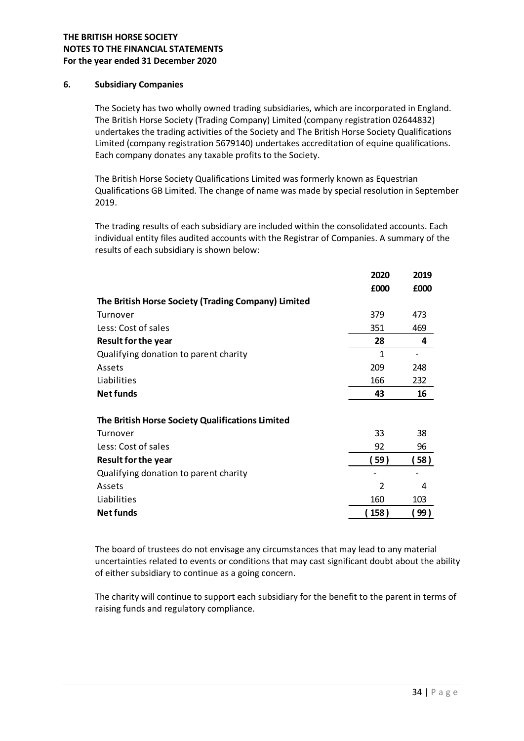**THE BRITISH HORSE SOCIETY**
**NOTES TO THE FINANCIAL STATEMENTS**
**For the year ended 31 December 2020**

## 6. Subsidiary Companies

The Society has two wholly owned trading subsidiaries, which are incorporated in England. The British Horse Society (Trading Company) Limited (company registration 02644832) undertakes the trading activities of the Society and The British Horse Society Qualifications Limited (company registration 5679140) undertakes accreditation of equine qualifications. Each company donates any taxable profits to the Society.

The British Horse Society Qualifications Limited was formerly known as Equestrian Qualifications GB Limited. The change of name was made by special resolution in September 2019.

The trading results of each subsidiary are included within the consolidated accounts. Each individual entity files audited accounts with the Registrar of Companies. A summary of the results of each subsidiary is shown below:

| | 2020 | 2019 |
|---|---|---|
| | £000 | £000 |
| **The British Horse Society (Trading Company) Limited** | | |
| Turnover | 379 | 473 |
| Less: Cost of sales | 351 | 469 |
| **Result for the year** | **28** | **4** |
| Qualifying donation to parent charity | 1 | - |
| Assets | 209 | 248 |
| Liabilities | 166 | 232 |
| **Net funds** | **43** | **16** |
| | | |
| **The British Horse Society Qualifications Limited** | | |
| Turnover | 33 | 38 |
| Less: Cost of sales | 92 | 96 |
| **Result for the year** | **( 59 )** | **( 58 )** |
| Qualifying donation to parent charity | - | - |
| Assets | 2 | 4 |
| Liabilities | 160 | 103 |
| **Net funds** | **( 158 )** | **( 99 )** |

The board of trustees do not envisage any circumstances that may lead to any material uncertainties related to events or conditions that may cast significant doubt about the ability of either subsidiary to continue as a going concern.

The charity will continue to support each subsidiary for the benefit to the parent in terms of raising funds and regulatory compliance.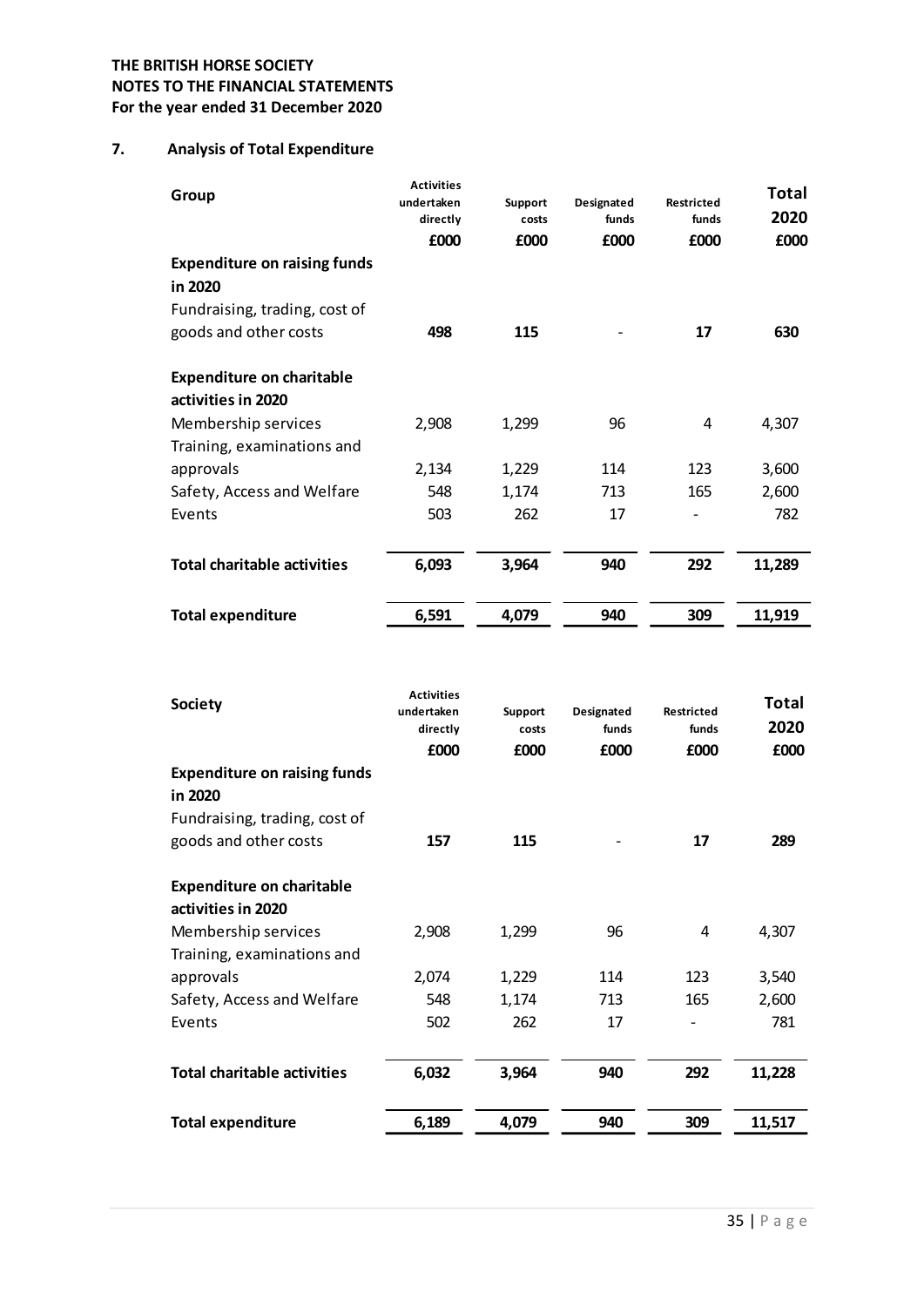**THE BRITISH HORSE SOCIETY**
**NOTES TO THE FINANCIAL STATEMENTS**
**For the year ended 31 December 2020**

## 7. Analysis of Total Expenditure

| Group | Activities undertaken directly £000 | Support costs £000 | Designated funds £000 | Restricted funds £000 | Total 2020 £000 |
|---|---|---|---|---|---|
| **Expenditure on raising funds in 2020** | | | | | |
| Fundraising, trading, cost of goods and other costs | **498** | **115** | - | **17** | **630** |
| **Expenditure on charitable activities in 2020** | | | | | |
| Membership services | 2,908 | 1,299 | 96 | 4 | 4,307 |
| Training, examinations and approvals | 2,134 | 1,229 | 114 | 123 | 3,600 |
| Safety, Access and Welfare | 548 | 1,174 | 713 | 165 | 2,600 |
| Events | 503 | 262 | 17 | - | 782 |
| **Total charitable activities** | **6,093** | **3,964** | **940** | **292** | **11,289** |
| **Total expenditure** | **6,591** | **4,079** | **940** | **309** | **11,919** |

| Society | Activities undertaken directly £000 | Support costs £000 | Designated funds £000 | Restricted funds £000 | Total 2020 £000 |
|---|---|---|---|---|---|
| **Expenditure on raising funds in 2020** | | | | | |
| Fundraising, trading, cost of goods and other costs | **157** | **115** | - | **17** | **289** |
| **Expenditure on charitable activities in 2020** | | | | | |
| Membership services | 2,908 | 1,299 | 96 | 4 | 4,307 |
| Training, examinations and approvals | 2,074 | 1,229 | 114 | 123 | 3,540 |
| Safety, Access and Welfare | 548 | 1,174 | 713 | 165 | 2,600 |
| Events | 502 | 262 | 17 | - | 781 |
| **Total charitable activities** | **6,032** | **3,964** | **940** | **292** | **11,228** |
| **Total expenditure** | **6,189** | **4,079** | **940** | **309** | **11,517** |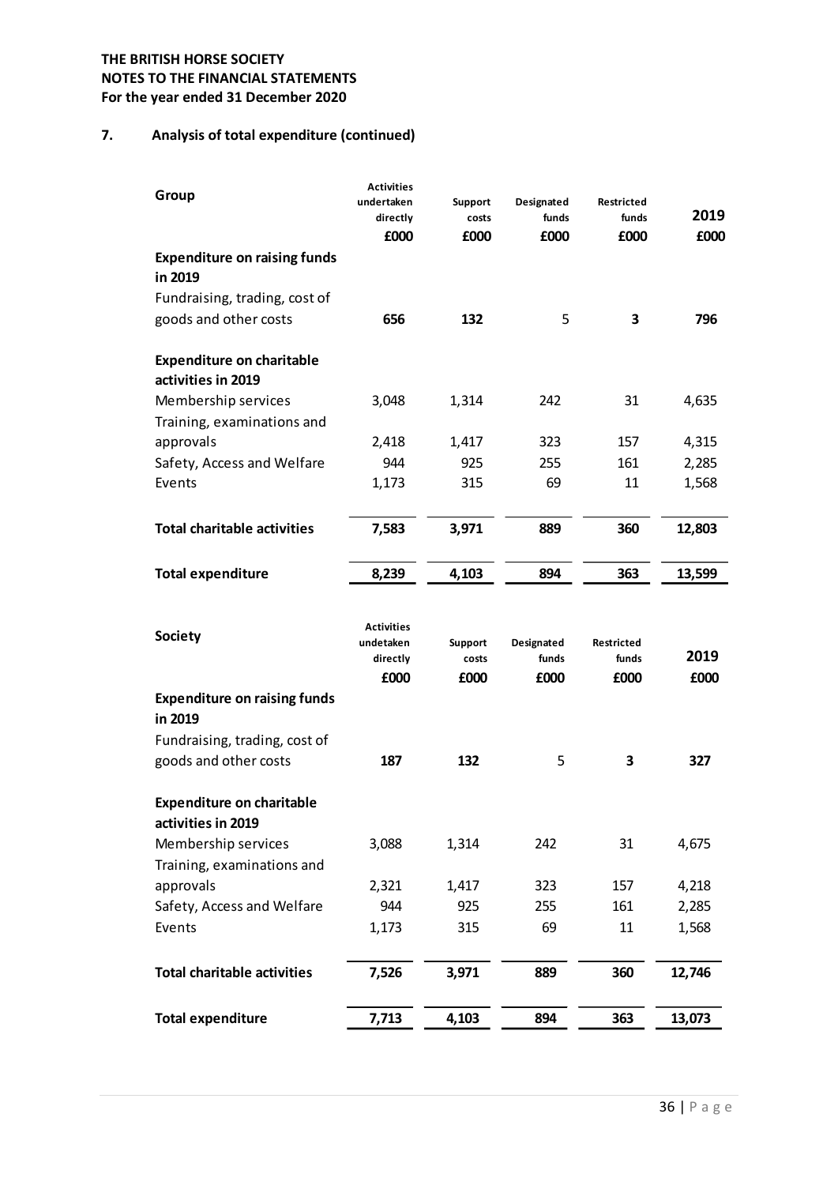THE BRITISH HORSE SOCIETY
NOTES TO THE FINANCIAL STATEMENTS
For the year ended 31 December 2020

## 7. Analysis of total expenditure (continued)

| Group | Activities undertaken directly £000 | Support costs £000 | Designated funds £000 | Restricted funds £000 | 2019 £000 |
|---|---|---|---|---|---|
| **Expenditure on raising funds in 2019** | | | | | |
| Fundraising, trading, cost of goods and other costs | **656** | **132** | 5 | **3** | **796** |
| **Expenditure on charitable activities in 2019** | | | | | |
| Membership services | 3,048 | 1,314 | 242 | 31 | 4,635 |
| Training, examinations and approvals | 2,418 | 1,417 | 323 | 157 | 4,315 |
| Safety, Access and Welfare | 944 | 925 | 255 | 161 | 2,285 |
| Events | 1,173 | 315 | 69 | 11 | 1,568 |
| **Total charitable activities** | **7,583** | **3,971** | **889** | **360** | **12,803** |
| **Total expenditure** | **8,239** | **4,103** | **894** | **363** | **13,599** |

| Society | Activities undetaken directly £000 | Support costs £000 | Designated funds £000 | Restricted funds £000 | 2019 £000 |
|---|---|---|---|---|---|
| **Expenditure on raising funds in 2019** | | | | | |
| Fundraising, trading, cost of goods and other costs | **187** | **132** | 5 | **3** | **327** |
| **Expenditure on charitable activities in 2019** | | | | | |
| Membership services | 3,088 | 1,314 | 242 | 31 | 4,675 |
| Training, examinations and approvals | 2,321 | 1,417 | 323 | 157 | 4,218 |
| Safety, Access and Welfare | 944 | 925 | 255 | 161 | 2,285 |
| Events | 1,173 | 315 | 69 | 11 | 1,568 |
| **Total charitable activities** | **7,526** | **3,971** | **889** | **360** | **12,746** |
| **Total expenditure** | **7,713** | **4,103** | **894** | **363** | **13,073** |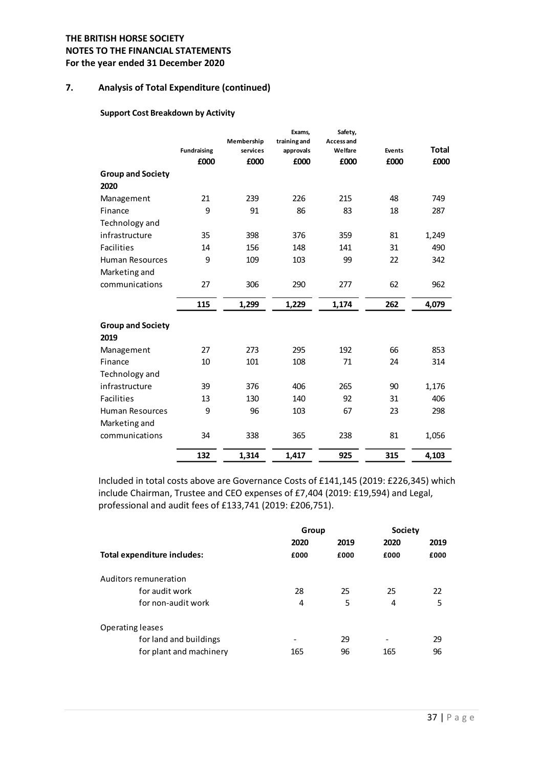**THE BRITISH HORSE SOCIETY**
**NOTES TO THE FINANCIAL STATEMENTS**
**For the year ended 31 December 2020**

## 7. Analysis of Total Expenditure (continued)

### Support Cost Breakdown by Activity

| | Fundraising | Membership services | Exams, training and approvals | Safety, Access and Welfare | Events | Total |
|---|---|---|---|---|---|---|
| | £000 | £000 | £000 | £000 | £000 | £000 |
| **Group and Society 2020** | | | | | | |
| Management | 21 | 239 | 226 | 215 | 48 | 749 |
| Finance | 9 | 91 | 86 | 83 | 18 | 287 |
| Technology and infrastructure | 35 | 398 | 376 | 359 | 81 | 1,249 |
| Facilities | 14 | 156 | 148 | 141 | 31 | 490 |
| Human Resources | 9 | 109 | 103 | 99 | 22 | 342 |
| Marketing and communications | 27 | 306 | 290 | 277 | 62 | 962 |
| | **115** | **1,299** | **1,229** | **1,174** | **262** | **4,079** |
| **Group and Society 2019** | | | | | | |
| Management | 27 | 273 | 295 | 192 | 66 | 853 |
| Finance | 10 | 101 | 108 | 71 | 24 | 314 |
| Technology and infrastructure | 39 | 376 | 406 | 265 | 90 | 1,176 |
| Facilities | 13 | 130 | 140 | 92 | 31 | 406 |
| Human Resources | 9 | 96 | 103 | 67 | 23 | 298 |
| Marketing and communications | 34 | 338 | 365 | 238 | 81 | 1,056 |
| | **132** | **1,314** | **1,417** | **925** | **315** | **4,103** |

Included in total costs above are Governance Costs of £141,145 (2019: £226,345) which include Chairman, Trustee and CEO expenses of £7,404 (2019: £19,594) and Legal, professional and audit fees of £133,741 (2019: £206,751).

| | Group | | Society | |
|---|---|---|---|---|
| | 2020 | 2019 | 2020 | 2019 |
| **Total expenditure includes:** | £000 | £000 | £000 | £000 |
| Auditors remuneration | | | | |
| for audit work | 28 | 25 | 25 | 22 |
| for non-audit work | 4 | 5 | 4 | 5 |
| Operating leases | | | | |
| for land and buildings | - | 29 | - | 29 |
| for plant and machinery | 165 | 96 | 165 | 96 |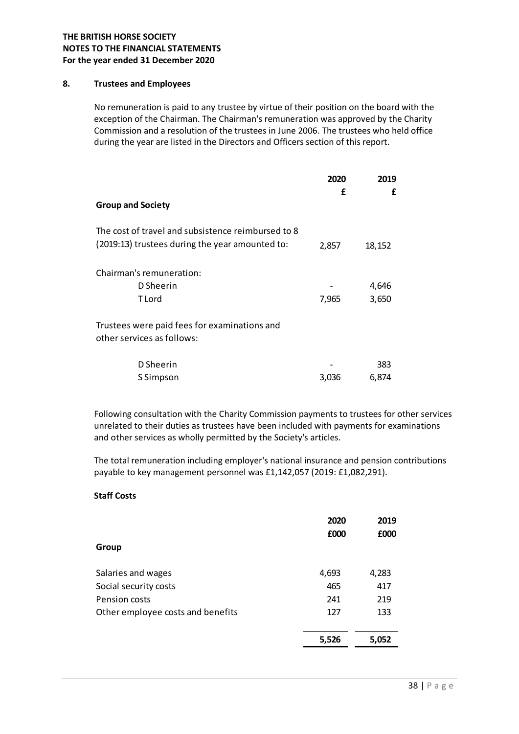**THE BRITISH HORSE SOCIETY**
**NOTES TO THE FINANCIAL STATEMENTS**
**For the year ended 31 December 2020**

## 8. Trustees and Employees

No remuneration is paid to any trustee by virtue of their position on the board with the exception of the Chairman. The Chairman's remuneration was approved by the Charity Commission and a resolution of the trustees in June 2006. The trustees who held office during the year are listed in the Directors and Officers section of this report.

| | 2020 £ | 2019 £ |
|---|---|---|
| **Group and Society** | | |
| The cost of travel and subsistence reimbursed to 8 (2019:13) trustees during the year amounted to: | 2,857 | 18,152 |
| Chairman's remuneration: | | |
| D Sheerin | - | 4,646 |
| T Lord | 7,965 | 3,650 |
| Trustees were paid fees for examinations and other services as follows: | | |
| D Sheerin | - | 383 |
| S Simpson | 3,036 | 6,874 |

Following consultation with the Charity Commission payments to trustees for other services unrelated to their duties as trustees have been included with payments for examinations and other services as wholly permitted by the Society's articles.

The total remuneration including employer's national insurance and pension contributions payable to key management personnel was £1,142,057 (2019: £1,082,291).

**Staff Costs**

| | 2020 £000 | 2019 £000 |
|---|---|---|
| **Group** | | |
| Salaries and wages | 4,693 | 4,283 |
| Social security costs | 465 | 417 |
| Pension costs | 241 | 219 |
| Other employee costs and benefits | 127 | 133 |
| | **5,526** | **5,052** |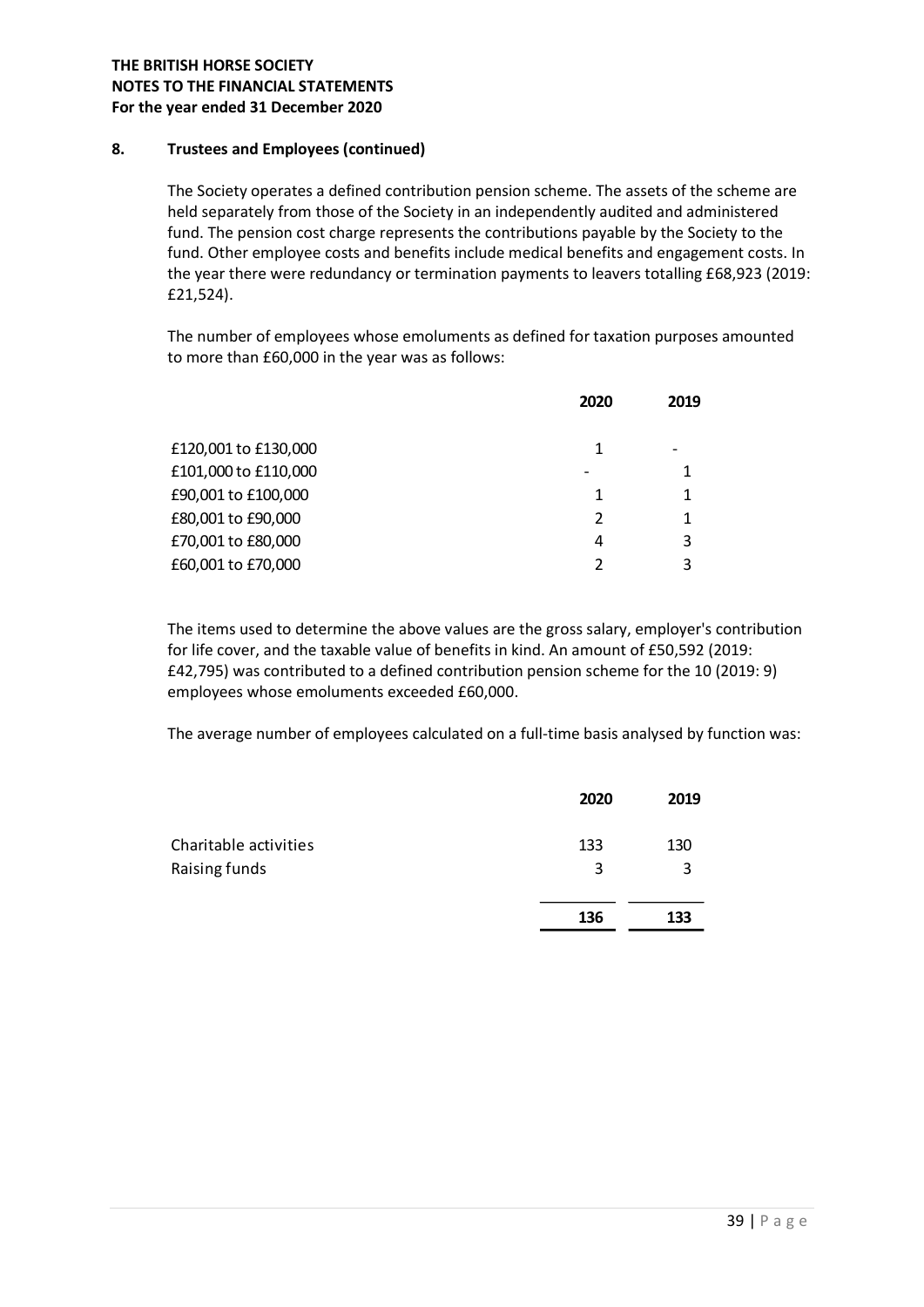# THE BRITISH HORSE SOCIETY
## NOTES TO THE FINANCIAL STATEMENTS
### For the year ended 31 December 2020

**8. Trustees and Employees (continued)**

The Society operates a defined contribution pension scheme. The assets of the scheme are held separately from those of the Society in an independently audited and administered fund. The pension cost charge represents the contributions payable by the Society to the fund. Other employee costs and benefits include medical benefits and engagement costs. In the year there were redundancy or termination payments to leavers totalling £68,923 (2019: £21,524).

The number of employees whose emoluments as defined for taxation purposes amounted to more than £60,000 in the year was as follows:

| | 2020 | 2019 |
|---|---|---|
| £120,001 to £130,000 | 1 | - |
| £101,000 to £110,000 | - | 1 |
| £90,001 to £100,000 | 1 | 1 |
| £80,001 to £90,000 | 2 | 1 |
| £70,001 to £80,000 | 4 | 3 |
| £60,001 to £70,000 | 2 | 3 |

The items used to determine the above values are the gross salary, employer's contribution for life cover, and the taxable value of benefits in kind. An amount of £50,592 (2019: £42,795) was contributed to a defined contribution pension scheme for the 10 (2019: 9) employees whose emoluments exceeded £60,000.

The average number of employees calculated on a full-time basis analysed by function was:

| | 2020 | 2019 |
|---|---|---|
| Charitable activities | 133 | 130 |
| Raising funds | 3 | 3 |
| | **136** | **133** |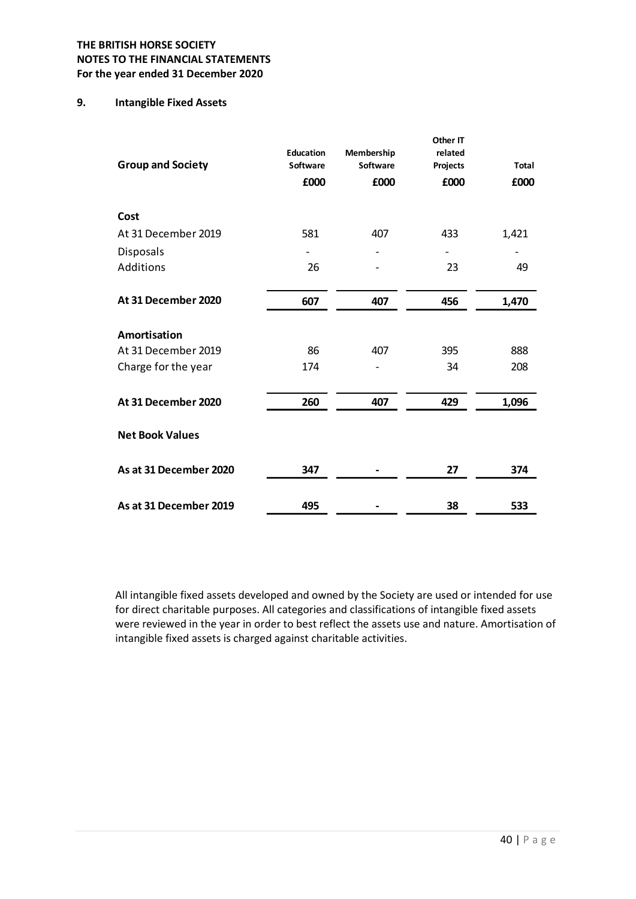**THE BRITISH HORSE SOCIETY**
**NOTES TO THE FINANCIAL STATEMENTS**
**For the year ended 31 December 2020**

## 9. Intangible Fixed Assets

| Group and Society | Education Software | Membership Software | Other IT related Projects | Total |
|---|---|---|---|---|
| | £000 | £000 | £000 | £000 |
| **Cost** | | | | |
| At 31 December 2019 | 581 | 407 | 433 | 1,421 |
| Disposals | - | - | - | - |
| Additions | 26 | - | 23 | 49 |
| **At 31 December 2020** | **607** | **407** | **456** | **1,470** |
| **Amortisation** | | | | |
| At 31 December 2019 | 86 | 407 | 395 | 888 |
| Charge for the year | 174 | - | 34 | 208 |
| **At 31 December 2020** | **260** | **407** | **429** | **1,096** |
| **Net Book Values** | | | | |
| **As at 31 December 2020** | **347** | **-** | **27** | **374** |
| **As at 31 December 2019** | **495** | **-** | **38** | **533** |

All intangible fixed assets developed and owned by the Society are used or intended for use for direct charitable purposes. All categories and classifications of intangible fixed assets were reviewed in the year in order to best reflect the assets use and nature. Amortisation of intangible fixed assets is charged against charitable activities.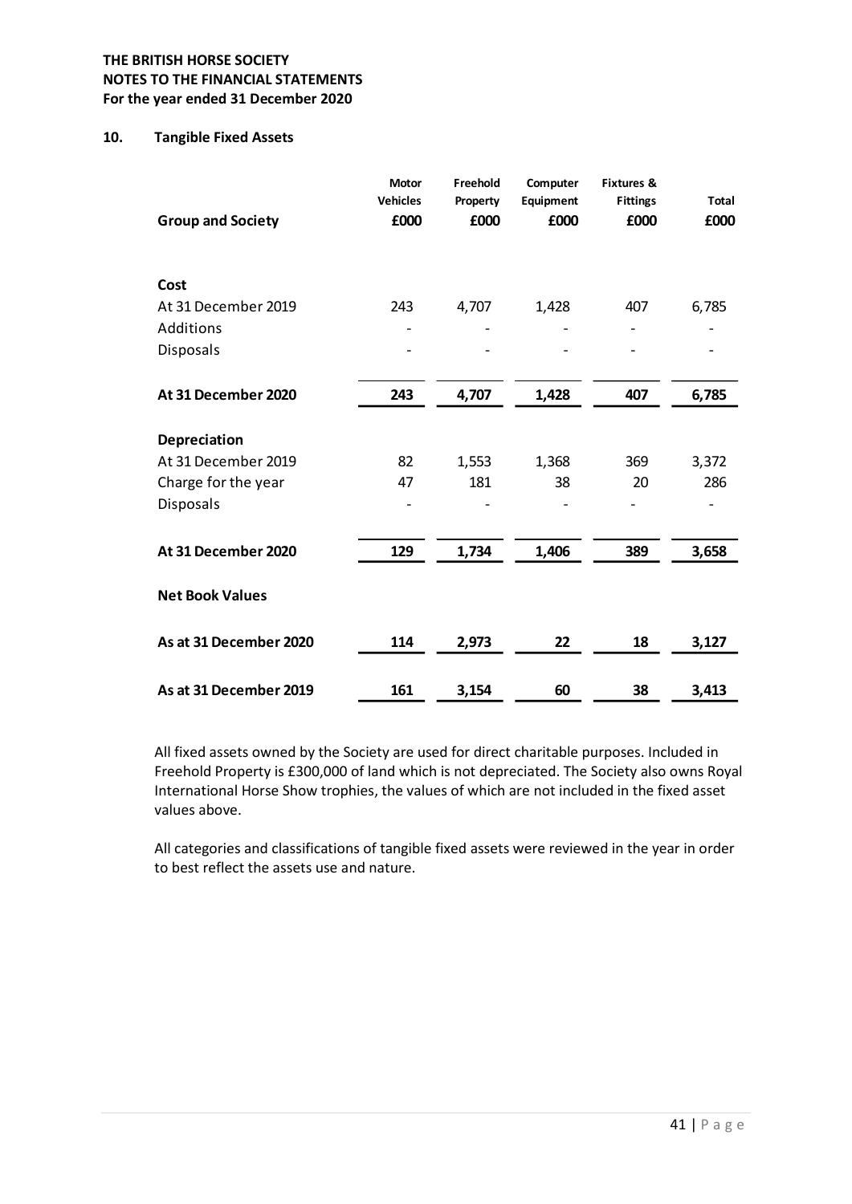**THE BRITISH HORSE SOCIETY**
**NOTES TO THE FINANCIAL STATEMENTS**
**For the year ended 31 December 2020**

## 10. Tangible Fixed Assets

| Group and Society | Motor Vehicles £000 | Freehold Property £000 | Computer Equipment £000 | Fixtures & Fittings £000 | Total £000 |
|---|---|---|---|---|---|
| **Cost** | | | | | |
| At 31 December 2019 | 243 | 4,707 | 1,428 | 407 | 6,785 |
| Additions | - | - | - | - | - |
| Disposals | - | - | - | - | - |
| **At 31 December 2020** | **243** | **4,707** | **1,428** | **407** | **6,785** |
| **Depreciation** | | | | | |
| At 31 December 2019 | 82 | 1,553 | 1,368 | 369 | 3,372 |
| Charge for the year | 47 | 181 | 38 | 20 | 286 |
| Disposals | - | - | - | - | - |
| **At 31 December 2020** | **129** | **1,734** | **1,406** | **389** | **3,658** |
| **Net Book Values** | | | | | |
| **As at 31 December 2020** | **114** | **2,973** | **22** | **18** | **3,127** |
| **As at 31 December 2019** | **161** | **3,154** | **60** | **38** | **3,413** |

All fixed assets owned by the Society are used for direct charitable purposes. Included in Freehold Property is £300,000 of land which is not depreciated. The Society also owns Royal International Horse Show trophies, the values of which are not included in the fixed asset values above.

All categories and classifications of tangible fixed assets were reviewed in the year in order to best reflect the assets use and nature.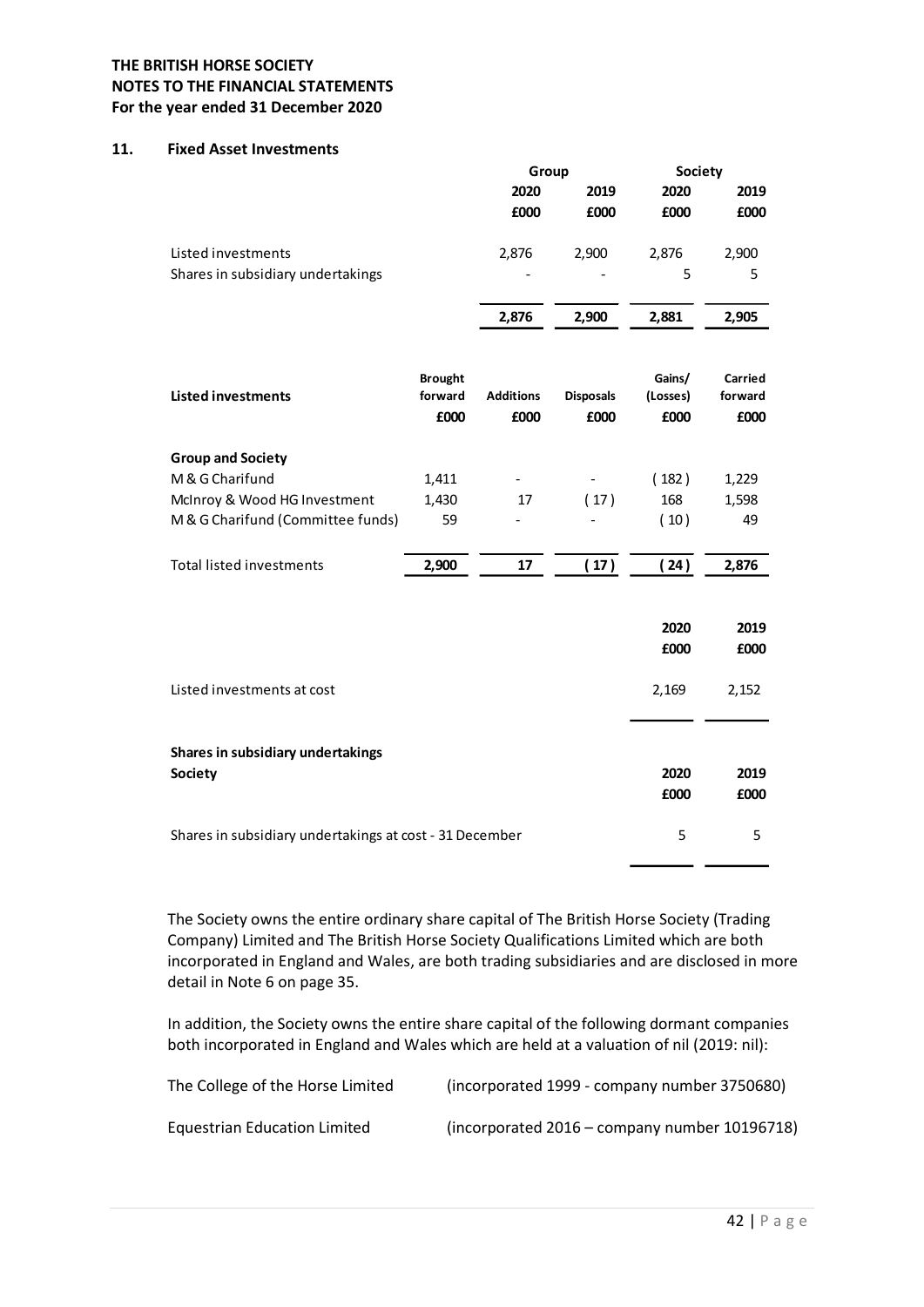**THE BRITISH HORSE SOCIETY**
**NOTES TO THE FINANCIAL STATEMENTS**
**For the year ended 31 December 2020**

## 11. Fixed Asset Investments

| | Group | | Society | |
|---|---|---|---|---|
| | 2020 | 2019 | 2020 | 2019 |
| | £000 | £000 | £000 | £000 |
| Listed investments | 2,876 | 2,900 | 2,876 | 2,900 |
| Shares in subsidiary undertakings | - | - | 5 | 5 |
| | **2,876** | **2,900** | **2,881** | **2,905** |

| **Listed investments** | Brought forward | Additions | Disposals | Gains/ (Losses) | Carried forward |
|---|---|---|---|---|---|
| | £000 | £000 | £000 | £000 | £000 |
| **Group and Society** | | | | | |
| M & G Charifund | 1,411 | - | - | ( 182 ) | 1,229 |
| McInroy & Wood HG Investment | 1,430 | 17 | ( 17 ) | 168 | 1,598 |
| M & G Charifund (Committee funds) | 59 | - | - | ( 10 ) | 49 |
| Total listed investments | **2,900** | **17** | **( 17 )** | **( 24 )** | **2,876** |

| | 2020 | 2019 |
|---|---|---|
| | £000 | £000 |
| Listed investments at cost | 2,169 | 2,152 |

**Shares in subsidiary undertakings**

| **Society** | 2020 | 2019 |
|---|---|---|
| | £000 | £000 |
| Shares in subsidiary undertakings at cost - 31 December | 5 | 5 |

The Society owns the entire ordinary share capital of The British Horse Society (Trading Company) Limited and The British Horse Society Qualifications Limited which are both incorporated in England and Wales, are both trading subsidiaries and are disclosed in more detail in Note 6 on page 35.

In addition, the Society owns the entire share capital of the following dormant companies both incorporated in England and Wales which are held at a valuation of nil (2019: nil):

| | |
|---|---|
| The College of the Horse Limited | (incorporated 1999 - company number 3750680) |
| Equestrian Education Limited | (incorporated 2016 – company number 10196718) |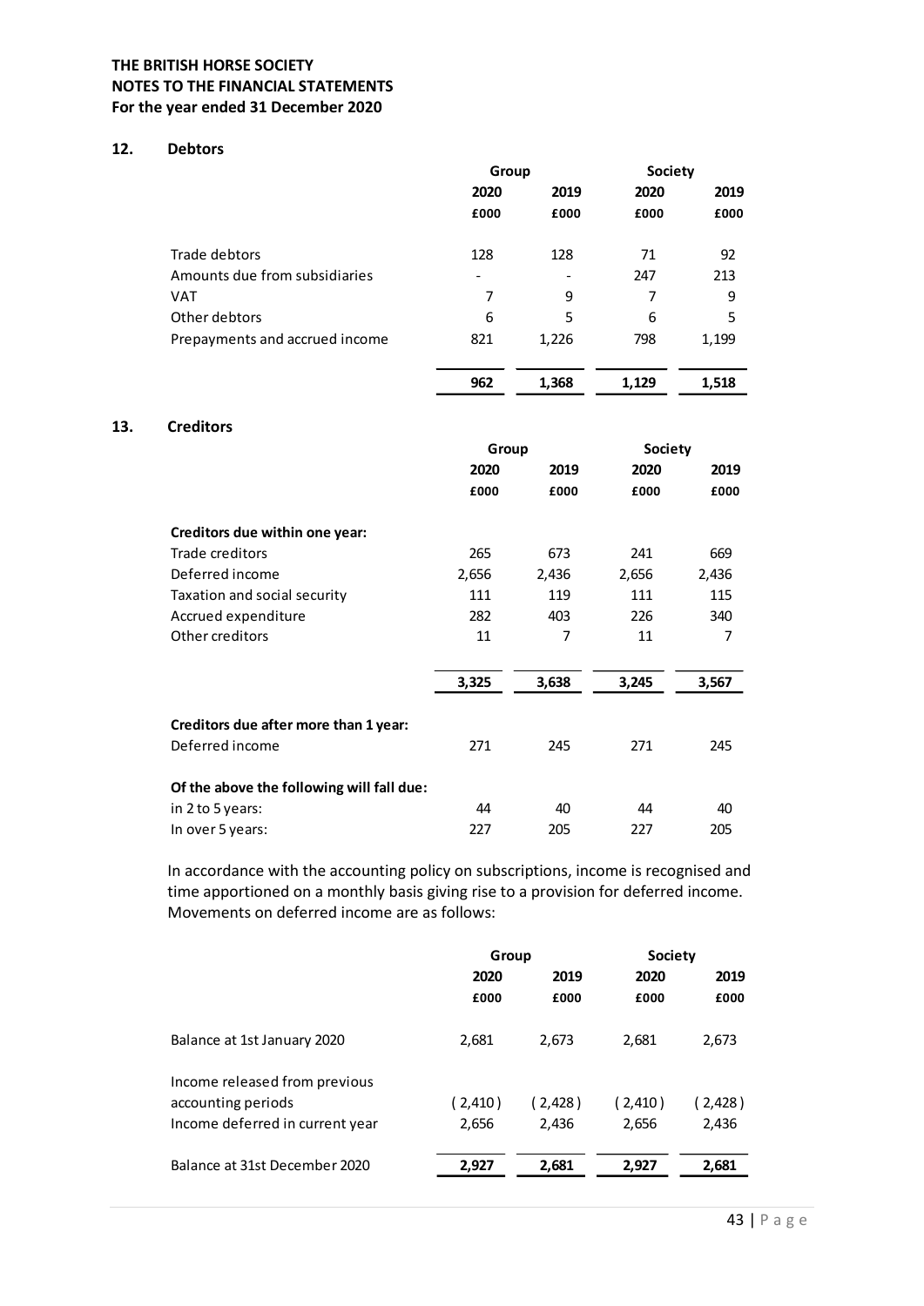**THE BRITISH HORSE SOCIETY**
**NOTES TO THE FINANCIAL STATEMENTS**
**For the year ended 31 December 2020**

## 12. Debtors

| | Group | | Society | |
|---|---|---|---|---|
| | **2020** | **2019** | **2020** | **2019** |
| | **£000** | **£000** | **£000** | **£000** |
| Trade debtors | 128 | 128 | 71 | 92 |
| Amounts due from subsidiaries | - | - | 247 | 213 |
| VAT | 7 | 9 | 7 | 9 |
| Other debtors | 6 | 5 | 6 | 5 |
| Prepayments and accrued income | 821 | 1,226 | 798 | 1,199 |
| | **962** | **1,368** | **1,129** | **1,518** |

## 13. Creditors

| | Group | | Society | |
|---|---|---|---|---|
| | **2020** | **2019** | **2020** | **2019** |
| | **£000** | **£000** | **£000** | **£000** |
| **Creditors due within one year:** | | | | |
| Trade creditors | 265 | 673 | 241 | 669 |
| Deferred income | 2,656 | 2,436 | 2,656 | 2,436 |
| Taxation and social security | 111 | 119 | 111 | 115 |
| Accrued expenditure | 282 | 403 | 226 | 340 |
| Other creditors | 11 | 7 | 11 | 7 |
| | **3,325** | **3,638** | **3,245** | **3,567** |
| **Creditors due after more than 1 year:** | | | | |
| Deferred income | 271 | 245 | 271 | 245 |
| **Of the above the following will fall due:** | | | | |
| in 2 to 5 years: | 44 | 40 | 44 | 40 |
| In over 5 years: | 227 | 205 | 227 | 205 |

In accordance with the accounting policy on subscriptions, income is recognised and time apportioned on a monthly basis giving rise to a provision for deferred income. Movements on deferred income are as follows:

| | Group | | Society | |
|---|---|---|---|---|
| | **2020** | **2019** | **2020** | **2019** |
| | **£000** | **£000** | **£000** | **£000** |
| Balance at 1st January 2020 | 2,681 | 2,673 | 2,681 | 2,673 |
| Income released from previous accounting periods | ( 2,410 ) | ( 2,428 ) | ( 2,410 ) | ( 2,428 ) |
| Income deferred in current year | 2,656 | 2,436 | 2,656 | 2,436 |
| Balance at 31st December 2020 | **2,927** | **2,681** | **2,927** | **2,681** |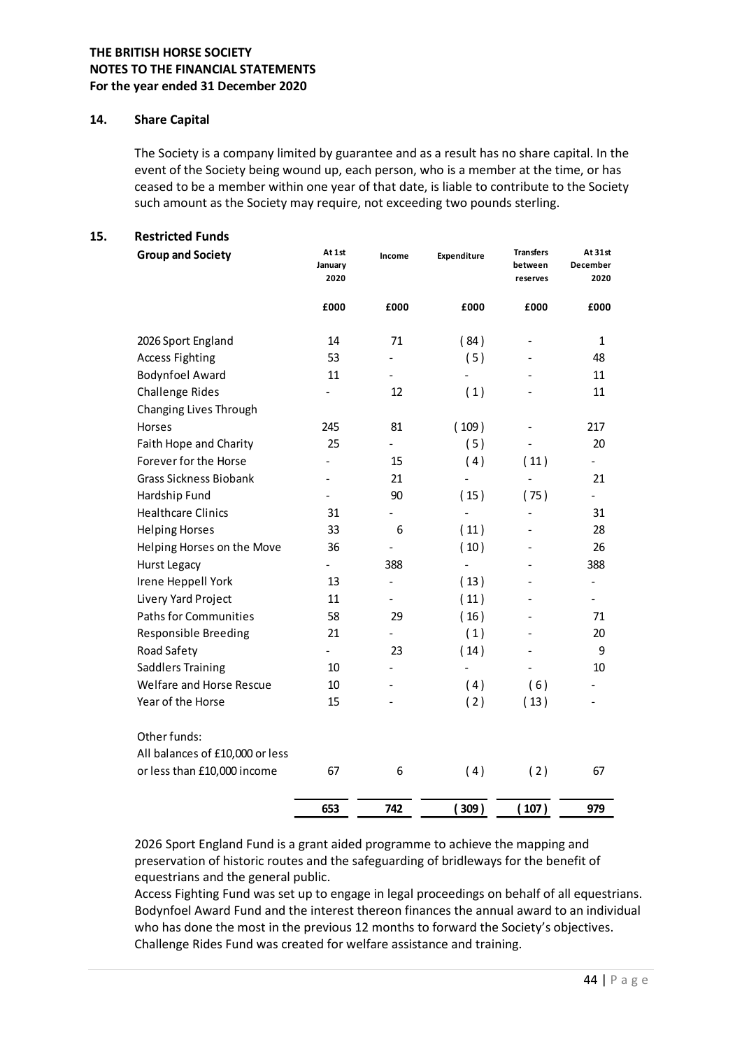**THE BRITISH HORSE SOCIETY**
**NOTES TO THE FINANCIAL STATEMENTS**
**For the year ended 31 December 2020**

## 14. Share Capital

The Society is a company limited by guarantee and as a result has no share capital. In the event of the Society being wound up, each person, who is a member at the time, or has ceased to be a member within one year of that date, is liable to contribute to the Society such amount as the Society may require, not exceeding two pounds sterling.

## 15. Restricted Funds

| Group and Society | At 1st January 2020 | Income | Expenditure | Transfers between reserves | At 31st December 2020 |
|---|---|---|---|---|---|
| | £000 | £000 | £000 | £000 | £000 |
| 2026 Sport England | 14 | 71 | ( 84 ) | - | 1 |
| Access Fighting | 53 | - | ( 5 ) | - | 48 |
| Bodynfoel Award | 11 | - | - | - | 11 |
| Challenge Rides | - | 12 | ( 1 ) | - | 11 |
| Changing Lives Through Horses | 245 | 81 | ( 109 ) | - | 217 |
| Faith Hope and Charity | 25 | - | ( 5 ) | - | 20 |
| Forever for the Horse | - | 15 | ( 4 ) | ( 11 ) | - |
| Grass Sickness Biobank | - | 21 | - | - | 21 |
| Hardship Fund | - | 90 | ( 15 ) | ( 75 ) | - |
| Healthcare Clinics | 31 | - | - | - | 31 |
| Helping Horses | 33 | 6 | ( 11 ) | - | 28 |
| Helping Horses on the Move | 36 | - | ( 10 ) | - | 26 |
| Hurst Legacy | - | 388 | - | - | 388 |
| Irene Heppell York | 13 | - | ( 13 ) | - | - |
| Livery Yard Project | 11 | - | ( 11 ) | - | - |
| Paths for Communities | 58 | 29 | ( 16 ) | - | 71 |
| Responsible Breeding | 21 | - | ( 1 ) | - | 20 |
| Road Safety | - | 23 | ( 14 ) | - | 9 |
| Saddlers Training | 10 | - | - | - | 10 |
| Welfare and Horse Rescue | 10 | - | ( 4 ) | ( 6 ) | - |
| Year of the Horse | 15 | - | ( 2 ) | ( 13 ) | - |
| Other funds: All balances of £10,000 or less or less than £10,000 income | 67 | 6 | ( 4 ) | ( 2 ) | 67 |
| | **653** | **742** | **( 309 )** | **( 107 )** | **979** |

2026 Sport England Fund is a grant aided programme to achieve the mapping and preservation of historic routes and the safeguarding of bridleways for the benefit of equestrians and the general public.
Access Fighting Fund was set up to engage in legal proceedings on behalf of all equestrians.
Bodynfoel Award Fund and the interest thereon finances the annual award to an individual who has done the most in the previous 12 months to forward the Society's objectives.
Challenge Rides Fund was created for welfare assistance and training.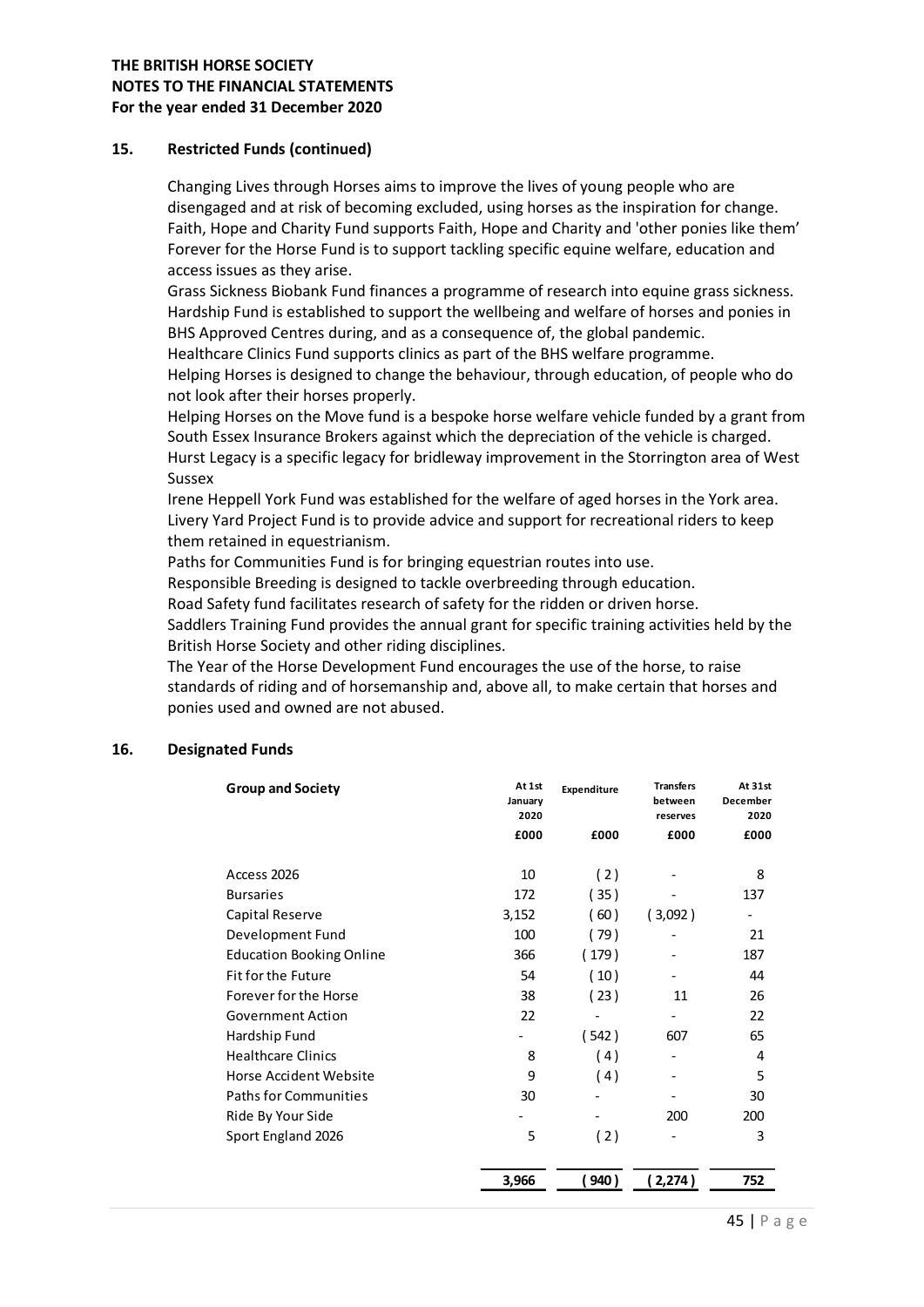### 15. Restricted Funds (continued)

Changing Lives through Horses aims to improve the lives of young people who are disengaged and at risk of becoming excluded, using horses as the inspiration for change.
Faith, Hope and Charity Fund supports Faith, Hope and Charity and 'other ponies like them'
Forever for the Horse Fund is to support tackling specific equine welfare, education and access issues as they arise.
Grass Sickness Biobank Fund finances a programme of research into equine grass sickness.
Hardship Fund is established to support the wellbeing and welfare of horses and ponies in BHS Approved Centres during, and as a consequence of, the global pandemic.
Healthcare Clinics Fund supports clinics as part of the BHS welfare programme.
Helping Horses is designed to change the behaviour, through education, of people who do not look after their horses properly.
Helping Horses on the Move fund is a bespoke horse welfare vehicle funded by a grant from South Essex Insurance Brokers against which the depreciation of the vehicle is charged.
Hurst Legacy is a specific legacy for bridleway improvement in the Storrington area of West Sussex
Irene Heppell York Fund was established for the welfare of aged horses in the York area.
Livery Yard Project Fund is to provide advice and support for recreational riders to keep them retained in equestrianism.
Paths for Communities Fund is for bringing equestrian routes into use.
Responsible Breeding is designed to tackle overbreeding through education.
Road Safety fund facilitates research of safety for the ridden or driven horse.
Saddlers Training Fund provides the annual grant for specific training activities held by the British Horse Society and other riding disciplines.
The Year of the Horse Development Fund encourages the use of the horse, to raise standards of riding and of horsemanship and, above all, to make certain that horses and ponies used and owned are not abused.

### 16. Designated Funds

| Group and Society | At 1st January 2020 | Expenditure | Transfers between reserves | At 31st December 2020 |
|---|---|---|---|---|
| | £000 | £000 | £000 | £000 |
| Access 2026 | 10 | (2) | - | 8 |
| Bursaries | 172 | (35) | - | 137 |
| Capital Reserve | 3,152 | (60) | (3,092) | - |
| Development Fund | 100 | (79) | - | 21 |
| Education Booking Online | 366 | (179) | - | 187 |
| Fit for the Future | 54 | (10) | - | 44 |
| Forever for the Horse | 38 | (23) | 11 | 26 |
| Government Action | 22 | - | - | 22 |
| Hardship Fund | - | (542) | 607 | 65 |
| Healthcare Clinics | 8 | (4) | - | 4 |
| Horse Accident Website | 9 | (4) | - | 5 |
| Paths for Communities | 30 | - | - | 30 |
| Ride By Your Side | - | - | 200 | 200 |
| Sport England 2026 | 5 | (2) | - | 3 |
| | **3,966** | **(940)** | **(2,274)** | **752** |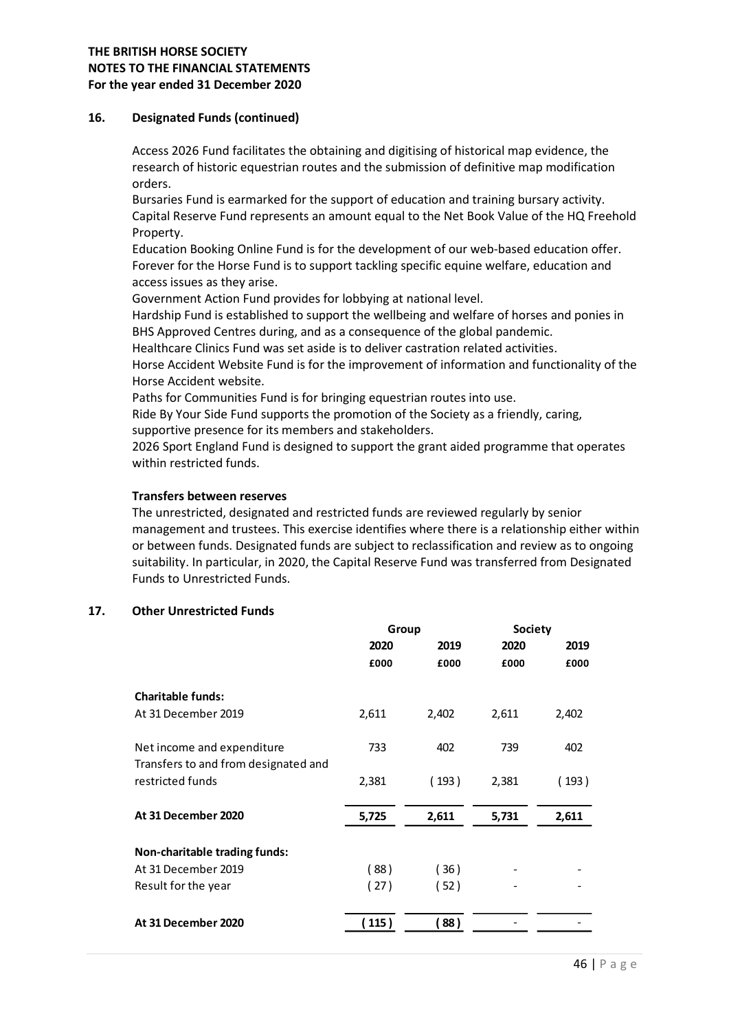## 16. Designated Funds (continued)

Access 2026 Fund facilitates the obtaining and digitising of historical map evidence, the research of historic equestrian routes and the submission of definitive map modification orders.

Bursaries Fund is earmarked for the support of education and training bursary activity.

Capital Reserve Fund represents an amount equal to the Net Book Value of the HQ Freehold Property.

Education Booking Online Fund is for the development of our web-based education offer.

Forever for the Horse Fund is to support tackling specific equine welfare, education and access issues as they arise.

Government Action Fund provides for lobbying at national level.

Hardship Fund is established to support the wellbeing and welfare of horses and ponies in BHS Approved Centres during, and as a consequence of the global pandemic.

Healthcare Clinics Fund was set aside is to deliver castration related activities.

Horse Accident Website Fund is for the improvement of information and functionality of the Horse Accident website.

Paths for Communities Fund is for bringing equestrian routes into use.

Ride By Your Side Fund supports the promotion of the Society as a friendly, caring, supportive presence for its members and stakeholders.

2026 Sport England Fund is designed to support the grant aided programme that operates within restricted funds.

### Transfers between reserves

The unrestricted, designated and restricted funds are reviewed regularly by senior management and trustees. This exercise identifies where there is a relationship either within or between funds. Designated funds are subject to reclassification and review as to ongoing suitability. In particular, in 2020, the Capital Reserve Fund was transferred from Designated Funds to Unrestricted Funds.

## 17. Other Unrestricted Funds

| | Group | | Society | |
|---|---|---|---|---|
| | 2020 | 2019 | 2020 | 2019 |
| | £000 | £000 | £000 | £000 |
| **Charitable funds:** | | | | |
| At 31 December 2019 | 2,611 | 2,402 | 2,611 | 2,402 |
| Net income and expenditure | 733 | 402 | 739 | 402 |
| Transfers to and from designated and restricted funds | 2,381 | ( 193 ) | 2,381 | ( 193 ) |
| **At 31 December 2020** | **5,725** | **2,611** | **5,731** | **2,611** |
| **Non-charitable trading funds:** | | | | |
| At 31 December 2019 | ( 88 ) | ( 36 ) | - | - |
| Result for the year | ( 27 ) | ( 52 ) | - | - |
| **At 31 December 2020** | **( 115 )** | **( 88 )** | - | - |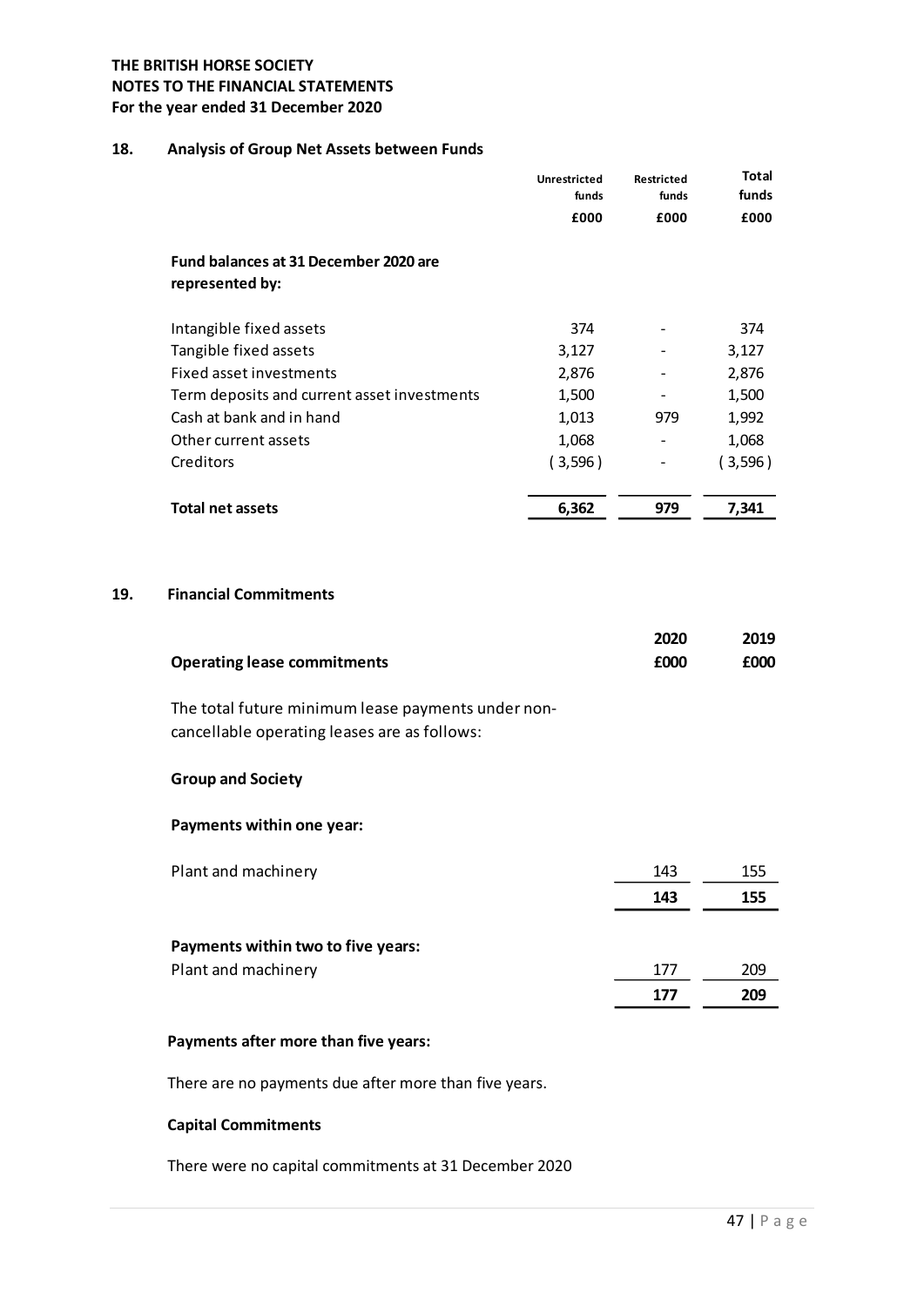**THE BRITISH HORSE SOCIETY**
**NOTES TO THE FINANCIAL STATEMENTS**
**For the year ended 31 December 2020**

## 18. Analysis of Group Net Assets between Funds

| | Unrestricted funds £000 | Restricted funds £000 | Total funds £000 |
|---|---|---|---|
| **Fund balances at 31 December 2020 are represented by:** | | | |
| Intangible fixed assets | 374 | - | 374 |
| Tangible fixed assets | 3,127 | - | 3,127 |
| Fixed asset investments | 2,876 | - | 2,876 |
| Term deposits and current asset investments | 1,500 | - | 1,500 |
| Cash at bank and in hand | 1,013 | 979 | 1,992 |
| Other current assets | 1,068 | - | 1,068 |
| Creditors | ( 3,596 ) | - | ( 3,596 ) |
| **Total net assets** | **6,362** | **979** | **7,341** |

## 19. Financial Commitments

| **Operating lease commitments** | **2020 £000** | **2019 £000** |
|---|---|---|
| The total future minimum lease payments under non-cancellable operating leases are as follows: | | |
| **Group and Society** | | |
| **Payments within one year:** | | |
| Plant and machinery | 143 | 155 |
| | **143** | **155** |
| **Payments within two to five years:** | | |
| Plant and machinery | 177 | 209 |
| | **177** | **209** |

**Payments after more than five years:**

There are no payments due after more than five years.

**Capital Commitments**

There were no capital commitments at 31 December 2020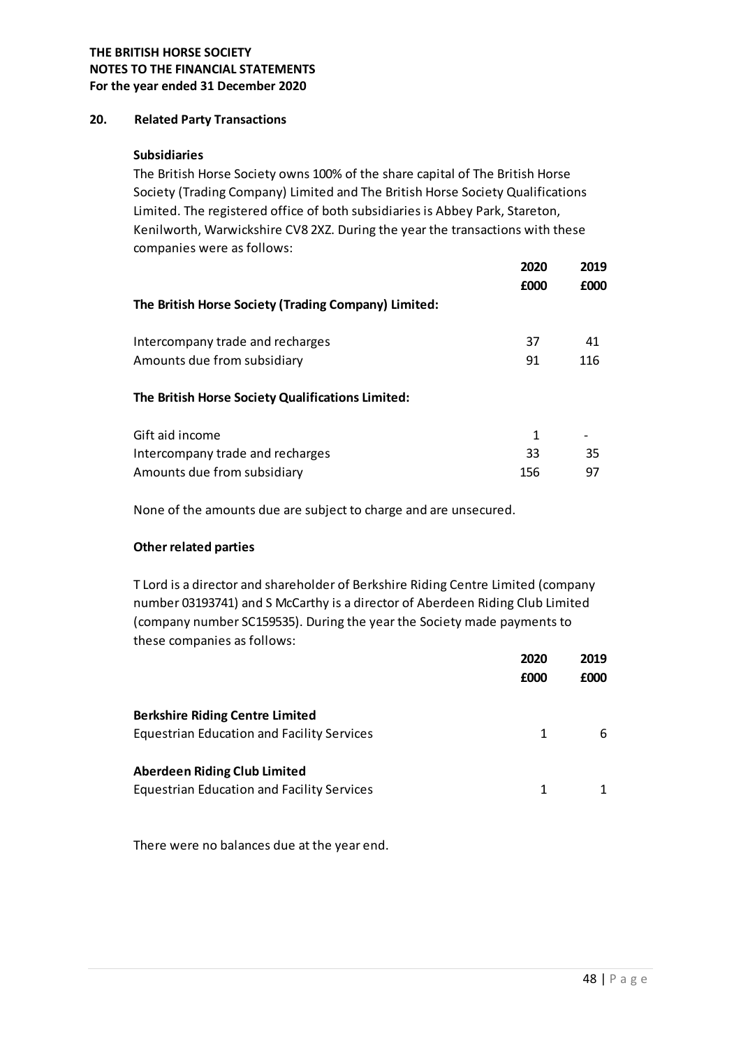**THE BRITISH HORSE SOCIETY**
**NOTES TO THE FINANCIAL STATEMENTS**
**For the year ended 31 December 2020**

## 20. Related Party Transactions

### Subsidiaries

The British Horse Society owns 100% of the share capital of The British Horse Society (Trading Company) Limited and The British Horse Society Qualifications Limited. The registered office of both subsidiaries is Abbey Park, Stareton, Kenilworth, Warwickshire CV8 2XZ. During the year the transactions with these companies were as follows:

| | 2020 £000 | 2019 £000 |
|---|---|---|
| **The British Horse Society (Trading Company) Limited:** | | |
| Intercompany trade and recharges | 37 | 41 |
| Amounts due from subsidiary | 91 | 116 |
| **The British Horse Society Qualifications Limited:** | | |
| Gift aid income | 1 | - |
| Intercompany trade and recharges | 33 | 35 |
| Amounts due from subsidiary | 156 | 97 |

None of the amounts due are subject to charge and are unsecured.

### Other related parties

T Lord is a director and shareholder of Berkshire Riding Centre Limited (company number 03193741) and S McCarthy is a director of Aberdeen Riding Club Limited (company number SC159535). During the year the Society made payments to these companies as follows:

| | 2020 £000 | 2019 £000 |
|---|---|---|
| **Berkshire Riding Centre Limited** | | |
| Equestrian Education and Facility Services | 1 | 6 |
| **Aberdeen Riding Club Limited** | | |
| Equestrian Education and Facility Services | 1 | 1 |

There were no balances due at the year end.